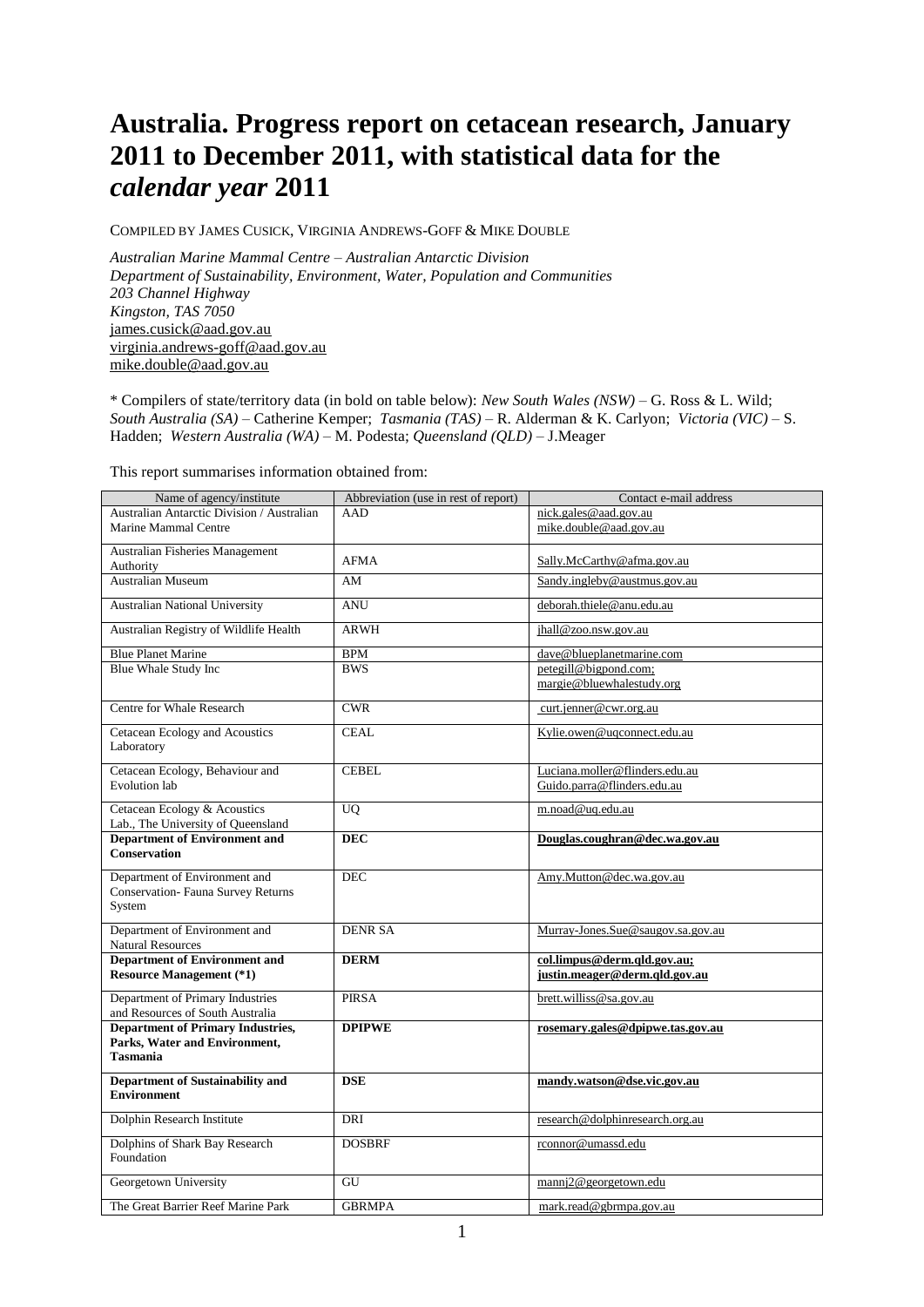# Australia. Progress report on cetacean research, January 2011 to December 2011, with statistical data for the *calendar year* 2011

COMPILED BY JAMES CUSICK, VIRGINIA ANDREWS-GOFF & MIKE DOUBLE

*Australian Marine Mammal Centre – Australian Antarctic Division*
*Department of Sustainability, Environment, Water, Population and Communities*
*203 Channel Highway*
*Kingston, TAS 7050*
james.cusick@aad.gov.au
virginia.andrews-goff@aad.gov.au
mike.double@aad.gov.au

\* Compilers of state/territory data (in bold on table below): *New South Wales (NSW)* – G. Ross & L. Wild; *South Australia (SA)* – Catherine Kemper; *Tasmania (TAS)* – R. Alderman & K. Carlyon; *Victoria (VIC)* – S. Hadden; *Western Australia (WA)* – M. Podesta; *Queensland (QLD)* – J.Meager

This report summarises information obtained from:

| Name of agency/institute | Abbreviation (use in rest of report) | Contact e-mail address |
|---|---|---|
| Australian Antarctic Division / Australian Marine Mammal Centre | AAD | nick.gales@aad.gov.au<br>mike.double@aad.gov.au |
| Australian Fisheries Management Authority | AFMA | Sally.McCarthy@afma.gov.au |
| Australian Museum | AM | Sandy.ingleby@austmus.gov.au |
| Australian National University | ANU | deborah.thiele@anu.edu.au |
| Australian Registry of Wildlife Health | ARWH | jhall@zoo.nsw.gov.au |
| Blue Planet Marine | BPM | dave@blueplanetmarine.com |
| Blue Whale Study Inc | BWS | petegill@bigpond.com;<br>margie@bluewhalestudy.org |
| Centre for Whale Research | CWR | curt.jenner@cwr.org.au |
| Cetacean Ecology and Acoustics Laboratory | CEAL | Kylie.owen@uqconnect.edu.au |
| Cetacean Ecology, Behaviour and Evolution lab | CEBEL | Luciana.moller@flinders.edu.au<br>Guido.parra@flinders.edu.au |
| Cetacean Ecology & Acoustics Lab., The University of Queensland | UQ | m.noad@uq.edu.au |
| **Department of Environment and Conservation** | **DEC** | **Douglas.coughran@dec.wa.gov.au** |
| Department of Environment and Conservation- Fauna Survey Returns System | DEC | Amy.Mutton@dec.wa.gov.au |
| Department of Environment and Natural Resources | DENR SA | Murray-Jones.Sue@saugov.sa.gov.au |
| **Department of Environment and Resource Management (*1)** | **DERM** | **col.limpus@derm.qld.gov.au;**<br>**justin.meager@derm.qld.gov.au** |
| Department of Primary Industries and Resources of South Australia | PIRSA | brett.williss@sa.gov.au |
| **Department of Primary Industries, Parks, Water and Environment, Tasmania** | **DPIPWE** | **rosemary.gales@dpipwe.tas.gov.au** |
| **Department of Sustainability and Environment** | **DSE** | **mandy.watson@dse.vic.gov.au** |
| Dolphin Research Institute | DRI | research@dolphinresearch.org.au |
| Dolphins of Shark Bay Research Foundation | DOSBRF | rconnor@umassd.edu |
| Georgetown University | GU | mannj2@georgetown.edu |
| The Great Barrier Reef Marine Park | GBRMPA | mark.read@gbrmpa.gov.au |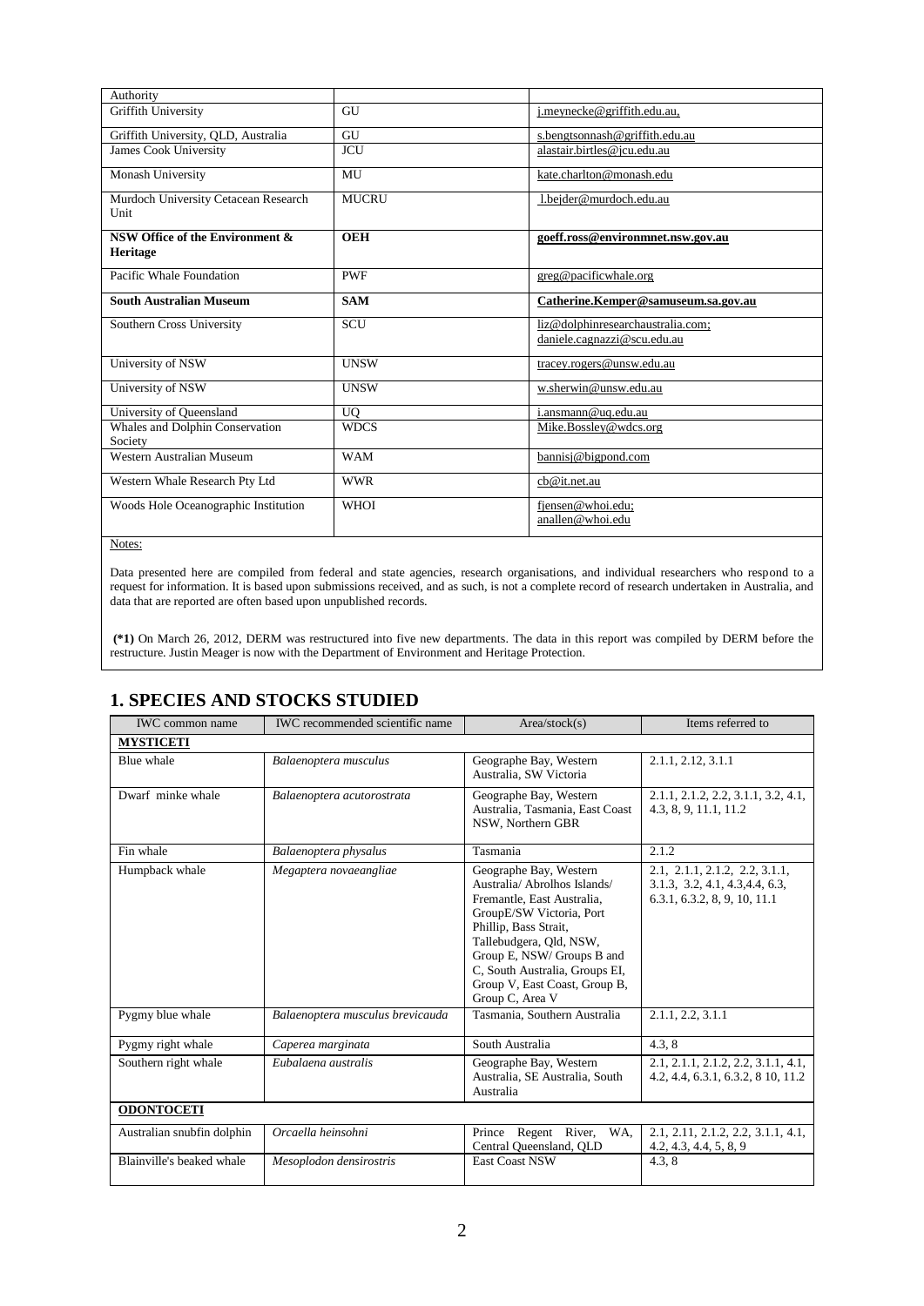| Authority | | |
|---|---|---|
| Griffith University | GU | j.meynecke@griffith.edu.au, |
| Griffith University, QLD, Australia | GU | s.bengtsonnash@griffith.edu.au |
| James Cook University | JCU | alastair.birtles@jcu.edu.au |
| Monash University | MU | kate.charlton@monash.edu |
| Murdoch University Cetacean Research Unit | MUCRU | l.bejder@murdoch.edu.au |
| **NSW Office of the Environment & Heritage** | **OEH** | **goeff.ross@environmnet.nsw.gov.au** |
| Pacific Whale Foundation | PWF | greg@pacificwhale.org |
| **South Australian Museum** | **SAM** | **Catherine.Kemper@samuseum.sa.gov.au** |
| Southern Cross University | SCU | liz@dolphinresearchaustralia.com; daniele.cagnazzi@scu.edu.au |
| University of NSW | UNSW | tracey.rogers@unsw.edu.au |
| University of NSW | UNSW | w.sherwin@unsw.edu.au |
| University of Queensland | UQ | i.ansmann@uq.edu.au |
| Whales and Dolphin Conservation Society | WDCS | Mike.Bossley@wdcs.org |
| Western Australian Museum | WAM | bannisj@bigpond.com |
| Western Whale Research Pty Ltd | WWR | cb@it.net.au |
| Woods Hole Oceanographic Institution | WHOI | fjensen@whoi.edu; anallen@whoi.edu |

Notes:

Data presented here are compiled from federal and state agencies, research organisations, and individual researchers who respond to a request for information. It is based upon submissions received, and as such, is not a complete record of research undertaken in Australia, and data that are reported are often based upon unpublished records.

**(*1)** On March 26, 2012, DERM was restructured into five new departments. The data in this report was compiled by DERM before the restructure. Justin Meager is now with the Department of Environment and Heritage Protection.

## 1. SPECIES AND STOCKS STUDIED

| IWC common name | IWC recommended scientific name | Area/stock(s) | Items referred to |
|---|---|---|---|
| **MYSTICETI** | | | |
| Blue whale | *Balaenoptera musculus* | Geographe Bay, Western Australia, SW Victoria | 2.1.1, 2.12, 3.1.1 |
| Dwarf minke whale | *Balaenoptera acutorostrata* | Geographe Bay, Western Australia, Tasmania, East Coast NSW, Northern GBR | 2.1.1, 2.1.2, 2.2, 3.1.1, 3.2, 4.1, 4.3, 8, 9, 11.1, 11.2 |
| Fin whale | *Balaenoptera physalus* | Tasmania | 2.1.2 |
| Humpback whale | *Megaptera novaeangliae* | Geographe Bay, Western Australia/ Abrolhos Islands/ Fremantle, East Australia, GroupE/SW Victoria, Port Phillip, Bass Strait, Tallebudgera, Qld, NSW, Group E, NSW/ Groups B and C, South Australia, Groups EI, Group V, East Coast, Group B, Group C, Area V | 2.1, 2.1.1, 2.1.2, 2.2, 3.1.1, 3.1.3, 3.2, 4.1, 4.3,4.4, 6.3, 6.3.1, 6.3.2, 8, 9, 10, 11.1 |
| Pygmy blue whale | *Balaenoptera musculus brevicauda* | Tasmania, Southern Australia | 2.1.1, 2.2, 3.1.1 |
| Pygmy right whale | *Caperea marginata* | South Australia | 4.3, 8 |
| Southern right whale | *Eubalaena australis* | Geographe Bay, Western Australia, SE Australia, South Australia | 2.1, 2.1.1, 2.1.2, 2.2, 3.1.1, 4.1, 4.2, 4.4, 6.3.1, 6.3.2, 8 10, 11.2 |
| **ODONTOCETI** | | | |
| Australian snubfin dolphin | *Orcaella heinsohni* | Prince Regent River, WA, Central Queensland, QLD | 2.1, 2.11, 2.1.2, 2.2, 3.1.1, 4.1, 4.2, 4.3, 4.4, 5, 8, 9 |
| Blainville's beaked whale | *Mesoplodon densirostris* | East Coast NSW | 4.3, 8 |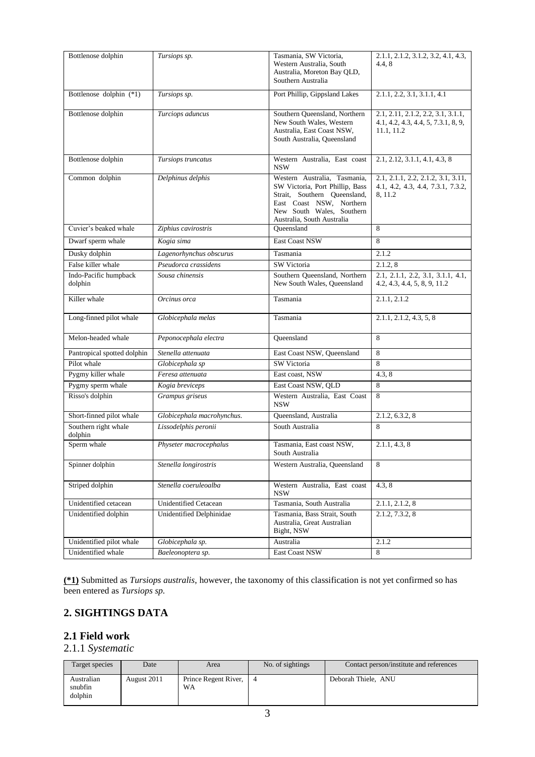| | | | |
|---|---|---|---|
| Bottlenose dolphin | *Tursiops sp.* | Tasmania, SW Victoria, Western Australia, South Australia, Moreton Bay QLD, Southern Australia | 2.1.1, 2.1.2, 3.1.2, 3.2, 4.1, 4.3, 4.4, 8 |
| Bottlenose dolphin (*1) | *Tursiops sp.* | Port Phillip, Gippsland Lakes | 2.1.1, 2.2, 3.1, 3.1.1, 4.1 |
| Bottlenose dolphin | *Turciops aduncus* | Southern Queensland, Northern New South Wales, Western Australia, East Coast NSW, South Australia, Queensland | 2.1, 2.11, 2.1.2, 2.2, 3.1, 3.1.1, 4.1, 4.2, 4.3, 4.4, 5, 7.3.1, 8, 9, 11.1, 11.2 |
| Bottlenose dolphin | *Tursiops truncatus* | Western Australia, East coast NSW | 2.1, 2.12, 3.1.1, 4.1, 4.3, 8 |
| Common dolphin | *Delphinus delphis* | Western Australia, Tasmania, SW Victoria, Port Phillip, Bass Strait, Southern Queensland, East Coast NSW, Northern New South Wales, Southern Australia, South Australia | 2.1, 2.1.1, 2.2, 2.1.2, 3.1, 3.11, 4.1, 4.2, 4.3, 4.4, 7.3.1, 7.3.2, 8, 11.2 |
| Cuvier's beaked whale | *Ziphius cavirostris* | Queensland | 8 |
| Dwarf sperm whale | *Kogia sima* | East Coast NSW | 8 |
| Dusky dolphin | *Lagenorhynchus obscurus* | Tasmania | 2.1.2 |
| False killer whale | *Pseudorca crassidens* | SW Victoria | 2.1.2, 8 |
| Indo-Pacific humpback dolphin | *Sousa chinensis* | Southern Queensland, Northern New South Wales, Queensland | 2.1, 2.1.1, 2.2, 3.1, 3.1.1, 4.1, 4.2, 4.3, 4.4, 5, 8, 9, 11.2 |
| Killer whale | *Orcinus orca* | Tasmania | 2.1.1, 2.1.2 |
| Long-finned pilot whale | *Globicephala melas* | Tasmania | 2.1.1, 2.1.2, 4.3, 5, 8 |
| Melon-headed whale | *Peponocephala electra* | Queensland | 8 |
| Pantropical spotted dolphin | *Stenella attenuata* | East Coast NSW, Queensland | 8 |
| Pilot whale | *Globicephala sp* | SW Victoria | 8 |
| Pygmy killer whale | *Feresa attenuata* | East coast, NSW | 4.3, 8 |
| Pygmy sperm whale | *Kogia breviceps* | East Coast NSW, QLD | 8 |
| Risso's dolphin | *Grampus griseus* | Western Australia, East Coast NSW | 8 |
| Short-finned pilot whale | *Globicephala macrohynchus.* | Queensland, Australia | 2.1.2, 6.3.2, 8 |
| Southern right whale dolphin | *Lissodelphis peronii* | South Australia | 8 |
| Sperm whale | *Physeter macrocephalus* | Tasmania, East coast NSW, South Australia | 2.1.1, 4.3, 8 |
| Spinner dolphin | *Stenella longirostris* | Western Australia, Queensland | 8 |
| Striped dolphin | *Stenella coeruleoalba* | Western Australia, East coast NSW | 4.3, 8 |
| Unidentified cetacean | Unidentified Cetacean | Tasmania, South Australia | 2.1.1, 2.1.2, 8 |
| Unidentified dolphin | Unidentified Delphinidae | Tasmania, Bass Strait, South Australia, Great Australian Bight, NSW | 2.1.2, 7.3.2, 8 |
| Unidentified pilot whale | *Globicephala sp.* | Australia | 2.1.2 |
| Unidentified whale | *Baeleonoptera sp.* | East Coast NSW | 8 |

**(*1)** Submitted as *Tursiops australis*, however, the taxonomy of this classification is not yet confirmed so has been entered as *Tursiops sp.*

## 2. SIGHTINGS DATA

### 2.1 Field work

2.1.1 *Systematic*

| Target species | Date | Area | No. of sightings | Contact person/institute and references |
|---|---|---|---|---|
| Australian snubfin dolphin | August 2011 | Prince Regent River, WA | 4 | Deborah Thiele, ANU |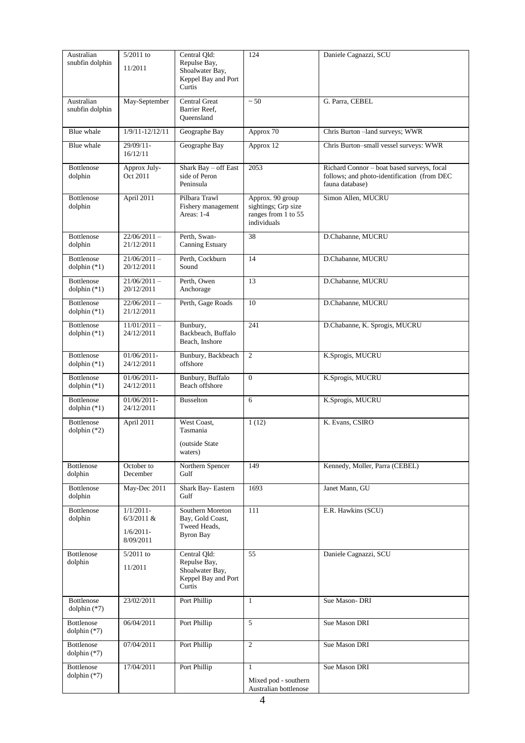| Australian snubfin dolphin | 5/2011 to 11/2011 | Central Qld: Repulse Bay, Shoalwater Bay, Keppel Bay and Port Curtis | 124 | Daniele Cagnazzi, SCU |
|---|---|---|---|---|
| Australian snubfin dolphin | May-September | Central Great Barrier Reef, Queensland | ~ 50 | G. Parra, CEBEL |
| Blue whale | 1/9/11-12/12/11 | Geographe Bay | Approx 70 | Chris Burton –land surveys; WWR |
| Blue whale | 29/09/11-16/12/11 | Geographe Bay | Approx 12 | Chris Burton–small vessel surveys: WWR |
| Bottlenose dolphin | Approx July-Oct 2011 | Shark Bay – off East side of Peron Peninsula | 2053 | Richard Connor – boat based surveys, focal follows; and photo-identification (from DEC fauna database) |
| Bottlenose dolphin | April 2011 | Pilbara Trawl Fishery management Areas: 1-4 | Approx. 90 group sightings; Grp size ranges from 1 to 55 individuals | Simon Allen, MUCRU |
| Bottlenose dolphin | 22/06/2011 – 21/12/2011 | Perth, Swan-Canning Estuary | 38 | D.Chabanne, MUCRU |
| Bottlenose dolphin (*1) | 21/06/2011 – 20/12/2011 | Perth, Cockburn Sound | 14 | D.Chabanne, MUCRU |
| Bottlenose dolphin (*1) | 21/06/2011 – 20/12/2011 | Perth, Owen Anchorage | 13 | D.Chabanne, MUCRU |
| Bottlenose dolphin (*1) | 22/06/2011 – 21/12/2011 | Perth, Gage Roads | 10 | D.Chabanne, MUCRU |
| Bottlenose dolphin (*1) | 11/01/2011 – 24/12/2011 | Bunbury, Backbeach, Buffalo Beach, Inshore | 241 | D.Chabanne, K. Sprogis, MUCRU |
| Bottlenose dolphin (*1) | 01/06/2011-24/12/2011 | Bunbury, Backbeach offshore | 2 | K.Sprogis, MUCRU |
| Bottlenose dolphin (*1) | 01/06/2011-24/12/2011 | Bunbury, Buffalo Beach offshore | 0 | K.Sprogis, MUCRU |
| Bottlenose dolphin (*1) | 01/06/2011-24/12/2011 | Busselton | 6 | K.Sprogis, MUCRU |
| Bottlenose dolphin (*2) | April 2011 | West Coast, Tasmania (outside State waters) | 1 (12) | K. Evans, CSIRO |
| Bottlenose dolphin | October to December | Northern Spencer Gulf | 149 | Kennedy, Moller, Parra (CEBEL) |
| Bottlenose dolphin | May-Dec 2011 | Shark Bay- Eastern Gulf | 1693 | Janet Mann, GU |
| Bottlenose dolphin | 1/1/2011-6/3/2011 & 1/6/2011-8/09/2011 | Southern Moreton Bay, Gold Coast, Tweed Heads, Byron Bay | 111 | E.R. Hawkins (SCU) |
| Bottlenose dolphin | 5/2011 to 11/2011 | Central Qld: Repulse Bay, Shoalwater Bay, Keppel Bay and Port Curtis | 55 | Daniele Cagnazzi, SCU |
| Bottlenose dolphin (*7) | 23/02/2011 | Port Phillip | 1 | Sue Mason- DRI |
| Bottlenose dolphin (*7) | 06/04/2011 | Port Phillip | 5 | Sue Mason DRI |
| Bottlenose dolphin (*7) | 07/04/2011 | Port Phillip | 2 | Sue Mason DRI |
| Bottlenose dolphin (*7) | 17/04/2011 | Port Phillip | 1 Mixed pod - southern Australian bottlenose | Sue Mason DRI |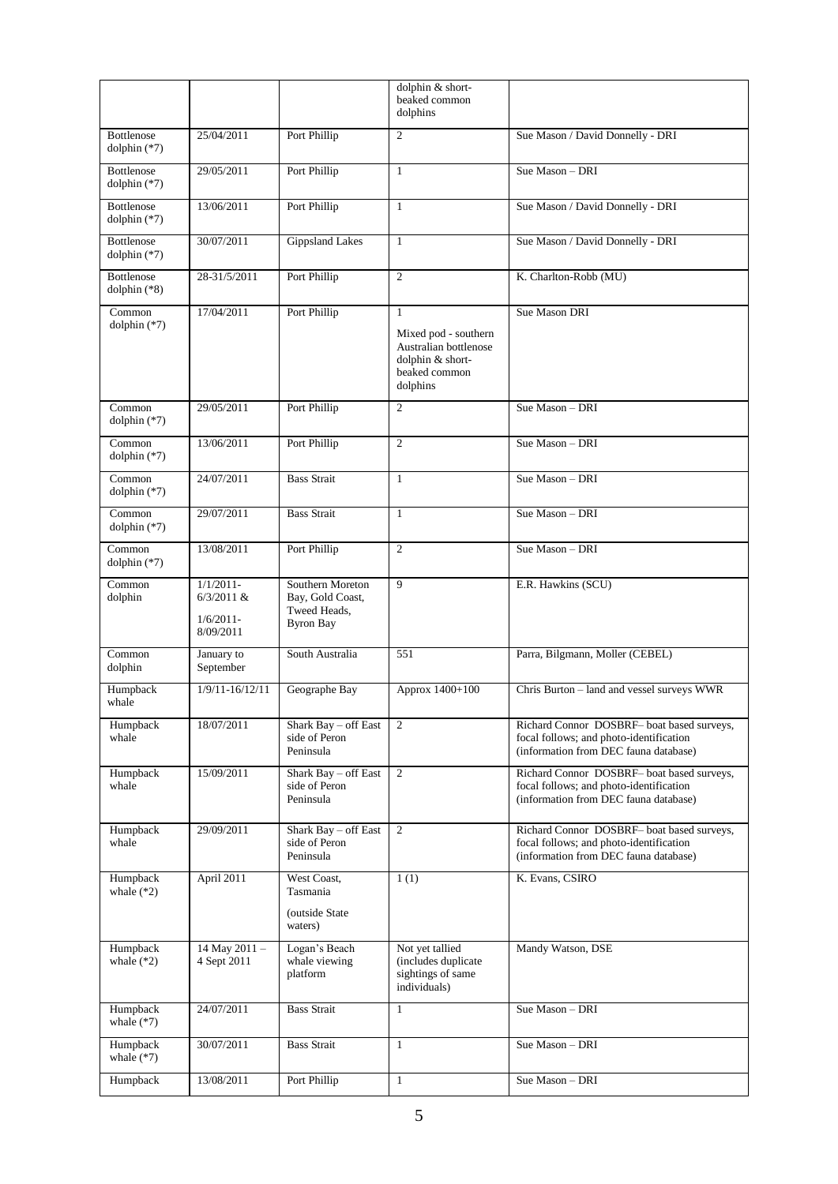| | | | dolphin & short-beaked common dolphins | |
|---|---|---|---|---|
| Bottlenose dolphin (*7) | 25/04/2011 | Port Phillip | 2 | Sue Mason / David Donnelly - DRI |
| Bottlenose dolphin (*7) | 29/05/2011 | Port Phillip | 1 | Sue Mason – DRI |
| Bottlenose dolphin (*7) | 13/06/2011 | Port Phillip | 1 | Sue Mason / David Donnelly - DRI |
| Bottlenose dolphin (*7) | 30/07/2011 | Gippsland Lakes | 1 | Sue Mason / David Donnelly - DRI |
| Bottlenose dolphin (*8) | 28-31/5/2011 | Port Phillip | 2 | K. Charlton-Robb (MU) |
| Common dolphin (*7) | 17/04/2011 | Port Phillip | 1<br><br>Mixed pod - southern Australian bottlenose dolphin & short-beaked common dolphins | Sue Mason DRI |
| Common dolphin (*7) | 29/05/2011 | Port Phillip | 2 | Sue Mason – DRI |
| Common dolphin (*7) | 13/06/2011 | Port Phillip | 2 | Sue Mason – DRI |
| Common dolphin (*7) | 24/07/2011 | Bass Strait | 1 | Sue Mason – DRI |
| Common dolphin (*7) | 29/07/2011 | Bass Strait | 1 | Sue Mason – DRI |
| Common dolphin (*7) | 13/08/2011 | Port Phillip | 2 | Sue Mason – DRI |
| Common dolphin | 1/1/2011-6/3/2011 &<br><br>1/6/2011-8/09/2011 | Southern Moreton Bay, Gold Coast, Tweed Heads, Byron Bay | 9 | E.R. Hawkins (SCU) |
| Common dolphin | January to September | South Australia | 551 | Parra, Bilgmann, Moller (CEBEL) |
| Humpback whale | 1/9/11-16/12/11 | Geographe Bay | Approx 1400+100 | Chris Burton – land and vessel surveys WWR |
| Humpback whale | 18/07/2011 | Shark Bay – off East side of Peron Peninsula | 2 | Richard Connor DOSBRF– boat based surveys, focal follows; and photo-identification (information from DEC fauna database) |
| Humpback whale | 15/09/2011 | Shark Bay – off East side of Peron Peninsula | 2 | Richard Connor DOSBRF– boat based surveys, focal follows; and photo-identification (information from DEC fauna database) |
| Humpback whale | 29/09/2011 | Shark Bay – off East side of Peron Peninsula | 2 | Richard Connor DOSBRF– boat based surveys, focal follows; and photo-identification (information from DEC fauna database) |
| Humpback whale (*2) | April 2011 | West Coast, Tasmania<br><br>(outside State waters) | 1 (1) | K. Evans, CSIRO |
| Humpback whale (*2) | 14 May 2011 – 4 Sept 2011 | Logan's Beach whale viewing platform | Not yet tallied (includes duplicate sightings of same individuals) | Mandy Watson, DSE |
| Humpback whale (*7) | 24/07/2011 | Bass Strait | 1 | Sue Mason – DRI |
| Humpback whale (*7) | 30/07/2011 | Bass Strait | 1 | Sue Mason – DRI |
| Humpback | 13/08/2011 | Port Phillip | 1 | Sue Mason – DRI |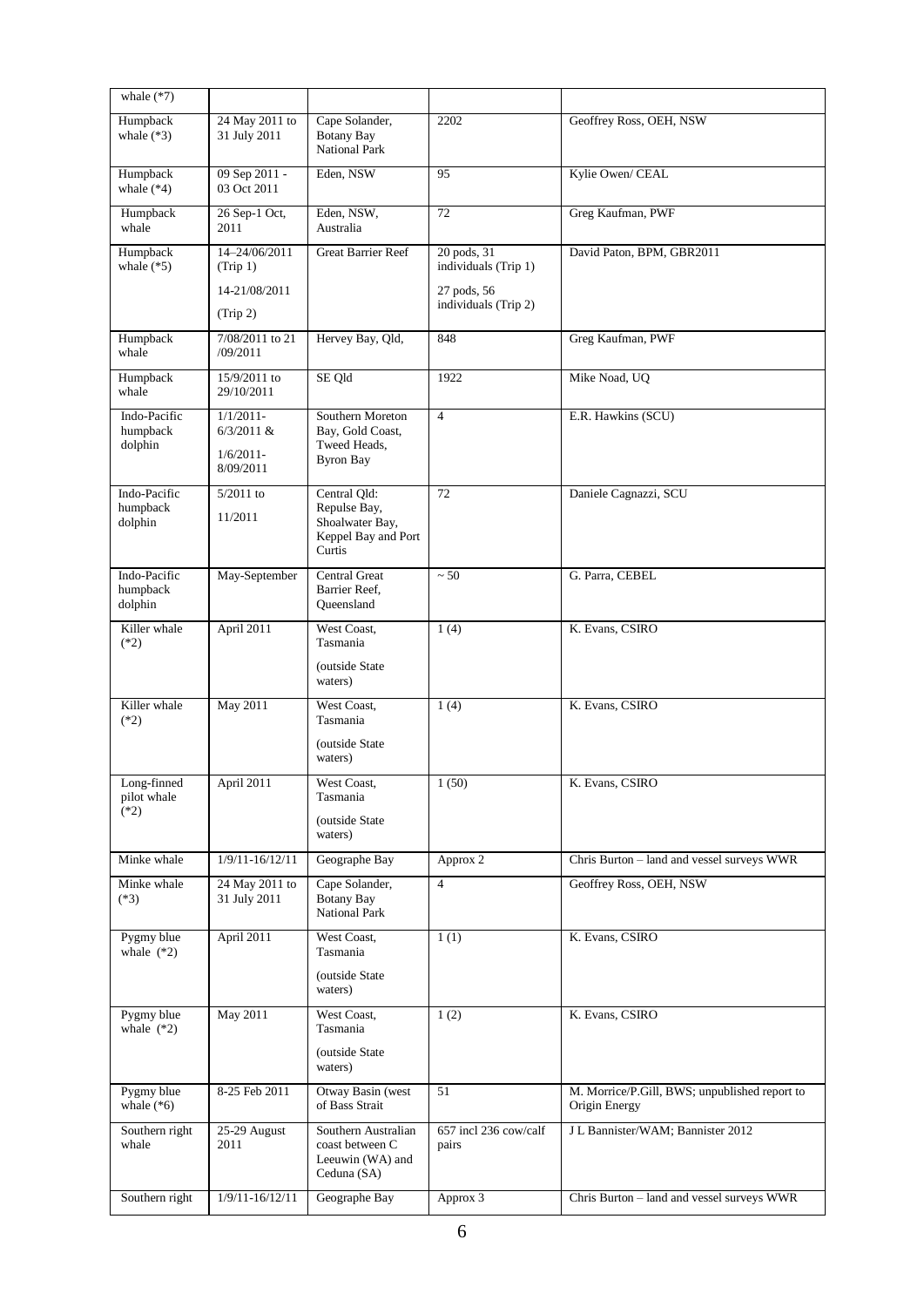| whale (*7) | | | | |
|---|---|---|---|---|
| Humpback whale (*3) | 24 May 2011 to 31 July 2011 | Cape Solander, Botany Bay National Park | 2202 | Geoffrey Ross, OEH, NSW |
| Humpback whale (*4) | 09 Sep 2011 - 03 Oct 2011 | Eden, NSW | 95 | Kylie Owen/ CEAL |
| Humpback whale | 26 Sep-1 Oct, 2011 | Eden, NSW, Australia | 72 | Greg Kaufman, PWF |
| Humpback whale (*5) | 14–24/06/2011 (Trip 1)<br><br>14-21/08/2011<br><br>(Trip 2) | Great Barrier Reef | 20 pods, 31 individuals (Trip 1)<br><br>27 pods, 56 individuals (Trip 2) | David Paton, BPM, GBR2011 |
| Humpback whale | 7/08/2011 to 21 /09/2011 | Hervey Bay, Qld, | 848 | Greg Kaufman, PWF |
| Humpback whale | 15/9/2011 to 29/10/2011 | SE Qld | 1922 | Mike Noad, UQ |
| Indo-Pacific humpback dolphin | 1/1/2011-6/3/2011 &<br><br>1/6/2011-8/09/2011 | Southern Moreton Bay, Gold Coast, Tweed Heads, Byron Bay | 4 | E.R. Hawkins (SCU) |
| Indo-Pacific humpback dolphin | 5/2011 to<br><br>11/2011 | Central Qld: Repulse Bay, Shoalwater Bay, Keppel Bay and Port Curtis | 72 | Daniele Cagnazzi, SCU |
| Indo-Pacific humpback dolphin | May-September | Central Great Barrier Reef, Queensland | ~ 50 | G. Parra, CEBEL |
| Killer whale (*2) | April 2011 | West Coast, Tasmania<br><br>(outside State waters) | 1 (4) | K. Evans, CSIRO |
| Killer whale (*2) | May 2011 | West Coast, Tasmania<br><br>(outside State waters) | 1 (4) | K. Evans, CSIRO |
| Long-finned pilot whale (*2) | April 2011 | West Coast, Tasmania<br><br>(outside State waters) | 1 (50) | K. Evans, CSIRO |
| Minke whale | 1/9/11-16/12/11 | Geographe Bay | Approx 2 | Chris Burton – land and vessel surveys WWR |
| Minke whale (*3) | 24 May 2011 to 31 July 2011 | Cape Solander, Botany Bay National Park | 4 | Geoffrey Ross, OEH, NSW |
| Pygmy blue whale (*2) | April 2011 | West Coast, Tasmania<br><br>(outside State waters) | 1 (1) | K. Evans, CSIRO |
| Pygmy blue whale (*2) | May 2011 | West Coast, Tasmania<br><br>(outside State waters) | 1 (2) | K. Evans, CSIRO |
| Pygmy blue whale (*6) | 8-25 Feb 2011 | Otway Basin (west of Bass Strait | 51 | M. Morrice/P.Gill, BWS; unpublished report to Origin Energy |
| Southern right whale | 25-29 August 2011 | Southern Australian coast between C Leeuwin (WA) and Ceduna (SA) | 657 incl 236 cow/calf pairs | J L Bannister/WAM; Bannister 2012 |
| Southern right | 1/9/11-16/12/11 | Geographe Bay | Approx 3 | Chris Burton – land and vessel surveys WWR |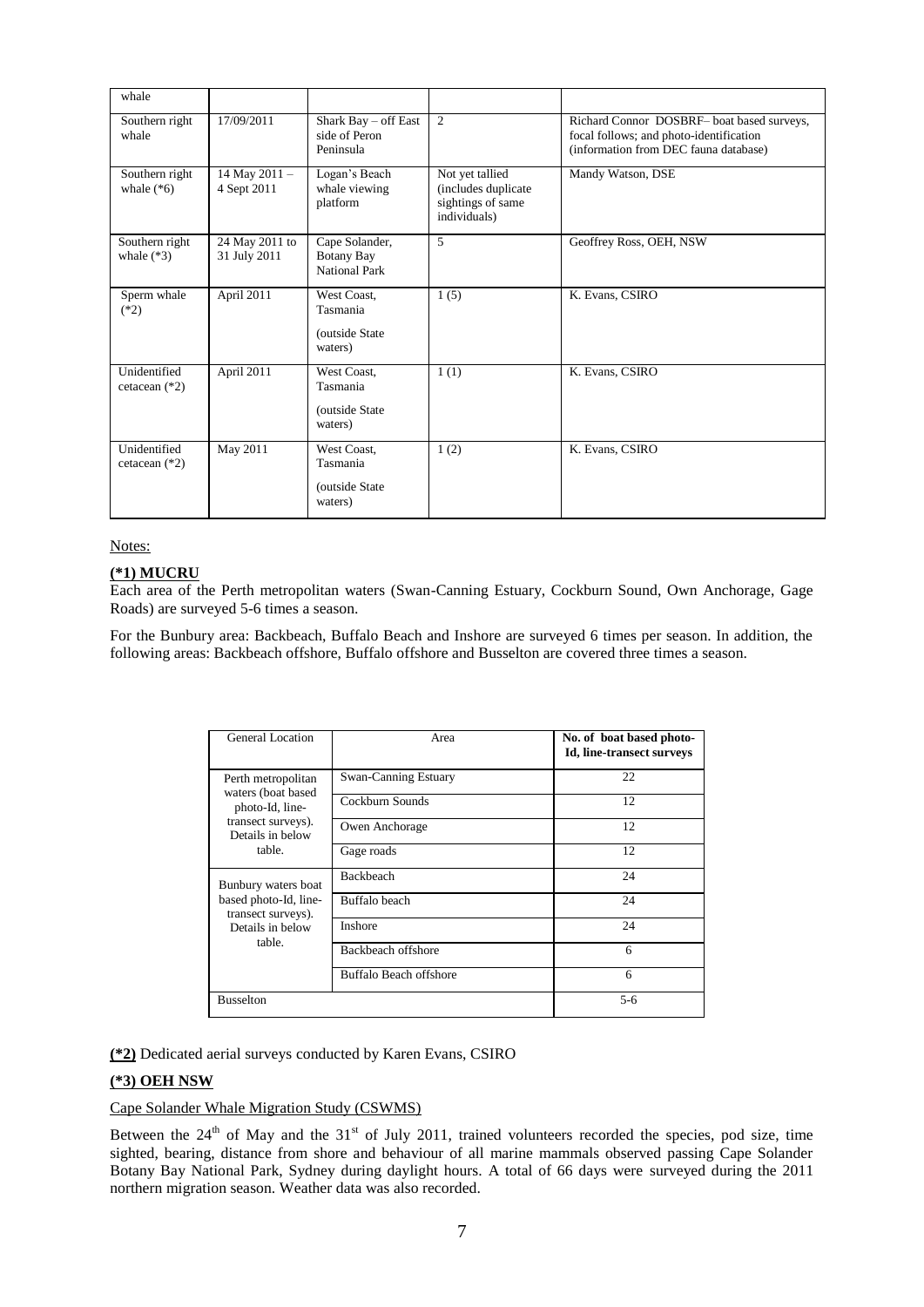| | | | | |
|---|---|---|---|---|
| whale | | | | |
| Southern right whale | 17/09/2011 | Shark Bay – off East side of Peron Peninsula | 2 | Richard Connor DOSBRF– boat based surveys, focal follows; and photo-identification (information from DEC fauna database) |
| Southern right whale (*6) | 14 May 2011 – 4 Sept 2011 | Logan's Beach whale viewing platform | Not yet tallied (includes duplicate sightings of same individuals) | Mandy Watson, DSE |
| Southern right whale (*3) | 24 May 2011 to 31 July 2011 | Cape Solander, Botany Bay National Park | 5 | Geoffrey Ross, OEH, NSW |
| Sperm whale (*2) | April 2011 | West Coast, Tasmania (outside State waters) | 1 (5) | K. Evans, CSIRO |
| Unidentified cetacean (*2) | April 2011 | West Coast, Tasmania (outside State waters) | 1 (1) | K. Evans, CSIRO |
| Unidentified cetacean (*2) | May 2011 | West Coast, Tasmania (outside State waters) | 1 (2) | K. Evans, CSIRO |

Notes:

**(*1) MUCRU**

Each area of the Perth metropolitan waters (Swan-Canning Estuary, Cockburn Sound, Own Anchorage, Gage Roads) are surveyed 5-6 times a season.

For the Bunbury area: Backbeach, Buffalo Beach and Inshore are surveyed 6 times per season. In addition, the following areas: Backbeach offshore, Buffalo offshore and Busselton are covered three times a season.

| General Location | Area | No. of boat based photo-Id, line-transect surveys |
|---|---|---|
| Perth metropolitan waters (boat based photo-Id, line-transect surveys). Details in below table. | Swan-Canning Estuary | 22 |
| | Cockburn Sounds | 12 |
| | Owen Anchorage | 12 |
| | Gage roads | 12 |
| Bunbury waters boat based photo-Id, line-transect surveys). Details in below table. | Backbeach | 24 |
| | Buffalo beach | 24 |
| | Inshore | 24 |
| | Backbeach offshore | 6 |
| | Buffalo Beach offshore | 6 |
| Busselton | | 5-6 |

**(*2)** Dedicated aerial surveys conducted by Karen Evans, CSIRO

**(*3) OEH NSW**

Cape Solander Whale Migration Study (CSWMS)

Between the 24th of May and the 31st of July 2011, trained volunteers recorded the species, pod size, time sighted, bearing, distance from shore and behaviour of all marine mammals observed passing Cape Solander Botany Bay National Park, Sydney during daylight hours. A total of 66 days were surveyed during the 2011 northern migration season. Weather data was also recorded.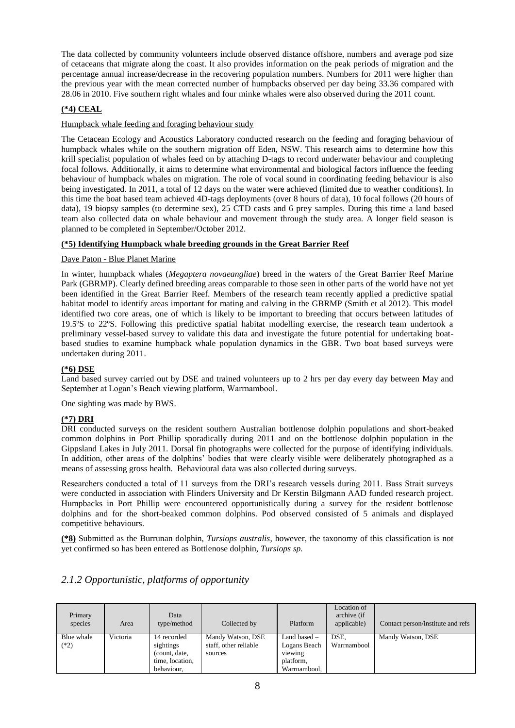The data collected by community volunteers include observed distance offshore, numbers and average pod size of cetaceans that migrate along the coast. It also provides information on the peak periods of migration and the percentage annual increase/decrease in the recovering population numbers. Numbers for 2011 were higher than the previous year with the mean corrected number of humpbacks observed per day being 33.36 compared with 28.06 in 2010. Five southern right whales and four minke whales were also observed during the 2011 count.

**(*4) CEAL**

Humpback whale feeding and foraging behaviour study

The Cetacean Ecology and Acoustics Laboratory conducted research on the feeding and foraging behaviour of humpback whales while on the southern migration off Eden, NSW. This research aims to determine how this krill specialist population of whales feed on by attaching D-tags to record underwater behaviour and completing focal follows. Additionally, it aims to determine what environmental and biological factors influence the feeding behaviour of humpback whales on migration. The role of vocal sound in coordinating feeding behaviour is also being investigated. In 2011, a total of 12 days on the water were achieved (limited due to weather conditions). In this time the boat based team achieved 4D-tags deployments (over 8 hours of data), 10 focal follows (20 hours of data), 19 biopsy samples (to determine sex), 25 CTD casts and 6 prey samples. During this time a land based team also collected data on whale behaviour and movement through the study area. A longer field season is planned to be completed in September/October 2012.

**(*5) Identifying Humpback whale breeding grounds in the Great Barrier Reef**

Dave Paton - Blue Planet Marine

In winter, humpback whales (*Megaptera novaeangliae*) breed in the waters of the Great Barrier Reef Marine Park (GBRMP). Clearly defined breeding areas comparable to those seen in other parts of the world have not yet been identified in the Great Barrier Reef. Members of the research team recently applied a predictive spatial habitat model to identify areas important for mating and calving in the GBRMP (Smith et al 2012). This model identified two core areas, one of which is likely to be important to breeding that occurs between latitudes of 19.5ºS to 22ºS. Following this predictive spatial habitat modelling exercise, the research team undertook a preliminary vessel-based survey to validate this data and investigate the future potential for undertaking boat-based studies to examine humpback whale population dynamics in the GBR. Two boat based surveys were undertaken during 2011.

**(*6) DSE**

Land based survey carried out by DSE and trained volunteers up to 2 hrs per day every day between May and September at Logan's Beach viewing platform, Warrnambool.

One sighting was made by BWS.

**(*7) DRI**

DRI conducted surveys on the resident southern Australian bottlenose dolphin populations and short-beaked common dolphins in Port Phillip sporadically during 2011 and on the bottlenose dolphin population in the Gippsland Lakes in July 2011. Dorsal fin photographs were collected for the purpose of identifying individuals. In addition, other areas of the dolphins' bodies that were clearly visible were deliberately photographed as a means of assessing gross health. Behavioural data was also collected during surveys.

Researchers conducted a total of 11 surveys from the DRI's research vessels during 2011. Bass Strait surveys were conducted in association with Flinders University and Dr Kerstin Bilgmann AAD funded research project. Humpbacks in Port Phillip were encountered opportunistically during a survey for the resident bottlenose dolphins and for the short-beaked common dolphins. Pod observed consisted of 5 animals and displayed competitive behaviours.

**(*8)** Submitted as the Burrunan dolphin, *Tursiops australis*, however, the taxonomy of this classification is not yet confirmed so has been entered as Bottlenose dolphin, *Tursiops sp.*

## *2.1.2 Opportunistic, platforms of opportunity*

| Primary species | Area | Data type/method | Collected by | Platform | Location of archive (if applicable) | Contact person/institute and refs |
|---|---|---|---|---|---|---|
| Blue whale (*2) | Victoria | 14 recorded sightings (count, date, time, location, behaviour, | Mandy Watson, DSE staff, other reliable sources | Land based – Logans Beach viewing platform, Warrnambool, | DSE, Warrnambool | Mandy Watson, DSE |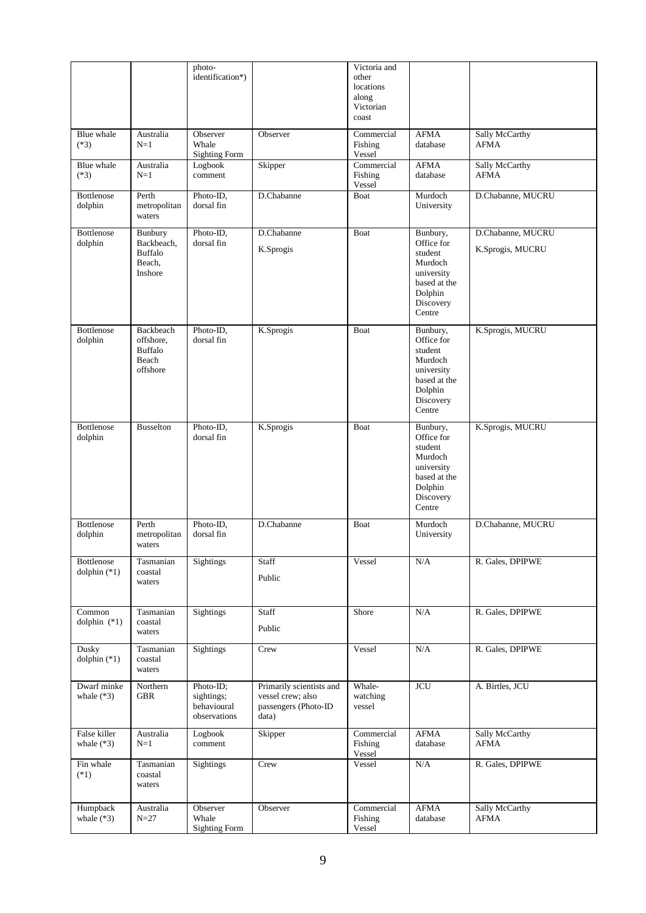| | | photo-identification*) | | Victoria and other locations along Victorian coast | | |
|---|---|---|---|---|---|---|
| Blue whale (*3) | Australia N=1 | Observer Whale Sighting Form | Observer | Commercial Fishing Vessel | AFMA database | Sally McCarthy AFMA |
| Blue whale (*3) | Australia N=1 | Logbook comment | Skipper | Commercial Fishing Vessel | AFMA database | Sally McCarthy AFMA |
| Bottlenose dolphin | Perth metropolitan waters | Photo-ID, dorsal fin | D.Chabanne | Boat | Murdoch University | D.Chabanne, MUCRU |
| Bottlenose dolphin | Bunbury Backbeach, Buffalo Beach, Inshore | Photo-ID, dorsal fin | D.Chabanne<br>K.Sprogis | Boat | Bunbury, Office for student Murdoch university based at the Dolphin Discovery Centre | D.Chabanne, MUCRU<br>K.Sprogis, MUCRU |
| Bottlenose dolphin | Backbeach offshore, Buffalo Beach offshore | Photo-ID, dorsal fin | K.Sprogis | Boat | Bunbury, Office for student Murdoch university based at the Dolphin Discovery Centre | K.Sprogis, MUCRU |
| Bottlenose dolphin | Busselton | Photo-ID, dorsal fin | K.Sprogis | Boat | Bunbury, Office for student Murdoch university based at the Dolphin Discovery Centre | K.Sprogis, MUCRU |
| Bottlenose dolphin | Perth metropolitan waters | Photo-ID, dorsal fin | D.Chabanne | Boat | Murdoch University | D.Chabanne, MUCRU |
| Bottlenose dolphin (*1) | Tasmanian coastal waters | Sightings | Staff<br>Public | Vessel | N/A | R. Gales, DPIPWE |
| Common dolphin (*1) | Tasmanian coastal waters | Sightings | Staff<br>Public | Shore | N/A | R. Gales, DPIPWE |
| Dusky dolphin (*1) | Tasmanian coastal waters | Sightings | Crew | Vessel | N/A | R. Gales, DPIPWE |
| Dwarf minke whale (*3) | Northern GBR | Photo-ID; sightings; behavioural observations | Primarily scientists and vessel crew; also passengers (Photo-ID data) | Whale-watching vessel | JCU | A. Birtles, JCU |
| False killer whale (*3) | Australia N=1 | Logbook comment | Skipper | Commercial Fishing Vessel | AFMA database | Sally McCarthy AFMA |
| Fin whale (*1) | Tasmanian coastal waters | Sightings | Crew | Vessel | N/A | R. Gales, DPIPWE |
| Humpback whale (*3) | Australia N=27 | Observer Whale Sighting Form | Observer | Commercial Fishing Vessel | AFMA database | Sally McCarthy AFMA |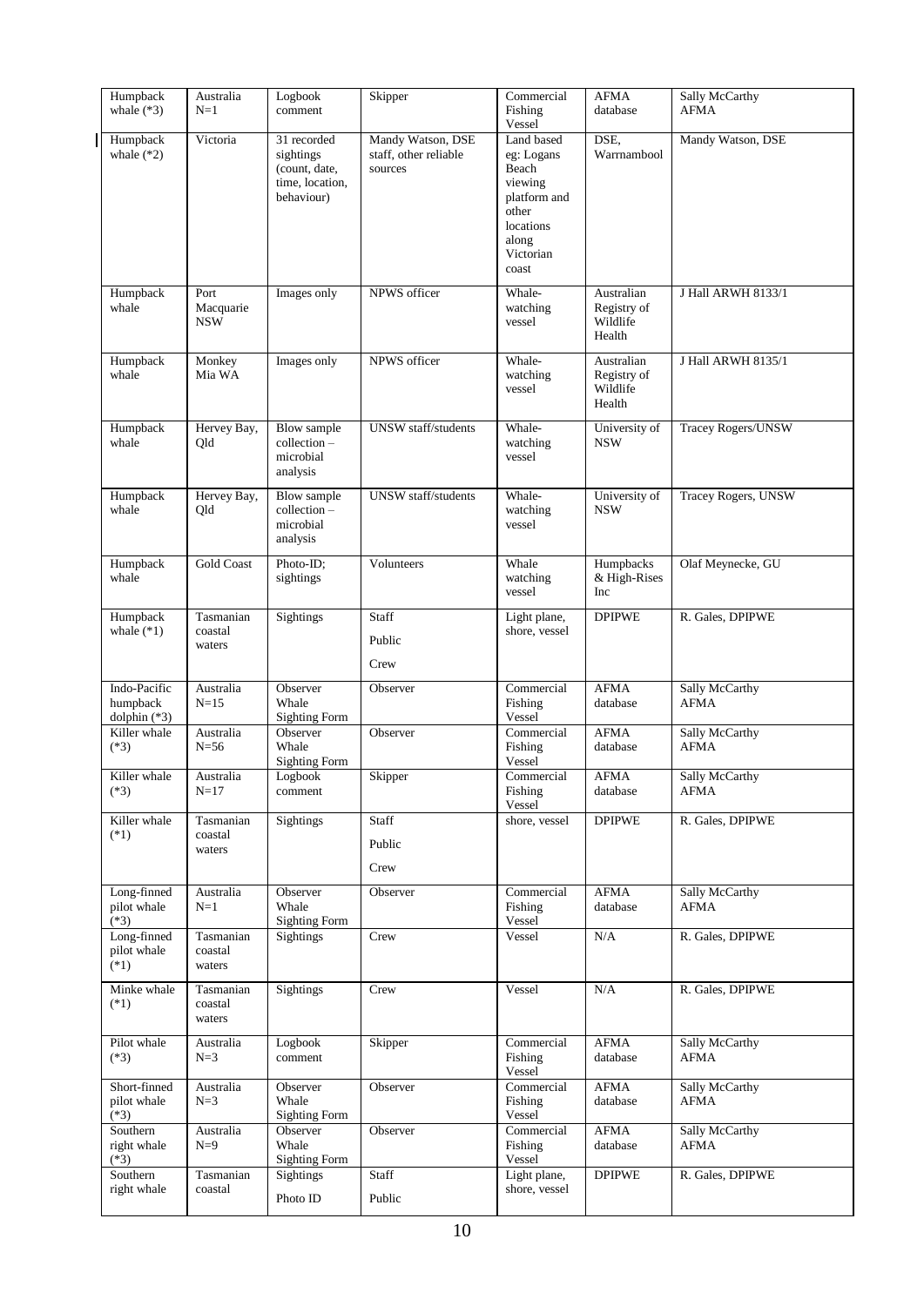| | | | | | | |
|---|---|---|---|---|---|---|
| Humpback whale (*3) | Australia N=1 | Logbook comment | Skipper | Commercial Fishing Vessel | AFMA database | Sally McCarthy AFMA |
| Humpback whale (*2) | Victoria | 31 recorded sightings (count, date, time, location, behaviour) | Mandy Watson, DSE staff, other reliable sources | Land based eg: Logans Beach viewing platform and other locations along Victorian coast | DSE, Warrnambool | Mandy Watson, DSE |
| Humpback whale | Port Macquarie NSW | Images only | NPWS officer | Whale-watching vessel | Australian Registry of Wildlife Health | J Hall ARWH 8133/1 |
| Humpback whale | Monkey Mia WA | Images only | NPWS officer | Whale-watching vessel | Australian Registry of Wildlife Health | J Hall ARWH 8135/1 |
| Humpback whale | Hervey Bay, Qld | Blow sample collection – microbial analysis | UNSW staff/students | Whale-watching vessel | University of NSW | Tracey Rogers/UNSW |
| Humpback whale | Hervey Bay, Qld | Blow sample collection – microbial analysis | UNSW staff/students | Whale-watching vessel | University of NSW | Tracey Rogers, UNSW |
| Humpback whale | Gold Coast | Photo-ID; sightings | Volunteers | Whale watching vessel | Humpbacks & High-Rises Inc | Olaf Meynecke, GU |
| Humpback whale (*1) | Tasmanian coastal waters | Sightings | Staff<br>Public<br>Crew | Light plane, shore, vessel | DPIPWE | R. Gales, DPIPWE |
| Indo-Pacific humpback dolphin (*3) | Australia N=15 | Observer Whale Sighting Form | Observer | Commercial Fishing Vessel | AFMA database | Sally McCarthy AFMA |
| Killer whale (*3) | Australia N=56 | Observer Whale Sighting Form | Observer | Commercial Fishing Vessel | AFMA database | Sally McCarthy AFMA |
| Killer whale (*3) | Australia N=17 | Logbook comment | Skipper | Commercial Fishing Vessel | AFMA database | Sally McCarthy AFMA |
| Killer whale (*1) | Tasmanian coastal waters | Sightings | Staff<br>Public<br>Crew | shore, vessel | DPIPWE | R. Gales, DPIPWE |
| Long-finned pilot whale (*3) | Australia N=1 | Observer Whale Sighting Form | Observer | Commercial Fishing Vessel | AFMA database | Sally McCarthy AFMA |
| Long-finned pilot whale (*1) | Tasmanian coastal waters | Sightings | Crew | Vessel | N/A | R. Gales, DPIPWE |
| Minke whale (*1) | Tasmanian coastal waters | Sightings | Crew | Vessel | N/A | R. Gales, DPIPWE |
| Pilot whale (*3) | Australia N=3 | Logbook comment | Skipper | Commercial Fishing Vessel | AFMA database | Sally McCarthy AFMA |
| Short-finned pilot whale (*3) | Australia N=3 | Observer Whale Sighting Form | Observer | Commercial Fishing Vessel | AFMA database | Sally McCarthy AFMA |
| Southern right whale (*3) | Australia N=9 | Observer Whale Sighting Form | Observer | Commercial Fishing Vessel | AFMA database | Sally McCarthy AFMA |
| Southern right whale | Tasmanian coastal | Sightings<br>Photo ID | Staff<br>Public | Light plane, shore, vessel | DPIPWE | R. Gales, DPIPWE |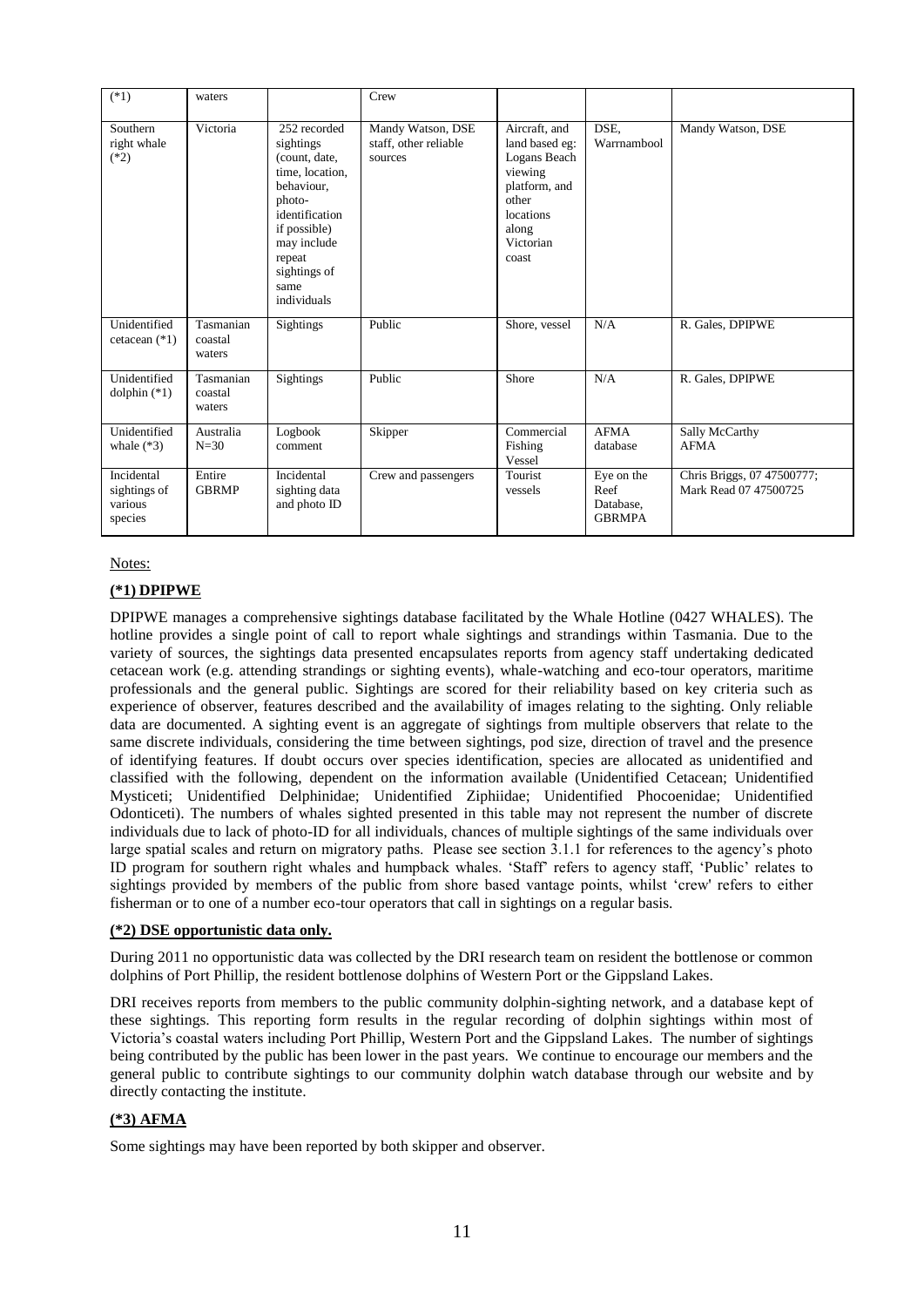| (*1) | waters | | Crew | | | |
|---|---|---|---|---|---|---|
| Southern right whale (*2) | Victoria | 252 recorded sightings (count, date, time, location, behaviour, photo-identification if possible) may include repeat sightings of same individuals | Mandy Watson, DSE staff, other reliable sources | Aircraft, and land based eg: Logans Beach viewing platform, and other locations along Victorian coast | DSE, Warrnambool | Mandy Watson, DSE |
| Unidentified cetacean (*1) | Tasmanian coastal waters | Sightings | Public | Shore, vessel | N/A | R. Gales, DPIPWE |
| Unidentified dolphin (*1) | Tasmanian coastal waters | Sightings | Public | Shore | N/A | R. Gales, DPIPWE |
| Unidentified whale (*3) | Australia N=30 | Logbook comment | Skipper | Commercial Fishing Vessel | AFMA database | Sally McCarthy AFMA |
| Incidental sightings of various species | Entire GBRMP | Incidental sighting data and photo ID | Crew and passengers | Tourist vessels | Eye on the Reef Database, GBRMPA | Chris Briggs, 07 47500777; Mark Read 07 47500725 |

Notes:

**(*1) DPIPWE**

DPIPWE manages a comprehensive sightings database facilitated by the Whale Hotline (0427 WHALES). The hotline provides a single point of call to report whale sightings and strandings within Tasmania. Due to the variety of sources, the sightings data presented encapsulates reports from agency staff undertaking dedicated cetacean work (e.g. attending strandings or sighting events), whale-watching and eco-tour operators, maritime professionals and the general public. Sightings are scored for their reliability based on key criteria such as experience of observer, features described and the availability of images relating to the sighting. Only reliable data are documented. A sighting event is an aggregate of sightings from multiple observers that relate to the same discrete individuals, considering the time between sightings, pod size, direction of travel and the presence of identifying features. If doubt occurs over species identification, species are allocated as unidentified and classified with the following, dependent on the information available (Unidentified Cetacean; Unidentified Mysticeti; Unidentified Delphinidae; Unidentified Ziphiidae; Unidentified Phocoenidae; Unidentified Odonticeti). The numbers of whales sighted presented in this table may not represent the number of discrete individuals due to lack of photo-ID for all individuals, chances of multiple sightings of the same individuals over large spatial scales and return on migratory paths. Please see section 3.1.1 for references to the agency's photo ID program for southern right whales and humpback whales. 'Staff' refers to agency staff, 'Public' relates to sightings provided by members of the public from shore based vantage points, whilst 'crew' refers to either fisherman or to one of a number eco-tour operators that call in sightings on a regular basis.

**(*2) DSE opportunistic data only.**

During 2011 no opportunistic data was collected by the DRI research team on resident the bottlenose or common dolphins of Port Phillip, the resident bottlenose dolphins of Western Port or the Gippsland Lakes.

DRI receives reports from members to the public community dolphin-sighting network, and a database kept of these sightings. This reporting form results in the regular recording of dolphin sightings within most of Victoria's coastal waters including Port Phillip, Western Port and the Gippsland Lakes. The number of sightings being contributed by the public has been lower in the past years. We continue to encourage our members and the general public to contribute sightings to our community dolphin watch database through our website and by directly contacting the institute.

**(*3) AFMA**

Some sightings may have been reported by both skipper and observer.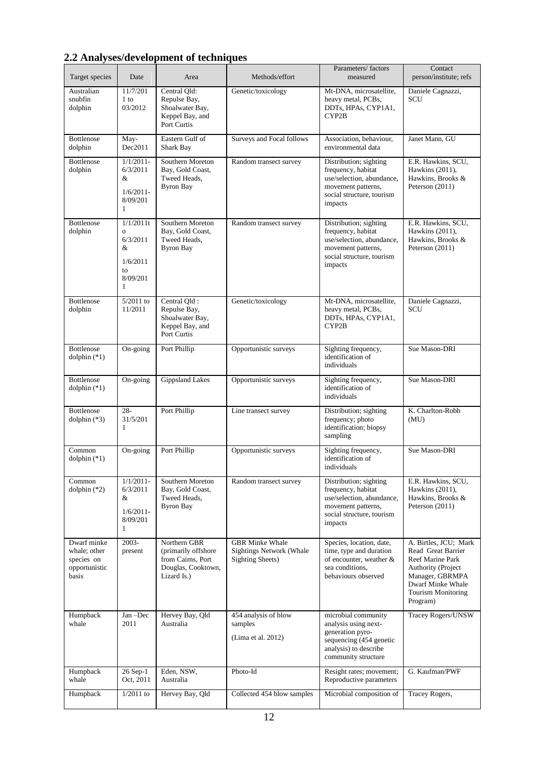## 2.2 Analyses/development of techniques

| Target species | Date | Area | Methods/effort | Parameters/ factors measured | Contact person/institute; refs |
|---|---|---|---|---|---|
| Australian snubfin dolphin | 11/7/2011 to 03/2012 | Central Qld: Repulse Bay, Shoalwater Bay, Keppel Bay, and Port Curtis | Genetic/toxicology | Mt-DNA, microsatellite, heavy metal, PCBs, DDTs, HPAs, CYP1A1, CYP2B | Daniele Cagnazzi, SCU |
| Bottlenose dolphin | May-Dec2011 | Eastern Gulf of Shark Bay | Surveys and Focal follows | Association, behaviour, environmental data | Janet Mann, GU |
| Bottlenose dolphin | 1/1/2011-6/3/2011 & 1/6/2011-8/09/2011 | Southern Moreton Bay, Gold Coast, Tweed Heads, Byron Bay | Random transect survey | Distribution; sighting frequency, habitat use/selection, abundance, movement patterns, social structure, tourism impacts | E.R. Hawkins, SCU, Hawkins (2011), Hawkins, Brooks & Peterson (2011) |
| Bottlenose dolphin | 1/1/2011to 6/3/2011 & 1/6/2011 to 8/09/2011 | Southern Moreton Bay, Gold Coast, Tweed Heads, Byron Bay | Random transect survey | Distribution; sighting frequency, habitat use/selection, abundance, movement patterns, social structure, tourism impacts | E.R. Hawkins, SCU, Hawkins (2011), Hawkins, Brooks & Peterson (2011) |
| Bottlenose dolphin | 5/2011 to 11/2011 | Central Qld : Repulse Bay, Shoalwater Bay, Keppel Bay, and Port Curtis | Genetic/toxicology | Mt-DNA, microsatellite, heavy metal, PCBs, DDTs, HPAs, CYP1A1, CYP2B | Daniele Cagnazzi, SCU |
| Bottlenose dolphin (*1) | On-going | Port Phillip | Opportunistic surveys | Sighting frequency, identification of individuals | Sue Mason-DRI |
| Bottlenose dolphin (*1) | On-going | Gippsland Lakes | Opportunistic surveys | Sighting frequency, identification of individuals | Sue Mason-DRI |
| Bottlenose dolphin (*3) | 28-31/5/2011 | Port Phillip | Line transect survey | Distribution; sighting frequency; photo identification; biopsy sampling | K. Charlton-Robb (MU) |
| Common dolphin (*1) | On-going | Port Phillip | Opportunistic surveys | Sighting frequency, identification of individuals | Sue Mason-DRI |
| Common dolphin (*2) | 1/1/2011-6/3/2011 & 1/6/2011-8/09/2011 | Southern Moreton Bay, Gold Coast, Tweed Heads, Byron Bay | Random transect survey | Distribution; sighting frequency, habitat use/selection, abundance, movement patterns, social structure, tourism impacts | E.R. Hawkins, SCU, Hawkins (2011), Hawkins, Brooks & Peterson (2011) |
| Dwarf minke whale; other species on opportunistic basis | 2003-present | Northern GBR (primarily offshore from Cairns, Port Douglas, Cooktown, Lizard Is.) | GBR Minke Whale Sightings Network (Whale Sighting Sheets) | Species, location, date, time, type and duration of encounter, weather & sea conditions, behaviours observed | A. Birtles, JCU; Mark Read Great Barrier Reef Marine Park Authority (Project Manager, GBRMPA Dwarf Minke Whale Tourism Monitoring Program) |
| Humpback whale | Jan –Dec 2011 | Hervey Bay, Qld Australia | 454 analysis of blow samples (Lima et al. 2012) | microbial community analysis using next-generation pyro-sequencing (454 genetic analysis) to describe community structure | Tracey Rogers/UNSW |
| Humpback whale | 26 Sep-1 Oct, 2011 | Eden, NSW, Australia | Photo-Id | Resight rates; movement; Reproductive parameters | G. Kaufman/PWF |
| Humpback | 1/2011 to | Hervey Bay, Qld | Collected 454 blow samples | Microbial composition of | Tracey Rogers, |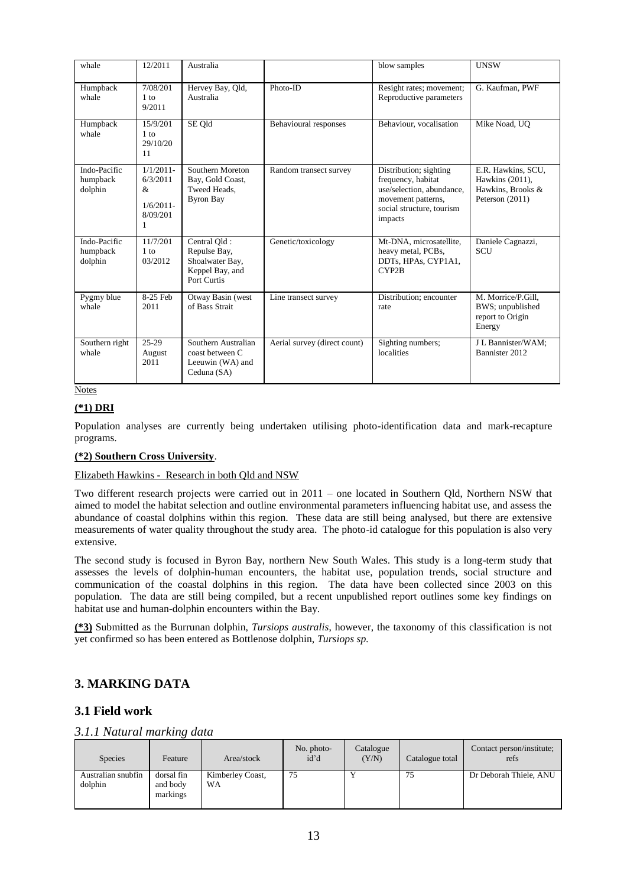| whale | 12/2011 | Australia | | blow samples | UNSW |
|---|---|---|---|---|---|
| Humpback whale | 7/08/2011 to 9/2011 | Hervey Bay, Qld, Australia | Photo-ID | Resight rates; movement; Reproductive parameters | G. Kaufman, PWF |
| Humpback whale | 15/9/2011 to 29/10/2011 | SE Qld | Behavioural responses | Behaviour, vocalisation | Mike Noad, UQ |
| Indo-Pacific humpback dolphin | 1/1/2011-6/3/2011 & 1/6/2011-8/09/2011 | Southern Moreton Bay, Gold Coast, Tweed Heads, Byron Bay | Random transect survey | Distribution; sighting frequency, habitat use/selection, abundance, movement patterns, social structure, tourism impacts | E.R. Hawkins, SCU, Hawkins (2011), Hawkins, Brooks & Peterson (2011) |
| Indo-Pacific humpback dolphin | 11/7/2011 to 03/2012 | Central Qld : Repulse Bay, Shoalwater Bay, Keppel Bay, and Port Curtis | Genetic/toxicology | Mt-DNA, microsatellite, heavy metal, PCBs, DDTs, HPAs, CYP1A1, CYP2B | Daniele Cagnazzi, SCU |
| Pygmy blue whale | 8-25 Feb 2011 | Otway Basin (west of Bass Strait | Line transect survey | Distribution; encounter rate | M. Morrice/P.Gill, BWS; unpublished report to Origin Energy |
| Southern right whale | 25-29 August 2011 | Southern Australian coast between C Leeuwin (WA) and Ceduna (SA) | Aerial survey (direct count) | Sighting numbers; localities | J L Bannister/WAM; Bannister 2012 |

Notes

**(*1) DRI**

Population analyses are currently being undertaken utilising photo-identification data and mark-recapture programs.

**(*2) Southern Cross University**.

Elizabeth Hawkins - Research in both Qld and NSW

Two different research projects were carried out in 2011 – one located in Southern Qld, Northern NSW that aimed to model the habitat selection and outline environmental parameters influencing habitat use, and assess the abundance of coastal dolphins within this region. These data are still being analysed, but there are extensive measurements of water quality throughout the study area. The photo-id catalogue for this population is also very extensive.

The second study is focused in Byron Bay, northern New South Wales. This study is a long-term study that assesses the levels of dolphin-human encounters, the habitat use, population trends, social structure and communication of the coastal dolphins in this region. The data have been collected since 2003 on this population. The data are still being compiled, but a recent unpublished report outlines some key findings on habitat use and human-dolphin encounters within the Bay.

**(*3)** Submitted as the Burrunan dolphin, *Tursiops australis*, however, the taxonomy of this classification is not yet confirmed so has been entered as Bottlenose dolphin, *Tursiops sp.*

## 3. MARKING DATA

### 3.1 Field work

#### *3.1.1 Natural marking data*

| Species | Feature | Area/stock | No. photo-id'd | Catalogue (Y/N) | Catalogue total | Contact person/institute; refs |
|---|---|---|---|---|---|---|
| Australian snubfin dolphin | dorsal fin and body markings | Kimberley Coast, WA | 75 | Y | 75 | Dr Deborah Thiele, ANU |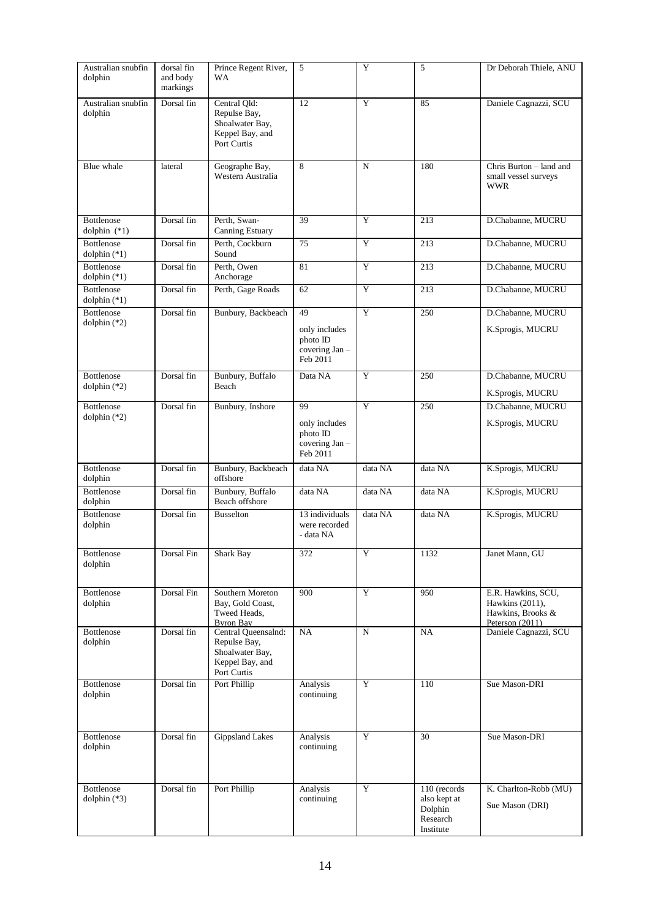| Australian snubfin dolphin | dorsal fin and body markings | Prince Regent River, WA | 5 | Y | 5 | Dr Deborah Thiele, ANU |
|---|---|---|---|---|---|---|
| Australian snubfin dolphin | Dorsal fin | Central Qld: Repulse Bay, Shoalwater Bay, Keppel Bay, and Port Curtis | 12 | Y | 85 | Daniele Cagnazzi, SCU |
| Blue whale | lateral | Geographe Bay, Western Australia | 8 | N | 180 | Chris Burton – land and small vessel surveys WWR |
| Bottlenose dolphin (*1) | Dorsal fin | Perth, Swan-Canning Estuary | 39 | Y | 213 | D.Chabanne, MUCRU |
| Bottlenose dolphin (*1) | Dorsal fin | Perth, Cockburn Sound | 75 | Y | 213 | D.Chabanne, MUCRU |
| Bottlenose dolphin (*1) | Dorsal fin | Perth, Owen Anchorage | 81 | Y | 213 | D.Chabanne, MUCRU |
| Bottlenose dolphin (*1) | Dorsal fin | Perth, Gage Roads | 62 | Y | 213 | D.Chabanne, MUCRU |
| Bottlenose dolphin (*2) | Dorsal fin | Bunbury, Backbeach | 49<br><br>only includes photo ID covering Jan – Feb 2011 | Y | 250 | D.Chabanne, MUCRU<br><br>K.Sprogis, MUCRU |
| Bottlenose dolphin (*2) | Dorsal fin | Bunbury, Buffalo Beach | Data NA | Y | 250 | D.Chabanne, MUCRU<br><br>K.Sprogis, MUCRU |
| Bottlenose dolphin (*2) | Dorsal fin | Bunbury, Inshore | 99<br><br>only includes photo ID covering Jan – Feb 2011 | Y | 250 | D.Chabanne, MUCRU<br><br>K.Sprogis, MUCRU |
| Bottlenose dolphin | Dorsal fin | Bunbury, Backbeach offshore | data NA | data NA | data NA | K.Sprogis, MUCRU |
| Bottlenose dolphin | Dorsal fin | Bunbury, Buffalo Beach offshore | data NA | data NA | data NA | K.Sprogis, MUCRU |
| Bottlenose dolphin | Dorsal fin | Busselton | 13 individuals were recorded - data NA | data NA | data NA | K.Sprogis, MUCRU |
| Bottlenose dolphin | Dorsal Fin | Shark Bay | 372 | Y | 1132 | Janet Mann, GU |
| Bottlenose dolphin | Dorsal Fin | Southern Moreton Bay, Gold Coast, Tweed Heads, Byron Bay | 900 | Y | 950 | E.R. Hawkins, SCU, Hawkins (2011), Hawkins, Brooks & Peterson (2011) |
| Bottlenose dolphin | Dorsal fin | Central Queensalnd: Repulse Bay, Shoalwater Bay, Keppel Bay, and Port Curtis | NA | N | NA | Daniele Cagnazzi, SCU |
| Bottlenose dolphin | Dorsal fin | Port Phillip | Analysis continuing | Y | 110 | Sue Mason-DRI |
| Bottlenose dolphin | Dorsal fin | Gippsland Lakes | Analysis continuing | Y | 30 | Sue Mason-DRI |
| Bottlenose dolphin (*3) | Dorsal fin | Port Phillip | Analysis continuing | Y | 110 (records also kept at Dolphin Research Institute | K. Charlton-Robb (MU)<br><br>Sue Mason (DRI) |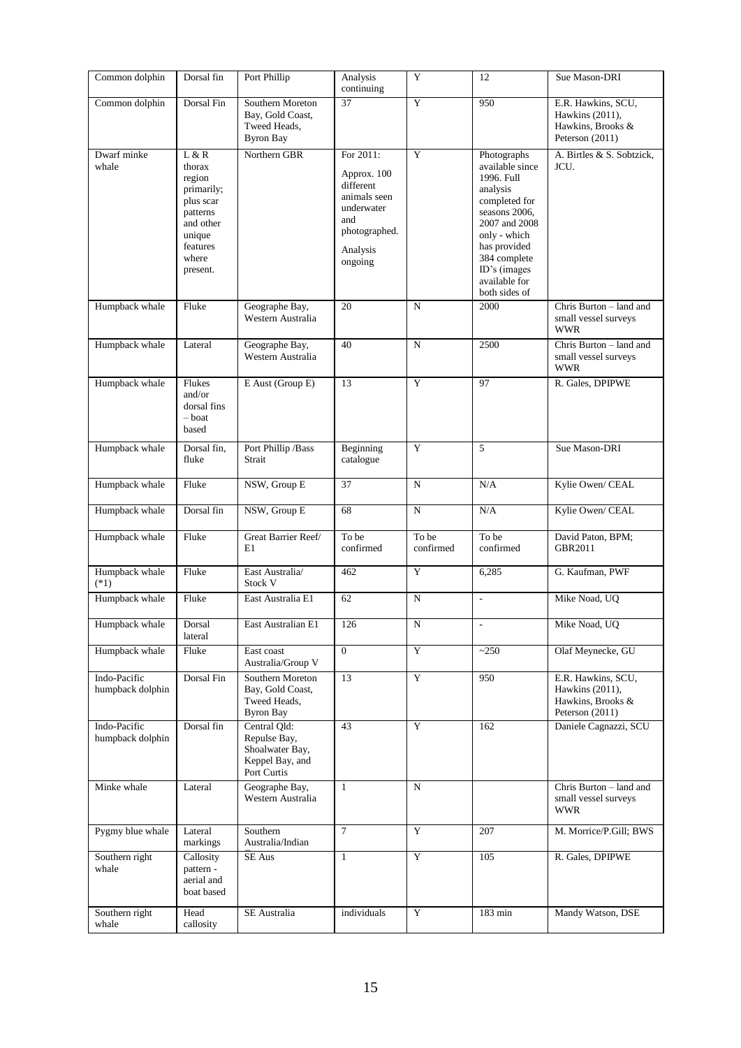| Common dolphin | Dorsal fin | Port Phillip | Analysis continuing | Y | 12 | Sue Mason-DRI |
|---|---|---|---|---|---|---|
| Common dolphin | Dorsal Fin | Southern Moreton Bay, Gold Coast, Tweed Heads, Byron Bay | 37 | Y | 950 | E.R. Hawkins, SCU, Hawkins (2011), Hawkins, Brooks & Peterson (2011) |
| Dwarf minke whale | L & R thorax region primarily; plus scar patterns and other unique features where present. | Northern GBR | For 2011: Approx. 100 different animals seen underwater and photographed. Analysis ongoing | Y | Photographs available since 1996. Full analysis completed for seasons 2006, 2007 and 2008 only - which has provided 384 complete ID's (images available for both sides of | A. Birtles & S. Sobtzick, JCU. |
| Humpback whale | Fluke | Geographe Bay, Western Australia | 20 | N | 2000 | Chris Burton – land and small vessel surveys WWR |
| Humpback whale | Lateral | Geographe Bay, Western Australia | 40 | N | 2500 | Chris Burton – land and small vessel surveys WWR |
| Humpback whale | Flukes and/or dorsal fins – boat based | E Aust (Group E) | 13 | Y | 97 | R. Gales, DPIPWE |
| Humpback whale | Dorsal fin, fluke | Port Phillip /Bass Strait | Beginning catalogue | Y | 5 | Sue Mason-DRI |
| Humpback whale | Fluke | NSW, Group E | 37 | N | N/A | Kylie Owen/ CEAL |
| Humpback whale | Dorsal fin | NSW, Group E | 68 | N | N/A | Kylie Owen/ CEAL |
| Humpback whale | Fluke | Great Barrier Reef/ E1 | To be confirmed | To be confirmed | To be confirmed | David Paton, BPM; GBR2011 |
| Humpback whale (*1) | Fluke | East Australia/ Stock V | 462 | Y | 6,285 | G. Kaufman, PWF |
| Humpback whale | Fluke | East Australia E1 | 62 | N | - | Mike Noad, UQ |
| Humpback whale | Dorsal lateral | East Australian E1 | 126 | N | - | Mike Noad, UQ |
| Humpback whale | Fluke | East coast Australia/Group V | 0 | Y | ~250 | Olaf Meynecke, GU |
| Indo-Pacific humpback dolphin | Dorsal Fin | Southern Moreton Bay, Gold Coast, Tweed Heads, Byron Bay | 13 | Y | 950 | E.R. Hawkins, SCU, Hawkins (2011), Hawkins, Brooks & Peterson (2011) |
| Indo-Pacific humpback dolphin | Dorsal fin | Central Qld: Repulse Bay, Shoalwater Bay, Keppel Bay, and Port Curtis | 43 | Y | 162 | Daniele Cagnazzi, SCU |
| Minke whale | Lateral | Geographe Bay, Western Australia | 1 | N | | Chris Burton – land and small vessel surveys WWR |
| Pygmy blue whale | Lateral markings | Southern Australia/Indian Ocean | 7 | Y | 207 | M. Morrice/P.Gill; BWS |
| Southern right whale | Callosity pattern - aerial and boat based | SE Aus | 1 | Y | 105 | R. Gales, DPIPWE |
| Southern right whale | Head callosity | SE Australia | individuals | Y | 183 min | Mandy Watson, DSE |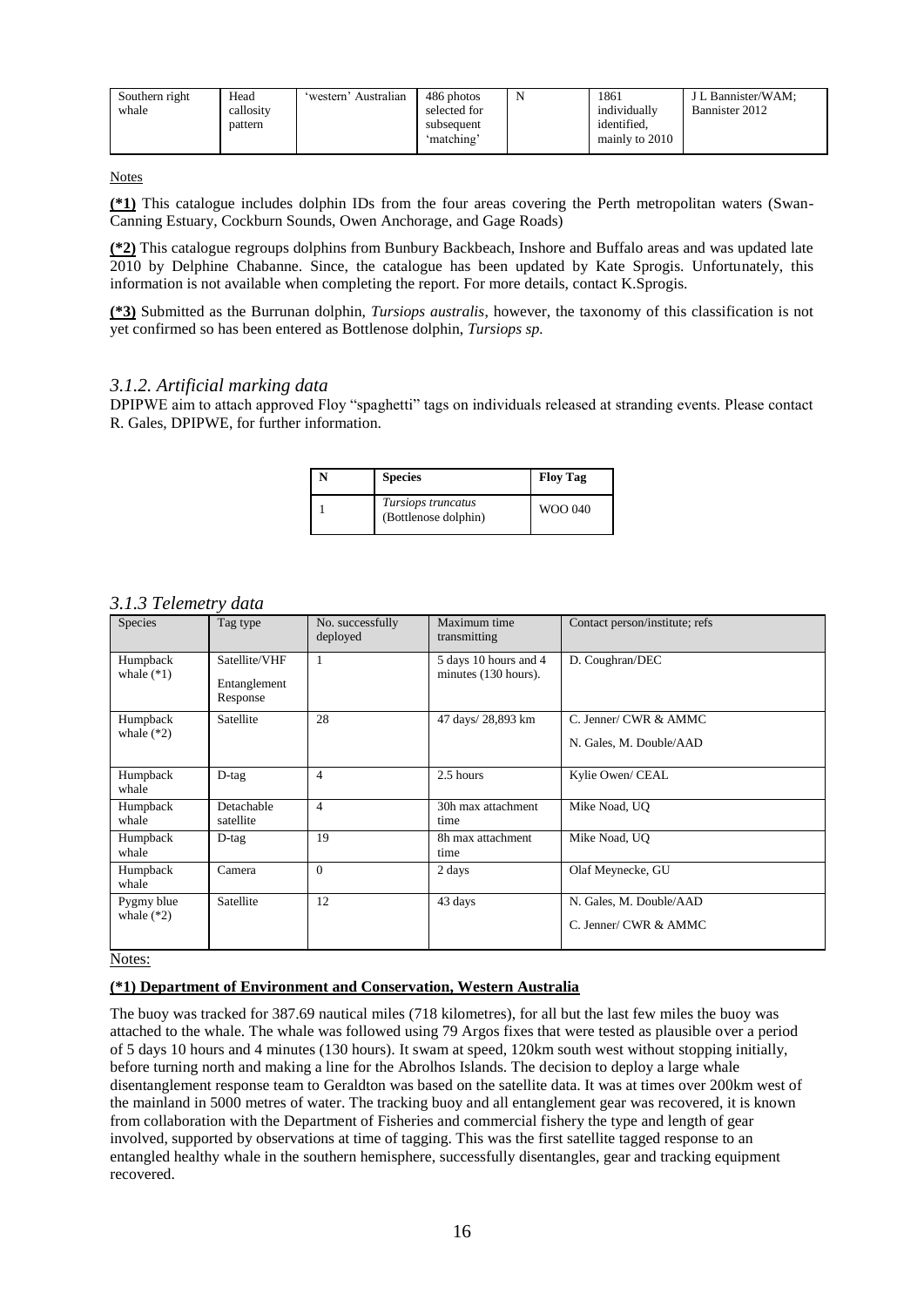| Southern right whale | Head callosity pattern | 'western' Australian | 486 photos selected for subsequent 'matching' | N | 1861 individually identified, mainly to 2010 | J L Bannister/WAM; Bannister 2012 |
|---|---|---|---|---|---|---|

Notes

**(*1)** This catalogue includes dolphin IDs from the four areas covering the Perth metropolitan waters (Swan-Canning Estuary, Cockburn Sounds, Owen Anchorage, and Gage Roads)

**(*2)** This catalogue regroups dolphins from Bunbury Backbeach, Inshore and Buffalo areas and was updated late 2010 by Delphine Chabanne. Since, the catalogue has been updated by Kate Sprogis. Unfortunately, this information is not available when completing the report. For more details, contact K.Sprogis.

**(*3)** Submitted as the Burrunan dolphin, *Tursiops australis*, however, the taxonomy of this classification is not yet confirmed so has been entered as Bottlenose dolphin, *Tursiops sp.*

### *3.1.2. Artificial marking data*

DPIPWE aim to attach approved Floy "spaghetti" tags on individuals released at stranding events. Please contact R. Gales, DPIPWE, for further information.

| N | Species | Floy Tag |
|---|---|---|
| 1 | *Tursiops truncatus* (Bottlenose dolphin) | WOO 040 |

### *3.1.3 Telemetry data*

| Species | Tag type | No. successfully deployed | Maximum time transmitting | Contact person/institute; refs |
|---|---|---|---|---|
| Humpback whale (*1) | Satellite/VHF Entanglement Response | 1 | 5 days 10 hours and 4 minutes (130 hours). | D. Coughran/DEC |
| Humpback whale (*2) | Satellite | 28 | 47 days/ 28,893 km | C. Jenner/ CWR & AMMC N. Gales, M. Double/AAD |
| Humpback whale | D-tag | 4 | 2.5 hours | Kylie Owen/ CEAL |
| Humpback whale | Detachable satellite | 4 | 30h max attachment time | Mike Noad, UQ |
| Humpback whale | D-tag | 19 | 8h max attachment time | Mike Noad, UQ |
| Humpback whale | Camera | 0 | 2 days | Olaf Meynecke, GU |
| Pygmy blue whale (*2) | Satellite | 12 | 43 days | N. Gales, M. Double/AAD C. Jenner/ CWR & AMMC |

Notes:

**(*1) Department of Environment and Conservation, Western Australia**

The buoy was tracked for 387.69 nautical miles (718 kilometres), for all but the last few miles the buoy was attached to the whale. The whale was followed using 79 Argos fixes that were tested as plausible over a period of 5 days 10 hours and 4 minutes (130 hours). It swam at speed, 120km south west without stopping initially, before turning north and making a line for the Abrolhos Islands. The decision to deploy a large whale disentanglement response team to Geraldton was based on the satellite data. It was at times over 200km west of the mainland in 5000 metres of water. The tracking buoy and all entanglement gear was recovered, it is known from collaboration with the Department of Fisheries and commercial fishery the type and length of gear involved, supported by observations at time of tagging. This was the first satellite tagged response to an entangled healthy whale in the southern hemisphere, successfully disentangles, gear and tracking equipment recovered.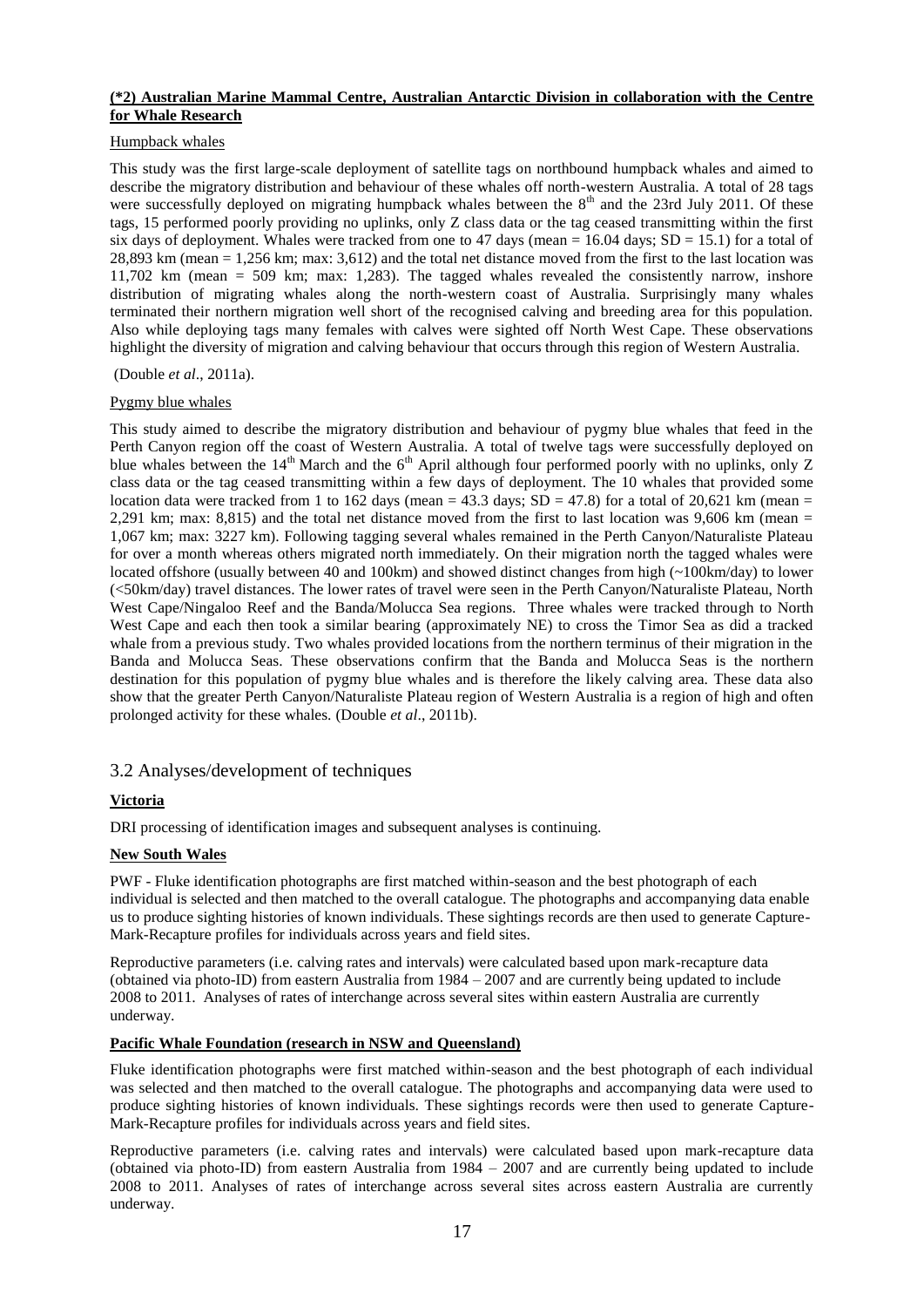**(*2) Australian Marine Mammal Centre, Australian Antarctic Division in collaboration with the Centre for Whale Research**

Humpback whales

This study was the first large-scale deployment of satellite tags on northbound humpback whales and aimed to describe the migratory distribution and behaviour of these whales off north-western Australia. A total of 28 tags were successfully deployed on migrating humpback whales between the 8th and the 23rd July 2011. Of these tags, 15 performed poorly providing no uplinks, only Z class data or the tag ceased transmitting within the first six days of deployment. Whales were tracked from one to 47 days (mean = 16.04 days; SD = 15.1) for a total of 28,893 km (mean = 1,256 km; max: 3,612) and the total net distance moved from the first to the last location was 11,702 km (mean = 509 km; max: 1,283). The tagged whales revealed the consistently narrow, inshore distribution of migrating whales along the north-western coast of Australia. Surprisingly many whales terminated their northern migration well short of the recognised calving and breeding area for this population. Also while deploying tags many females with calves were sighted off North West Cape. These observations highlight the diversity of migration and calving behaviour that occurs through this region of Western Australia.

(Double *et al*., 2011a).

Pygmy blue whales

This study aimed to describe the migratory distribution and behaviour of pygmy blue whales that feed in the Perth Canyon region off the coast of Western Australia. A total of twelve tags were successfully deployed on blue whales between the 14th March and the 6th April although four performed poorly with no uplinks, only Z class data or the tag ceased transmitting within a few days of deployment. The 10 whales that provided some location data were tracked from 1 to 162 days (mean = 43.3 days; SD = 47.8) for a total of 20,621 km (mean = 2,291 km; max: 8,815) and the total net distance moved from the first to last location was 9,606 km (mean = 1,067 km; max: 3227 km). Following tagging several whales remained in the Perth Canyon/Naturaliste Plateau for over a month whereas others migrated north immediately. On their migration north the tagged whales were located offshore (usually between 40 and 100km) and showed distinct changes from high (~100km/day) to lower (<50km/day) travel distances. The lower rates of travel were seen in the Perth Canyon/Naturaliste Plateau, North West Cape/Ningaloo Reef and the Banda/Molucca Sea regions. Three whales were tracked through to North West Cape and each then took a similar bearing (approximately NE) to cross the Timor Sea as did a tracked whale from a previous study. Two whales provided locations from the northern terminus of their migration in the Banda and Molucca Seas. These observations confirm that the Banda and Molucca Seas is the northern destination for this population of pygmy blue whales and is therefore the likely calving area. These data also show that the greater Perth Canyon/Naturaliste Plateau region of Western Australia is a region of high and often prolonged activity for these whales. (Double *et al*., 2011b).

## 3.2 Analyses/development of techniques

**Victoria**

DRI processing of identification images and subsequent analyses is continuing.

**New South Wales**

PWF - Fluke identification photographs are first matched within-season and the best photograph of each individual is selected and then matched to the overall catalogue. The photographs and accompanying data enable us to produce sighting histories of known individuals. These sightings records are then used to generate Capture-Mark-Recapture profiles for individuals across years and field sites.

Reproductive parameters (i.e. calving rates and intervals) were calculated based upon mark-recapture data (obtained via photo-ID) from eastern Australia from 1984 – 2007 and are currently being updated to include 2008 to 2011. Analyses of rates of interchange across several sites within eastern Australia are currently underway.

**Pacific Whale Foundation (research in NSW and Queensland)**

Fluke identification photographs were first matched within-season and the best photograph of each individual was selected and then matched to the overall catalogue. The photographs and accompanying data were used to produce sighting histories of known individuals. These sightings records were then used to generate Capture-Mark-Recapture profiles for individuals across years and field sites.

Reproductive parameters (i.e. calving rates and intervals) were calculated based upon mark-recapture data (obtained via photo-ID) from eastern Australia from 1984 – 2007 and are currently being updated to include 2008 to 2011. Analyses of rates of interchange across several sites across eastern Australia are currently underway.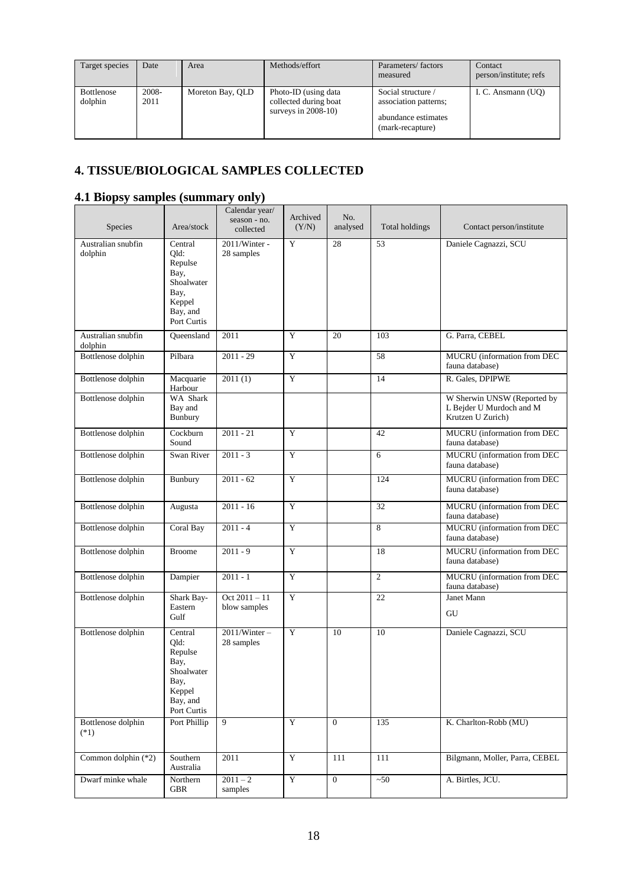| Target species | Date | Area | Methods/effort | Parameters/ factors measured | Contact person/institute; refs |
|---|---|---|---|---|---|
| Bottlenose dolphin | 2008-2011 | Moreton Bay, QLD | Photo-ID (using data collected during boat surveys in 2008-10) | Social structure / association patterns; abundance estimates (mark-recapture) | I. C. Ansmann (UQ) |

## 4. TISSUE/BIOLOGICAL SAMPLES COLLECTED

### 4.1 Biopsy samples (summary only)

| Species | Area/stock | Calendar year/ season - no. collected | Archived (Y/N) | No. analysed | Total holdings | Contact person/institute |
|---|---|---|---|---|---|---|
| Australian snubfin dolphin | Central Qld: Repulse Bay, Shoalwater Bay, Keppel Bay, and Port Curtis | 2011/Winter - 28 samples | Y | 28 | 53 | Daniele Cagnazzi, SCU |
| Australian snubfin dolphin | Queensland | 2011 | Y | 20 | 103 | G. Parra, CEBEL |
| Bottlenose dolphin | Pilbara | 2011 - 29 | Y | | 58 | MUCRU (information from DEC fauna database) |
| Bottlenose dolphin | Macquarie Harbour | 2011 (1) | Y | | 14 | R. Gales, DPIPWE |
| Bottlenose dolphin | WA Shark Bay and Bunbury | | | | | W Sherwin UNSW (Reported by L Bejder U Murdoch and M Krutzen U Zurich) |
| Bottlenose dolphin | Cockburn Sound | 2011 - 21 | Y | | 42 | MUCRU (information from DEC fauna database) |
| Bottlenose dolphin | Swan River | 2011 - 3 | Y | | 6 | MUCRU (information from DEC fauna database) |
| Bottlenose dolphin | Bunbury | 2011 - 62 | Y | | 124 | MUCRU (information from DEC fauna database) |
| Bottlenose dolphin | Augusta | 2011 - 16 | Y | | 32 | MUCRU (information from DEC fauna database) |
| Bottlenose dolphin | Coral Bay | 2011 - 4 | Y | | 8 | MUCRU (information from DEC fauna database) |
| Bottlenose dolphin | Broome | 2011 - 9 | Y | | 18 | MUCRU (information from DEC fauna database) |
| Bottlenose dolphin | Dampier | 2011 - 1 | Y | | 2 | MUCRU (information from DEC fauna database) |
| Bottlenose dolphin | Shark Bay-Eastern Gulf | Oct 2011 – 11 blow samples | Y | | 22 | Janet Mann GU |
| Bottlenose dolphin | Central Qld: Repulse Bay, Shoalwater Bay, Keppel Bay, and Port Curtis | 2011/Winter – 28 samples | Y | 10 | 10 | Daniele Cagnazzi, SCU |
| Bottlenose dolphin (*1) | Port Phillip | 9 | Y | 0 | 135 | K. Charlton-Robb (MU) |
| Common dolphin (*2) | Southern Australia | 2011 | Y | 111 | 111 | Bilgmann, Moller, Parra, CEBEL |
| Dwarf minke whale | Northern GBR | 2011 – 2 samples | Y | 0 | ~50 | A. Birtles, JCU. |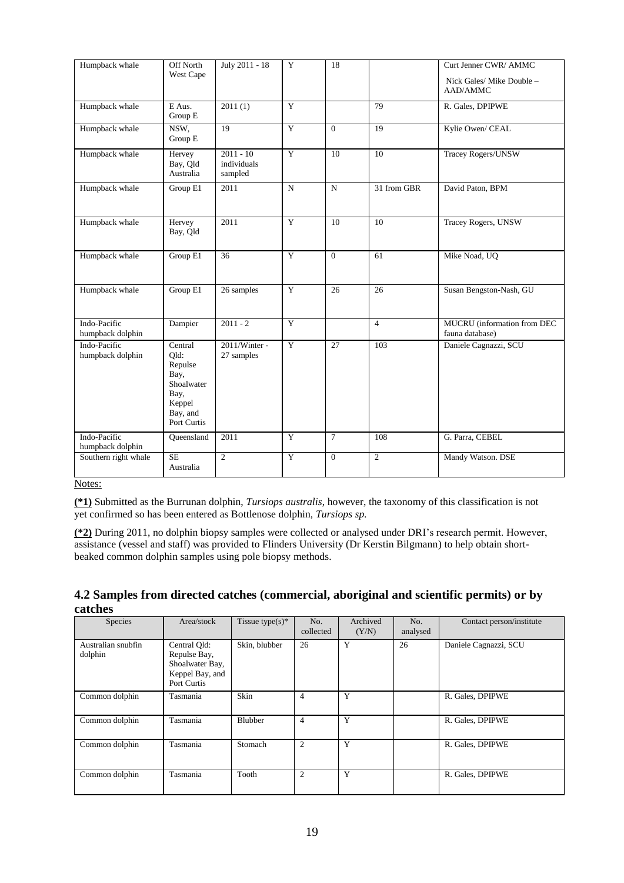| Humpback whale | Off North West Cape | July 2011 - 18 | Y | 18 | | Curt Jenner CWR/ AMMC<br><br>Nick Gales/ Mike Double – AAD/AMMC |
|---|---|---|---|---|---|---|
| Humpback whale | E Aus. Group E | 2011 (1) | Y | | 79 | R. Gales, DPIPWE |
| Humpback whale | NSW, Group E | 19 | Y | 0 | 19 | Kylie Owen/ CEAL |
| Humpback whale | Hervey Bay, Qld Australia | 2011 - 10 individuals sampled | Y | 10 | 10 | Tracey Rogers/UNSW |
| Humpback whale | Group E1 | 2011 | N | N | 31 from GBR | David Paton, BPM |
| Humpback whale | Hervey Bay, Qld | 2011 | Y | 10 | 10 | Tracey Rogers, UNSW |
| Humpback whale | Group E1 | 36 | Y | 0 | 61 | Mike Noad, UQ |
| Humpback whale | Group E1 | 26 samples | Y | 26 | 26 | Susan Bengston-Nash, GU |
| Indo-Pacific humpback dolphin | Dampier | 2011 - 2 | Y | | 4 | MUCRU (information from DEC fauna database) |
| Indo-Pacific humpback dolphin | Central Qld: Repulse Bay, Shoalwater Bay, Keppel Bay, and Port Curtis | 2011/Winter - 27 samples | Y | 27 | 103 | Daniele Cagnazzi, SCU |
| Indo-Pacific humpback dolphin | Queensland | 2011 | Y | 7 | 108 | G. Parra, CEBEL |
| Southern right whale | SE Australia | 2 | Y | 0 | 2 | Mandy Watson. DSE |

Notes:

**(*1)** Submitted as the Burrunan dolphin, *Tursiops australis*, however, the taxonomy of this classification is not yet confirmed so has been entered as Bottlenose dolphin, *Tursiops sp.*

**(*2)** During 2011, no dolphin biopsy samples were collected or analysed under DRI's research permit. However, assistance (vessel and staff) was provided to Flinders University (Dr Kerstin Bilgmann) to help obtain short-beaked common dolphin samples using pole biopsy methods.

## 4.2 Samples from directed catches (commercial, aboriginal and scientific permits) or by catches

| Species | Area/stock | Tissue type(s)* | No. collected | Archived (Y/N) | No. analysed | Contact person/institute |
|---|---|---|---|---|---|---|
| Australian snubfin dolphin | Central Qld: Repulse Bay, Shoalwater Bay, Keppel Bay, and Port Curtis | Skin, blubber | 26 | Y | 26 | Daniele Cagnazzi, SCU |
| Common dolphin | Tasmania | Skin | 4 | Y | | R. Gales, DPIPWE |
| Common dolphin | Tasmania | Blubber | 4 | Y | | R. Gales, DPIPWE |
| Common dolphin | Tasmania | Stomach | 2 | Y | | R. Gales, DPIPWE |
| Common dolphin | Tasmania | Tooth | 2 | Y | | R. Gales, DPIPWE |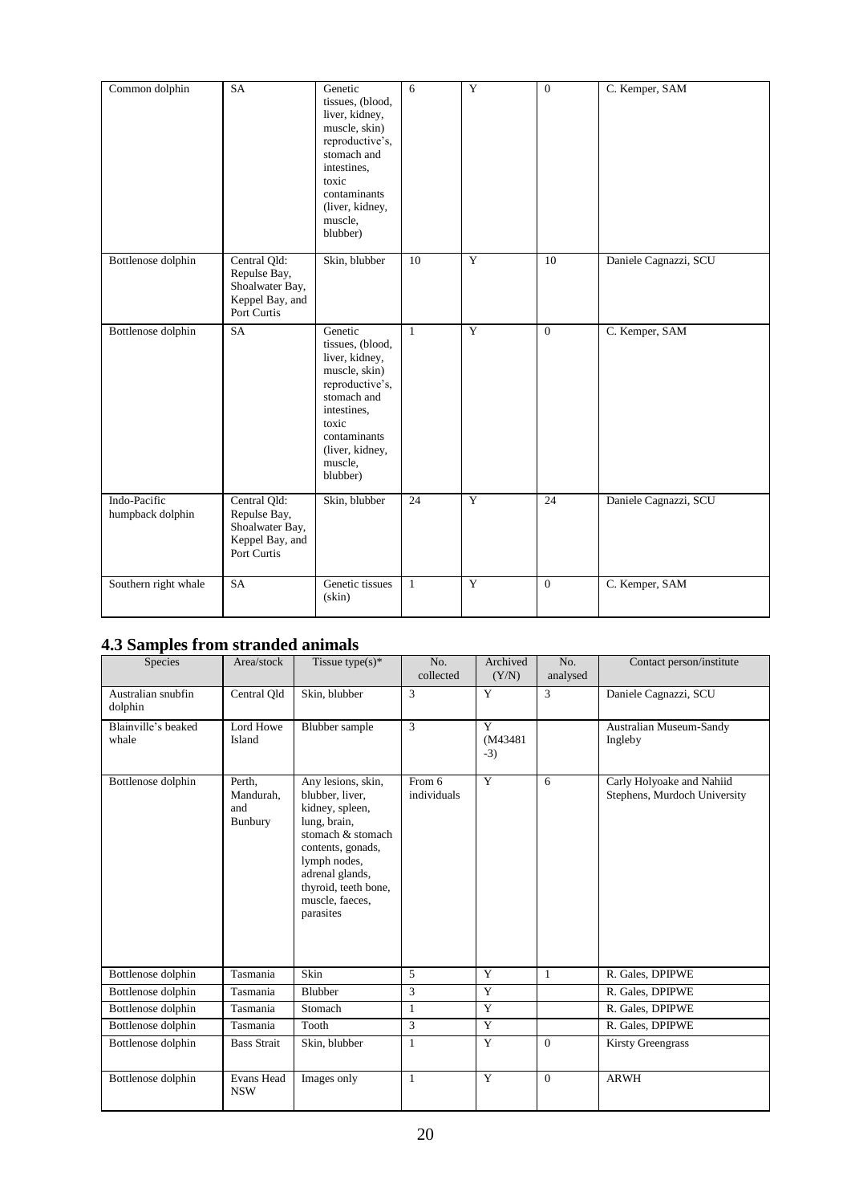| Common dolphin | SA | Genetic tissues, (blood, liver, kidney, muscle, skin) reproductive's, stomach and intestines, toxic contaminants (liver, kidney, muscle, blubber) | 6 | Y | 0 | C. Kemper, SAM |
|---|---|---|---|---|---|---|
| Bottlenose dolphin | Central Qld: Repulse Bay, Shoalwater Bay, Keppel Bay, and Port Curtis | Skin, blubber | 10 | Y | 10 | Daniele Cagnazzi, SCU |
| Bottlenose dolphin | SA | Genetic tissues, (blood, liver, kidney, muscle, skin) reproductive's, stomach and intestines, toxic contaminants (liver, kidney, muscle, blubber) | 1 | Y | 0 | C. Kemper, SAM |
| Indo-Pacific humpback dolphin | Central Qld: Repulse Bay, Shoalwater Bay, Keppel Bay, and Port Curtis | Skin, blubber | 24 | Y | 24 | Daniele Cagnazzi, SCU |
| Southern right whale | SA | Genetic tissues (skin) | 1 | Y | 0 | C. Kemper, SAM |

## 4.3 Samples from stranded animals

| Species | Area/stock | Tissue type(s)* | No. collected | Archived (Y/N) | No. analysed | Contact person/institute |
|---|---|---|---|---|---|---|
| Australian snubfin dolphin | Central Qld | Skin, blubber | 3 | Y | 3 | Daniele Cagnazzi, SCU |
| Blainville's beaked whale | Lord Howe Island | Blubber sample | 3 | Y (M43481 -3) | | Australian Museum-Sandy Ingleby |
| Bottlenose dolphin | Perth, Mandurah, and Bunbury | Any lesions, skin, blubber, liver, kidney, spleen, lung, brain, stomach & stomach contents, gonads, lymph nodes, adrenal glands, thyroid, teeth bone, muscle, faeces, parasites | From 6 individuals | Y | 6 | Carly Holyoake and Nahiid Stephens, Murdoch University |
| Bottlenose dolphin | Tasmania | Skin | 5 | Y | 1 | R. Gales, DPIPWE |
| Bottlenose dolphin | Tasmania | Blubber | 3 | Y | | R. Gales, DPIPWE |
| Bottlenose dolphin | Tasmania | Stomach | 1 | Y | | R. Gales, DPIPWE |
| Bottlenose dolphin | Tasmania | Tooth | 3 | Y | | R. Gales, DPIPWE |
| Bottlenose dolphin | Bass Strait | Skin, blubber | 1 | Y | 0 | Kirsty Greengrass |
| Bottlenose dolphin | Evans Head NSW | Images only | 1 | Y | 0 | ARWH |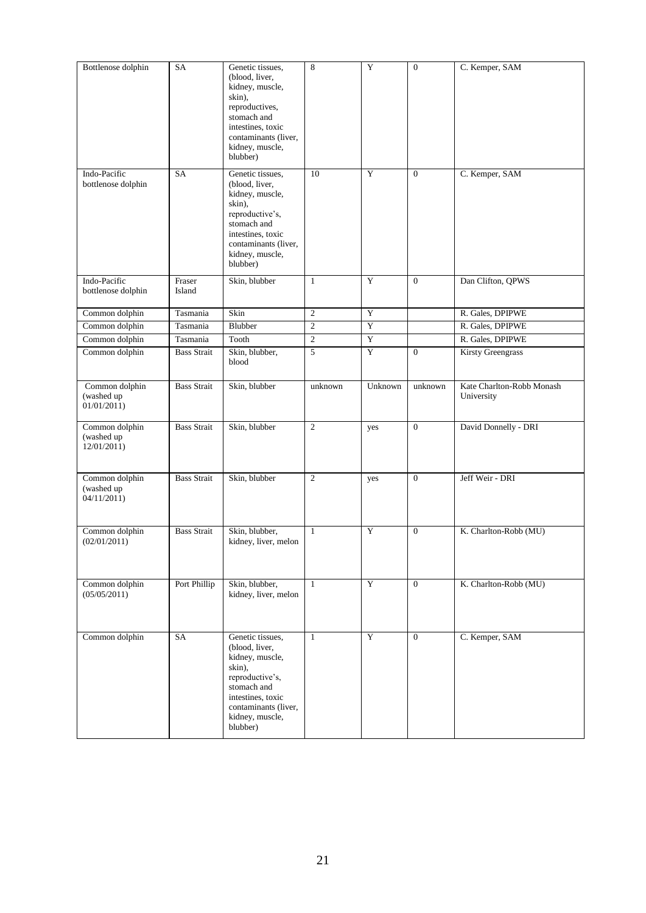| | | | | | | |
|---|---|---|---|---|---|---|
| Bottlenose dolphin | SA | Genetic tissues, (blood, liver, kidney, muscle, skin), reproductives, stomach and intestines, toxic contaminants (liver, kidney, muscle, blubber) | 8 | Y | 0 | C. Kemper, SAM |
| Indo-Pacific bottlenose dolphin | SA | Genetic tissues, (blood, liver, kidney, muscle, skin), reproductive's, stomach and intestines, toxic contaminants (liver, kidney, muscle, blubber) | 10 | Y | 0 | C. Kemper, SAM |
| Indo-Pacific bottlenose dolphin | Fraser Island | Skin, blubber | 1 | Y | 0 | Dan Clifton, QPWS |
| Common dolphin | Tasmania | Skin | 2 | Y | | R. Gales, DPIPWE |
| Common dolphin | Tasmania | Blubber | 2 | Y | | R. Gales, DPIPWE |
| Common dolphin | Tasmania | Tooth | 2 | Y | | R. Gales, DPIPWE |
| Common dolphin | Bass Strait | Skin, blubber, blood | 5 | Y | 0 | Kirsty Greengrass |
| Common dolphin (washed up 01/01/2011) | Bass Strait | Skin, blubber | unknown | Unknown | unknown | Kate Charlton-Robb Monash University |
| Common dolphin (washed up 12/01/2011) | Bass Strait | Skin, blubber | 2 | yes | 0 | David Donnelly - DRI |
| Common dolphin (washed up 04/11/2011) | Bass Strait | Skin, blubber | 2 | yes | 0 | Jeff Weir - DRI |
| Common dolphin (02/01/2011) | Bass Strait | Skin, blubber, kidney, liver, melon | 1 | Y | 0 | K. Charlton-Robb (MU) |
| Common dolphin (05/05/2011) | Port Phillip | Skin, blubber, kidney, liver, melon | 1 | Y | 0 | K. Charlton-Robb (MU) |
| Common dolphin | SA | Genetic tissues, (blood, liver, kidney, muscle, skin), reproductive's, stomach and intestines, toxic contaminants (liver, kidney, muscle, blubber) | 1 | Y | 0 | C. Kemper, SAM |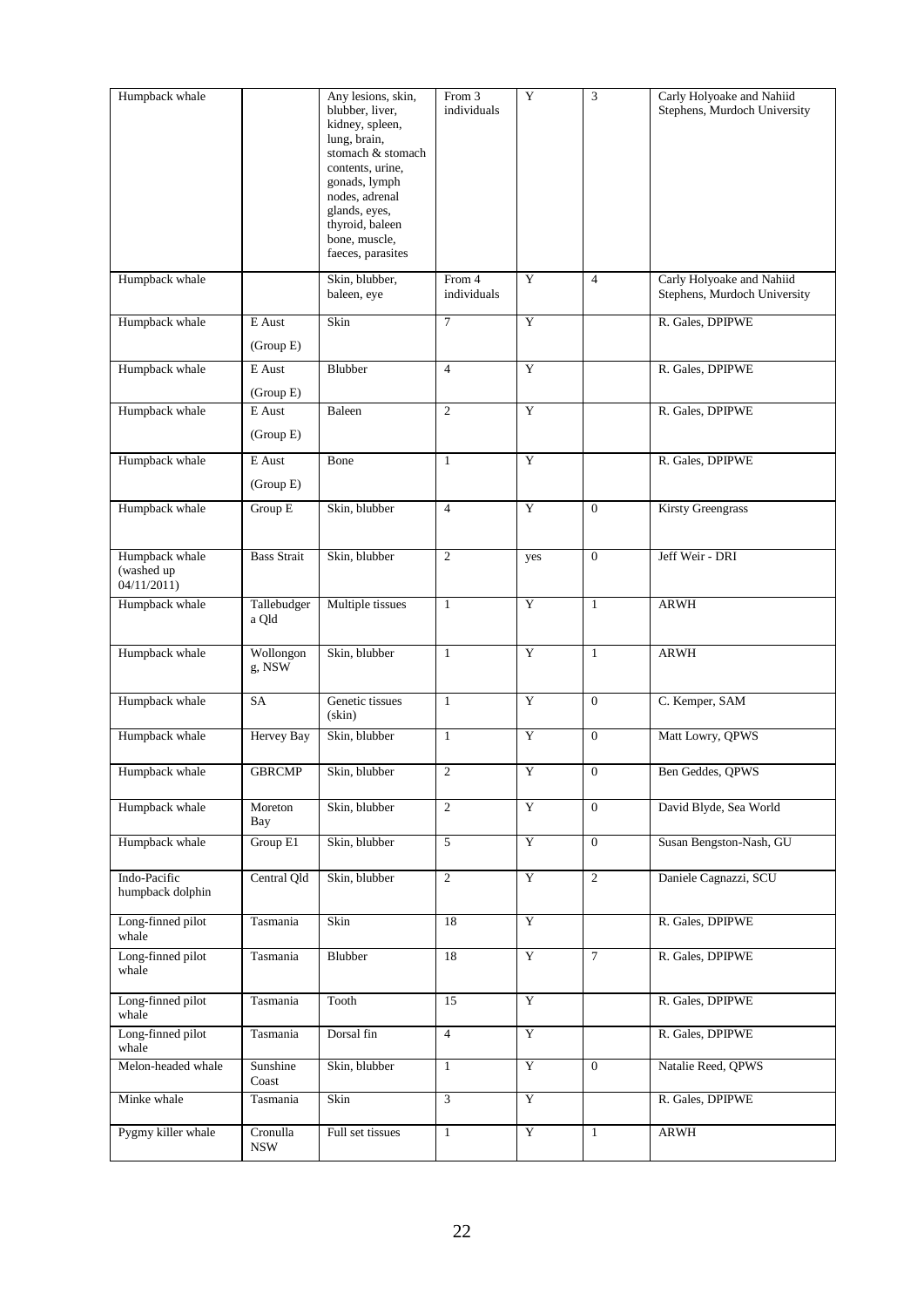| Humpback whale | | Any lesions, skin, blubber, liver, kidney, spleen, lung, brain, stomach & stomach contents, urine, gonads, lymph nodes, adrenal glands, eyes, thyroid, baleen bone, muscle, faeces, parasites | From 3 individuals | Y | 3 | Carly Holyoake and Nahiid Stephens, Murdoch University |
|---|---|---|---|---|---|---|
| Humpback whale | | Skin, blubber, baleen, eye | From 4 individuals | Y | 4 | Carly Holyoake and Nahiid Stephens, Murdoch University |
| Humpback whale | E Aust (Group E) | Skin | 7 | Y | | R. Gales, DPIPWE |
| Humpback whale | E Aust (Group E) | Blubber | 4 | Y | | R. Gales, DPIPWE |
| Humpback whale | E Aust (Group E) | Baleen | 2 | Y | | R. Gales, DPIPWE |
| Humpback whale | E Aust (Group E) | Bone | 1 | Y | | R. Gales, DPIPWE |
| Humpback whale | Group E | Skin, blubber | 4 | Y | 0 | Kirsty Greengrass |
| Humpback whale (washed up 04/11/2011) | Bass Strait | Skin, blubber | 2 | yes | 0 | Jeff Weir - DRI |
| Humpback whale | Tallebudgera Qld | Multiple tissues | 1 | Y | 1 | ARWH |
| Humpback whale | Wollongong, NSW | Skin, blubber | 1 | Y | 1 | ARWH |
| Humpback whale | SA | Genetic tissues (skin) | 1 | Y | 0 | C. Kemper, SAM |
| Humpback whale | Hervey Bay | Skin, blubber | 1 | Y | 0 | Matt Lowry, QPWS |
| Humpback whale | GBRCMP | Skin, blubber | 2 | Y | 0 | Ben Geddes, QPWS |
| Humpback whale | Moreton Bay | Skin, blubber | 2 | Y | 0 | David Blyde, Sea World |
| Humpback whale | Group E1 | Skin, blubber | 5 | Y | 0 | Susan Bengston-Nash, GU |
| Indo-Pacific humpback dolphin | Central Qld | Skin, blubber | 2 | Y | 2 | Daniele Cagnazzi, SCU |
| Long-finned pilot whale | Tasmania | Skin | 18 | Y | | R. Gales, DPIPWE |
| Long-finned pilot whale | Tasmania | Blubber | 18 | Y | 7 | R. Gales, DPIPWE |
| Long-finned pilot whale | Tasmania | Tooth | 15 | Y | | R. Gales, DPIPWE |
| Long-finned pilot whale | Tasmania | Dorsal fin | 4 | Y | | R. Gales, DPIPWE |
| Melon-headed whale | Sunshine Coast | Skin, blubber | 1 | Y | 0 | Natalie Reed, QPWS |
| Minke whale | Tasmania | Skin | 3 | Y | | R. Gales, DPIPWE |
| Pygmy killer whale | Cronulla NSW | Full set tissues | 1 | Y | 1 | ARWH |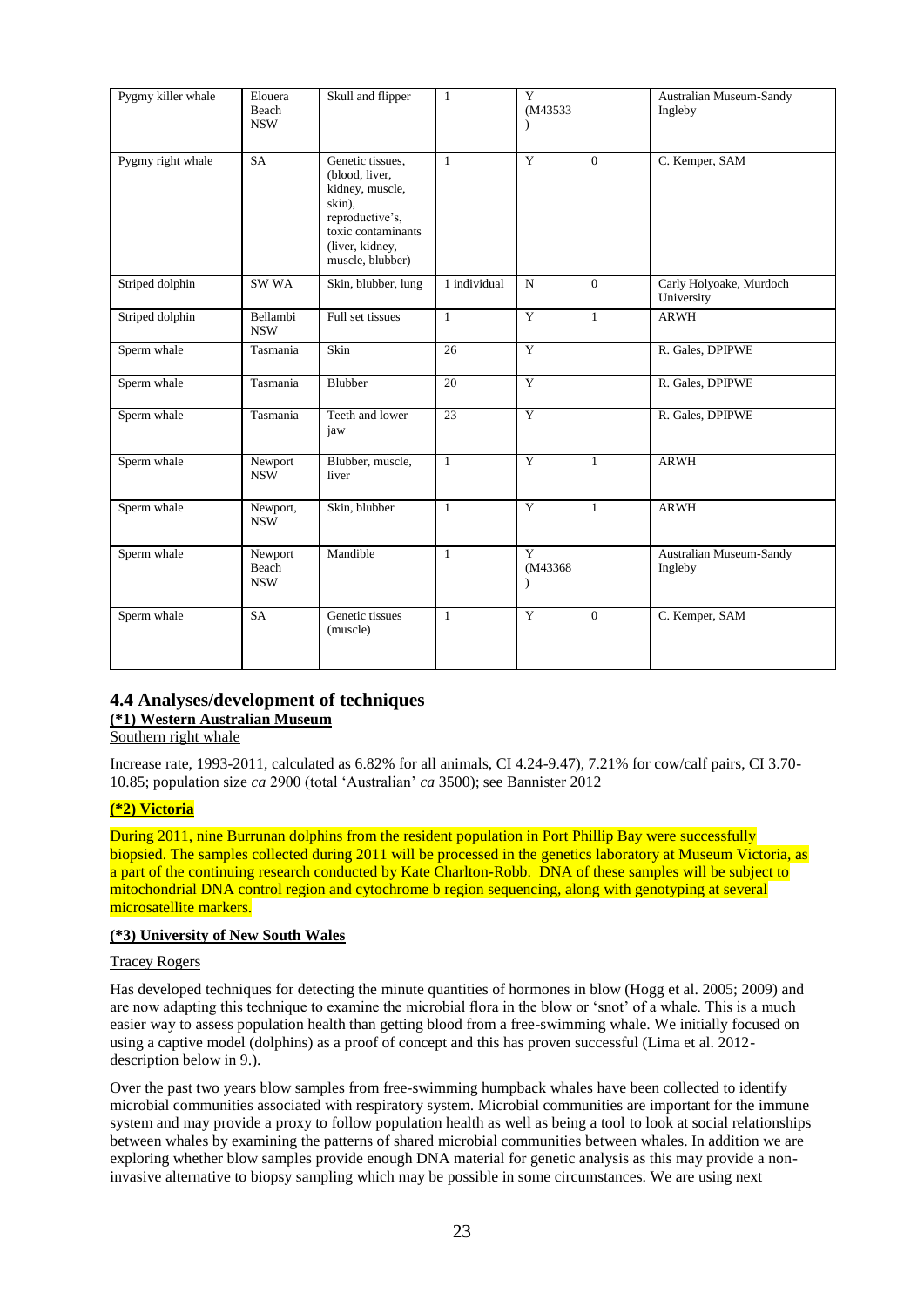| Pygmy killer whale | Elouera Beach NSW | Skull and flipper | 1 | Y (M43533) | | Australian Museum-Sandy Ingleby |
|---|---|---|---|---|---|---|
| Pygmy right whale | SA | Genetic tissues, (blood, liver, kidney, muscle, skin), reproductive's, toxic contaminants (liver, kidney, muscle, blubber) | 1 | Y | 0 | C. Kemper, SAM |
| Striped dolphin | SW WA | Skin, blubber, lung | 1 individual | N | 0 | Carly Holyoake, Murdoch University |
| Striped dolphin | Bellambi NSW | Full set tissues | 1 | Y | 1 | ARWH |
| Sperm whale | Tasmania | Skin | 26 | Y | | R. Gales, DPIPWE |
| Sperm whale | Tasmania | Blubber | 20 | Y | | R. Gales, DPIPWE |
| Sperm whale | Tasmania | Teeth and lower jaw | 23 | Y | | R. Gales, DPIPWE |
| Sperm whale | Newport NSW | Blubber, muscle, liver | 1 | Y | 1 | ARWH |
| Sperm whale | Newport, NSW | Skin, blubber | 1 | Y | 1 | ARWH |
| Sperm whale | Newport Beach NSW | Mandible | 1 | Y (M43368) | | Australian Museum-Sandy Ingleby |
| Sperm whale | SA | Genetic tissues (muscle) | 1 | Y | 0 | C. Kemper, SAM |

## 4.4 Analyses/development of techniques

**(\*1) Western Australian Museum**

Southern right whale

Increase rate, 1993-2011, calculated as 6.82% for all animals, CI 4.24-9.47), 7.21% for cow/calf pairs, CI 3.70-10.85; population size *ca* 2900 (total 'Australian' *ca* 3500); see Bannister 2012

**(\*2) Victoria**

During 2011, nine Burrunan dolphins from the resident population in Port Phillip Bay were successfully biopsied. The samples collected during 2011 will be processed in the genetics laboratory at Museum Victoria, as a part of the continuing research conducted by Kate Charlton-Robb. DNA of these samples will be subject to mitochondrial DNA control region and cytochrome b region sequencing, along with genotyping at several microsatellite markers.

**(\*3) University of New South Wales**

Tracey Rogers

Has developed techniques for detecting the minute quantities of hormones in blow (Hogg et al. 2005; 2009) and are now adapting this technique to examine the microbial flora in the blow or 'snot' of a whale. This is a much easier way to assess population health than getting blood from a free-swimming whale. We initially focused on using a captive model (dolphins) as a proof of concept and this has proven successful (Lima et al. 2012-description below in 9.).

Over the past two years blow samples from free-swimming humpback whales have been collected to identify microbial communities associated with respiratory system. Microbial communities are important for the immune system and may provide a proxy to follow population health as well as being a tool to look at social relationships between whales by examining the patterns of shared microbial communities between whales. In addition we are exploring whether blow samples provide enough DNA material for genetic analysis as this may provide a non-invasive alternative to biopsy sampling which may be possible in some circumstances. We are using next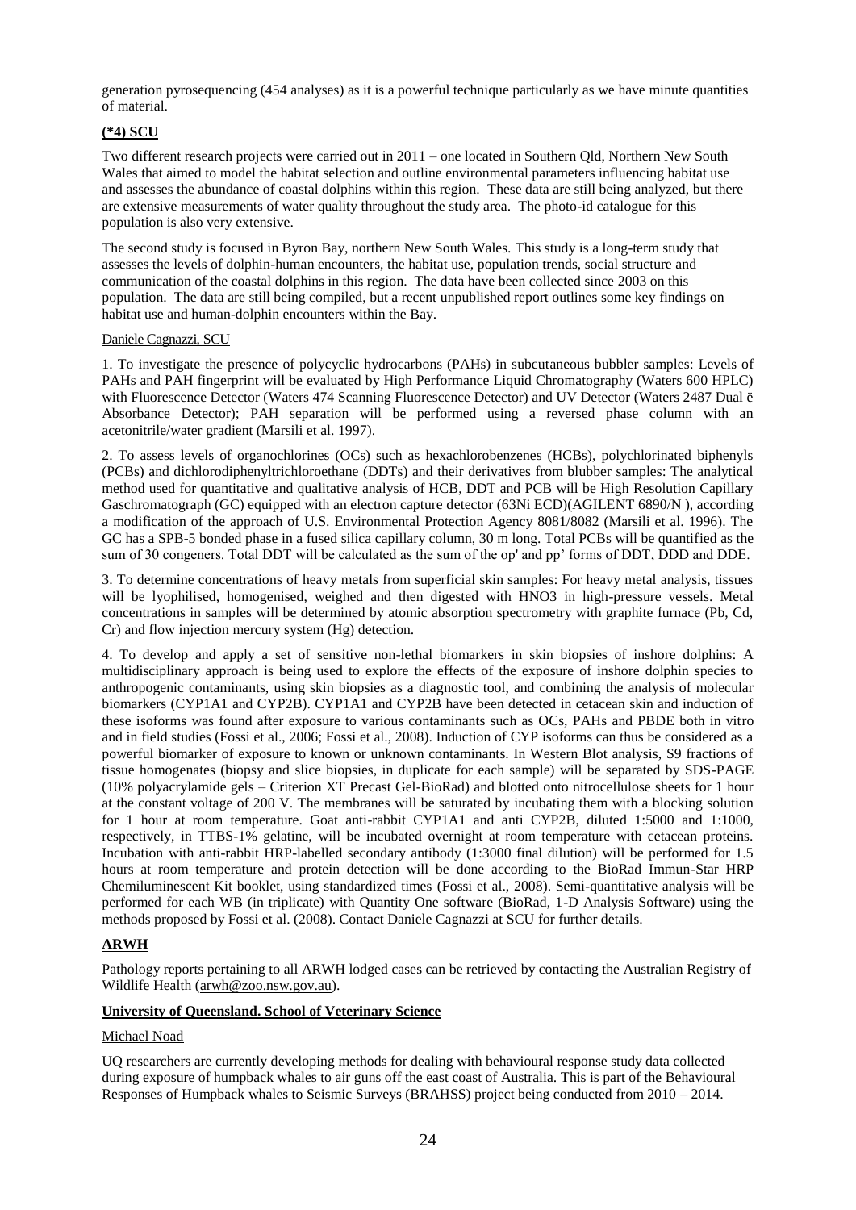generation pyrosequencing (454 analyses) as it is a powerful technique particularly as we have minute quantities of material.

## (*4) SCU

Two different research projects were carried out in 2011 – one located in Southern Qld, Northern New South Wales that aimed to model the habitat selection and outline environmental parameters influencing habitat use and assesses the abundance of coastal dolphins within this region. These data are still being analyzed, but there are extensive measurements of water quality throughout the study area. The photo-id catalogue for this population is also very extensive.

The second study is focused in Byron Bay, northern New South Wales. This study is a long-term study that assesses the levels of dolphin-human encounters, the habitat use, population trends, social structure and communication of the coastal dolphins in this region. The data have been collected since 2003 on this population. The data are still being compiled, but a recent unpublished report outlines some key findings on habitat use and human-dolphin encounters within the Bay.

Daniele Cagnazzi, SCU

1. To investigate the presence of polycyclic hydrocarbons (PAHs) in subcutaneous bubbler samples: Levels of PAHs and PAH fingerprint will be evaluated by High Performance Liquid Chromatography (Waters 600 HPLC) with Fluorescence Detector (Waters 474 Scanning Fluorescence Detector) and UV Detector (Waters 2487 Dual ë Absorbance Detector); PAH separation will be performed using a reversed phase column with an acetonitrile/water gradient (Marsili et al. 1997).

2. To assess levels of organochlorines (OCs) such as hexachlorobenzenes (HCBs), polychlorinated biphenyls (PCBs) and dichlorodiphenyltrichloroethane (DDTs) and their derivatives from blubber samples: The analytical method used for quantitative and qualitative analysis of HCB, DDT and PCB will be High Resolution Capillary Gaschromatograph (GC) equipped with an electron capture detector (63Ni ECD)(AGILENT 6890/N ), according a modification of the approach of U.S. Environmental Protection Agency 8081/8082 (Marsili et al. 1996). The GC has a SPB-5 bonded phase in a fused silica capillary column, 30 m long. Total PCBs will be quantified as the sum of 30 congeners. Total DDT will be calculated as the sum of the op' and pp' forms of DDT, DDD and DDE.

3. To determine concentrations of heavy metals from superficial skin samples: For heavy metal analysis, tissues will be lyophilised, homogenised, weighed and then digested with HNO3 in high-pressure vessels. Metal concentrations in samples will be determined by atomic absorption spectrometry with graphite furnace (Pb, Cd, Cr) and flow injection mercury system (Hg) detection.

4. To develop and apply a set of sensitive non-lethal biomarkers in skin biopsies of inshore dolphins: A multidisciplinary approach is being used to explore the effects of the exposure of inshore dolphin species to anthropogenic contaminants, using skin biopsies as a diagnostic tool, and combining the analysis of molecular biomarkers (CYP1A1 and CYP2B). CYP1A1 and CYP2B have been detected in cetacean skin and induction of these isoforms was found after exposure to various contaminants such as OCs, PAHs and PBDE both in vitro and in field studies (Fossi et al., 2006; Fossi et al., 2008). Induction of CYP isoforms can thus be considered as a powerful biomarker of exposure to known or unknown contaminants. In Western Blot analysis, S9 fractions of tissue homogenates (biopsy and slice biopsies, in duplicate for each sample) will be separated by SDS-PAGE (10% polyacrylamide gels – Criterion XT Precast Gel-BioRad) and blotted onto nitrocellulose sheets for 1 hour at the constant voltage of 200 V. The membranes will be saturated by incubating them with a blocking solution for 1 hour at room temperature. Goat anti-rabbit CYP1A1 and anti CYP2B, diluted 1:5000 and 1:1000, respectively, in TTBS-1% gelatine, will be incubated overnight at room temperature with cetacean proteins. Incubation with anti-rabbit HRP-labelled secondary antibody (1:3000 final dilution) will be performed for 1.5 hours at room temperature and protein detection will be done according to the BioRad Immun-Star HRP Chemiluminescent Kit booklet, using standardized times (Fossi et al., 2008). Semi-quantitative analysis will be performed for each WB (in triplicate) with Quantity One software (BioRad, 1-D Analysis Software) using the methods proposed by Fossi et al. (2008). Contact Daniele Cagnazzi at SCU for further details.

## ARWH

Pathology reports pertaining to all ARWH lodged cases can be retrieved by contacting the Australian Registry of Wildlife Health (arwh@zoo.nsw.gov.au).

## University of Queensland. School of Veterinary Science

Michael Noad

UQ researchers are currently developing methods for dealing with behavioural response study data collected during exposure of humpback whales to air guns off the east coast of Australia. This is part of the Behavioural Responses of Humpback whales to Seismic Surveys (BRAHSS) project being conducted from 2010 – 2014.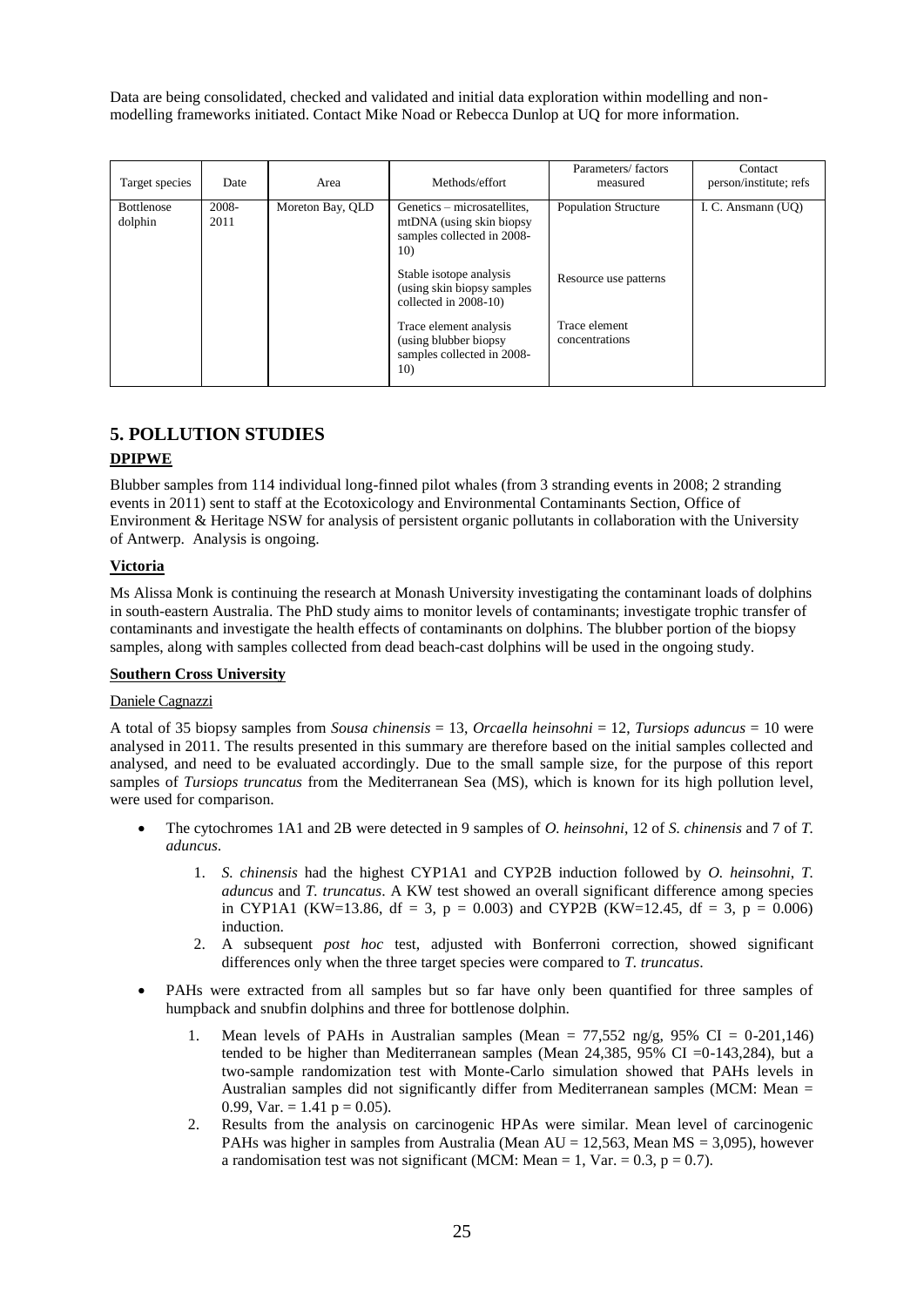Data are being consolidated, checked and validated and initial data exploration within modelling and non-modelling frameworks initiated. Contact Mike Noad or Rebecca Dunlop at UQ for more information.

| Target species | Date | Area | Methods/effort | Parameters/ factors measured | Contact person/institute; refs |
|---|---|---|---|---|---|
| Bottlenose dolphin | 2008-2011 | Moreton Bay, QLD | Genetics – microsatellites, mtDNA (using skin biopsy samples collected in 2008-10) | Population Structure | I. C. Ansmann (UQ) |
| | | | Stable isotope analysis (using skin biopsy samples collected in 2008-10) | Resource use patterns | |
| | | | Trace element analysis (using blubber biopsy samples collected in 2008-10) | Trace element concentrations | |

## 5. POLLUTION STUDIES

### DPIPWE

Blubber samples from 114 individual long-finned pilot whales (from 3 stranding events in 2008; 2 stranding events in 2011) sent to staff at the Ecotoxicology and Environmental Contaminants Section, Office of Environment & Heritage NSW for analysis of persistent organic pollutants in collaboration with the University of Antwerp. Analysis is ongoing.

### Victoria

Ms Alissa Monk is continuing the research at Monash University investigating the contaminant loads of dolphins in south-eastern Australia. The PhD study aims to monitor levels of contaminants; investigate trophic transfer of contaminants and investigate the health effects of contaminants on dolphins. The blubber portion of the biopsy samples, along with samples collected from dead beach-cast dolphins will be used in the ongoing study.

### Southern Cross University

Daniele Cagnazzi

A total of 35 biopsy samples from *Sousa chinensis* = 13, *Orcaella heinsohni* = 12, *Tursiops aduncus* = 10 were analysed in 2011. The results presented in this summary are therefore based on the initial samples collected and analysed, and need to be evaluated accordingly. Due to the small sample size, for the purpose of this report samples of *Tursiops truncatus* from the Mediterranean Sea (MS), which is known for its high pollution level, were used for comparison.

- The cytochromes 1A1 and 2B were detected in 9 samples of *O. heinsohni*, 12 of *S. chinensis* and 7 of *T. aduncus*.
  1. *S. chinensis* had the highest CYP1A1 and CYP2B induction followed by *O. heinsohni*, *T. aduncus* and *T. truncatus*. A KW test showed an overall significant difference among species in CYP1A1 (KW=13.86, df = 3, $p = 0.003$) and CYP2B (KW=12.45, df = 3, $p = 0.006$) induction.
  2. A subsequent *post hoc* test, adjusted with Bonferroni correction, showed significant differences only when the three target species were compared to *T. truncatus*.
- PAHs were extracted from all samples but so far have only been quantified for three samples of humpback and snubfin dolphins and three for bottlenose dolphin.
  1. Mean levels of PAHs in Australian samples (Mean = 77,552 ng/g, 95% CI = 0-201,146) tended to be higher than Mediterranean samples (Mean 24,385, 95% CI =0-143,284), but a two-sample randomization test with Monte-Carlo simulation showed that PAHs levels in Australian samples did not significantly differ from Mediterranean samples (MCM: Mean = 0.99, Var. = 1.41 $p = 0.05$).
  2. Results from the analysis on carcinogenic HPAs were similar. Mean level of carcinogenic PAHs was higher in samples from Australia (Mean AU = 12,563, Mean MS = 3,095), however a randomisation test was not significant (MCM: Mean = 1, Var. = 0.3, $p = 0.7$).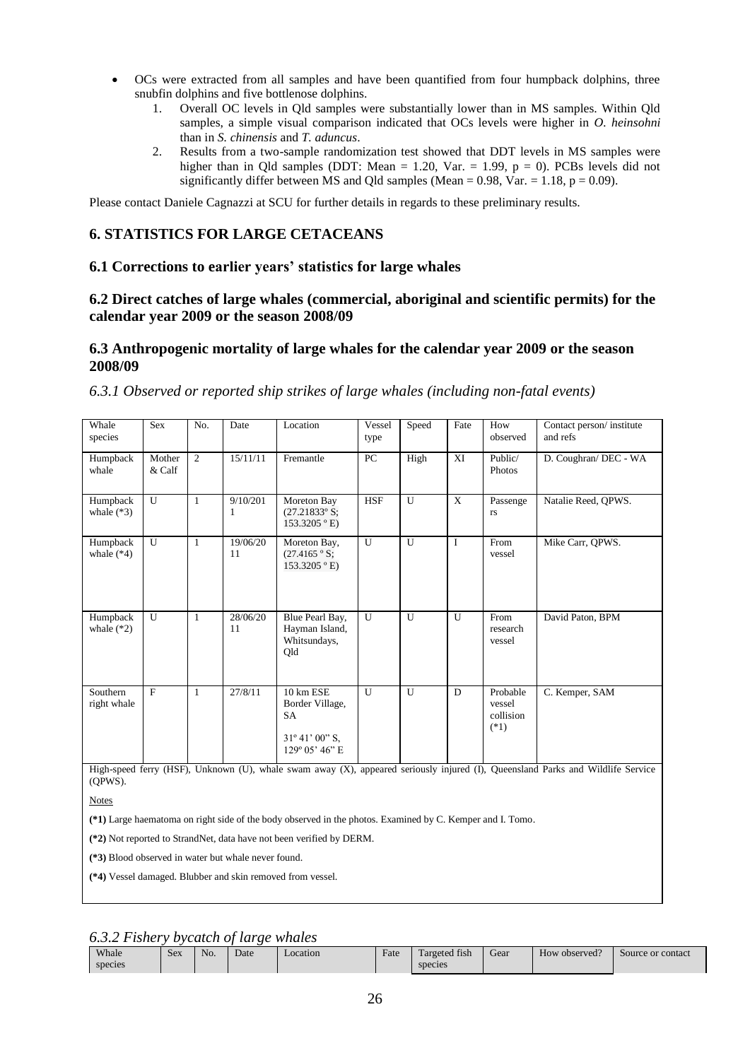- OCs were extracted from all samples and have been quantified from four humpback dolphins, three snubfin dolphins and five bottlenose dolphins.
    1. Overall OC levels in Qld samples were substantially lower than in MS samples. Within Qld samples, a simple visual comparison indicated that OCs levels were higher in *O. heinsohni* than in *S. chinensis* and *T. aduncus*.
    2. Results from a two-sample randomization test showed that DDT levels in MS samples were higher than in Qld samples (DDT: Mean = 1.20, Var. = 1.99, $p = 0$). PCBs levels did not significantly differ between MS and Qld samples (Mean = 0.98, Var. = 1.18, $p = 0.09$).

Please contact Daniele Cagnazzi at SCU for further details in regards to these preliminary results.

## 6. STATISTICS FOR LARGE CETACEANS

### 6.1 Corrections to earlier years' statistics for large whales

### 6.2 Direct catches of large whales (commercial, aboriginal and scientific permits) for the calendar year 2009 or the season 2008/09

### 6.3 Anthropogenic mortality of large whales for the calendar year 2009 or the season 2008/09

*6.3.1 Observed or reported ship strikes of large whales (including non-fatal events)*

| Whale species | Sex | No. | Date | Location | Vessel type | Speed | Fate | How observed | Contact person/ institute and refs |
|---|---|---|---|---|---|---|---|---|---|
| Humpback whale | Mother & Calf | 2 | 15/11/11 | Fremantle | PC | High | XI | Public/ Photos | D. Coughran/ DEC - WA |
| Humpback whale (*3) | U | 1 | 9/10/2011 | Moreton Bay (27.21833º S; 153.3205 º E) | HSF | U | X | Passengers | Natalie Reed, QPWS. |
| Humpback whale (*4) | U | 1 | 19/06/2011 | Moreton Bay, (27.4165 º S; 153.3205 º E) | U | U | I | From vessel | Mike Carr, QPWS. |
| Humpback whale (*2) | U | 1 | 28/06/2011 | Blue Pearl Bay, Hayman Island, Whitsundays, Qld | U | U | U | From research vessel | David Paton, BPM |
| Southern right whale | F | 1 | 27/8/11 | 10 km ESE Border Village, SA 31º 41' 00" S, 129º 05' 46" E | U | U | D | Probable vessel collision (*1) | C. Kemper, SAM |

High-speed ferry (HSF), Unknown (U), whale swam away (X), appeared seriously injured (I), Queensland Parks and Wildlife Service (QPWS).

Notes

**(*1)** Large haematoma on right side of the body observed in the photos. Examined by C. Kemper and I. Tomo.

**(*2)** Not reported to StrandNet, data have not been verified by DERM.

**(*3)** Blood observed in water but whale never found.

**(*4)** Vessel damaged. Blubber and skin removed from vessel.

*6.3.2 Fishery bycatch of large whales*

| Whale species | Sex | No. | Date | Location | Fate | Targeted fish species | Gear | How observed? | Source or contact |
|---|---|---|---|---|---|---|---|---|---|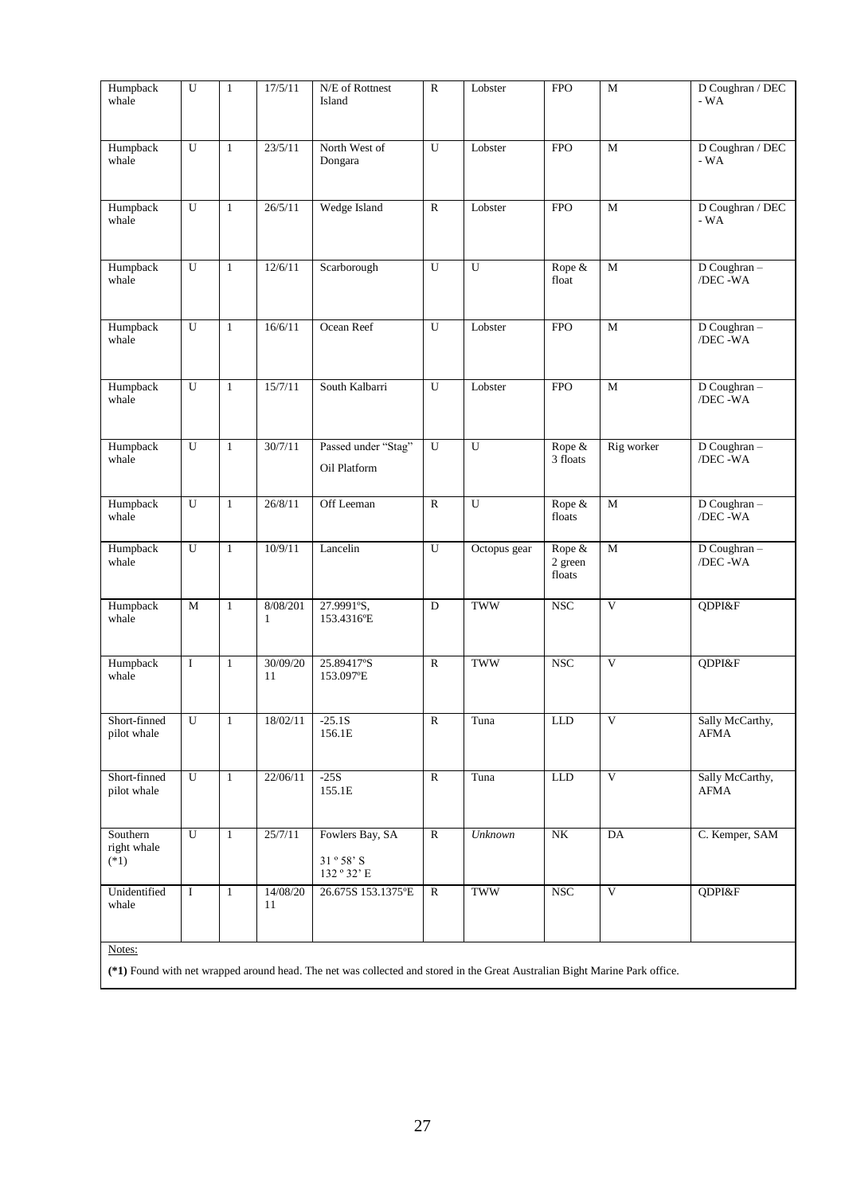| Humpback whale | U | 1 | 17/5/11 | N/E of Rottnest Island | R | Lobster | FPO | M | D Coughran / DEC - WA |
|---|---|---|---|---|---|---|---|---|---|
| Humpback whale | U | 1 | 23/5/11 | North West of Dongara | U | Lobster | FPO | M | D Coughran / DEC - WA |
| Humpback whale | U | 1 | 26/5/11 | Wedge Island | R | Lobster | FPO | M | D Coughran / DEC - WA |
| Humpback whale | U | 1 | 12/6/11 | Scarborough | U | U | Rope & float | M | D Coughran – /DEC -WA |
| Humpback whale | U | 1 | 16/6/11 | Ocean Reef | U | Lobster | FPO | M | D Coughran – /DEC -WA |
| Humpback whale | U | 1 | 15/7/11 | South Kalbarri | U | Lobster | FPO | M | D Coughran – /DEC -WA |
| Humpback whale | U | 1 | 30/7/11 | Passed under "Stag" Oil Platform | U | U | Rope & 3 floats | Rig worker | D Coughran – /DEC -WA |
| Humpback whale | U | 1 | 26/8/11 | Off Leeman | R | U | Rope & floats | M | D Coughran – /DEC -WA |
| Humpback whale | U | 1 | 10/9/11 | Lancelin | U | Octopus gear | Rope & 2 green floats | M | D Coughran – /DEC -WA |
| Humpback whale | M | 1 | 8/08/2011 | 27.9991ºS, 153.4316ºE | D | TWW | NSC | V | QDPI&F |
| Humpback whale | I | 1 | 30/09/2011 | 25.89417ºS 153.097ºE | R | TWW | NSC | V | QDPI&F |
| Short-finned pilot whale | U | 1 | 18/02/11 | -25.1S 156.1E | R | Tuna | LLD | V | Sally McCarthy, AFMA |
| Short-finned pilot whale | U | 1 | 22/06/11 | -25S 155.1E | R | Tuna | LLD | V | Sally McCarthy, AFMA |
| Southern right whale (*1) | U | 1 | 25/7/11 | Fowlers Bay, SA 31 º 58' S 132 º 32' E | R | *Unknown* | NK | DA | C. Kemper, SAM |
| Unidentified whale | I | 1 | 14/08/2011 | 26.675S 153.1375ºE | R | TWW | NSC | V | QDPI&F |

Notes:

**(*1)** Found with net wrapped around head. The net was collected and stored in the Great Australian Bight Marine Park office.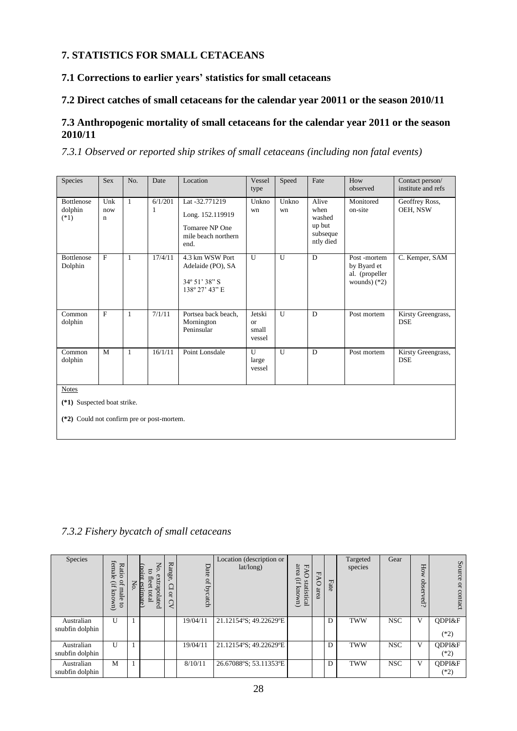## 7. STATISTICS FOR SMALL CETACEANS

### 7.1 Corrections to earlier years' statistics for small cetaceans

### 7.2 Direct catches of small cetaceans for the calendar year 20011 or the season 2010/11

### 7.3 Anthropogenic mortality of small cetaceans for the calendar year 2011 or the season 2010/11

*7.3.1 Observed or reported ship strikes of small cetaceans (including non fatal events)*

| Species | Sex | No. | Date | Location | Vessel type | Speed | Fate | How observed | Contact person/ institute and refs |
|---|---|---|---|---|---|---|---|---|---|
| Bottlenose dolphin (*1) | Unknown | 1 | 6/1/2011 | Lat -32.771219<br>Long. 152.119919<br>Tomaree NP One mile beach northern end. | Unknown | Unknown | Alive when washed up but subsequently died | Monitored on-site | Geoffrey Ross, OEH, NSW |
| Bottlenose Dolphin | F | 1 | 17/4/11 | 4.3 km WSW Port Adelaide (PO), SA<br>34º 51' 38" S<br>138º 27' 43" E | U | U | D | Post -mortem by Byard et al. (propeller wounds) (*2) | C. Kemper, SAM |
| Common dolphin | F | 1 | 7/1/11 | Portsea back beach, Mornington Peninsular | Jetski or small vessel | U | D | Post mortem | Kirsty Greengrass, DSE |
| Common dolphin | M | 1 | 16/1/11 | Point Lonsdale | U large vessel | U | D | Post mortem | Kirsty Greengrass, DSE |

Notes

**(*1)** Suspected boat strike.

**(*2)** Could not confirm pre or post-mortem.

*7.3.2 Fishery bycatch of small cetaceans*

| Species | Ratio of male to female (if known) | No. | No. extrapolated to fleet total (point estimate) | Range, CI or CV | Date of bycatch | Location (description or lat/long) | FAO statistical area (if known) | FAO area | Fate | Targeted species | Gear | How observed? | Source or contact |
|---|---|---|---|---|---|---|---|---|---|---|---|---|---|
| Australian snubfin dolphin | U | 1 | | | 19/04/11 | 21.12154ºS; 49.22629ºE | | | D | TWW | NSC | V | QDPI&F (*2) |
| Australian snubfin dolphin | U | 1 | | | 19/04/11 | 21.12154ºS; 49.22629ºE | | | D | TWW | NSC | V | QDPI&F (*2) |
| Australian snubfin dolphin | M | 1 | | | 8/10/11 | 26.67088ºS; 53.11353ºE | | | D | TWW | NSC | V | QDPI&F (*2) |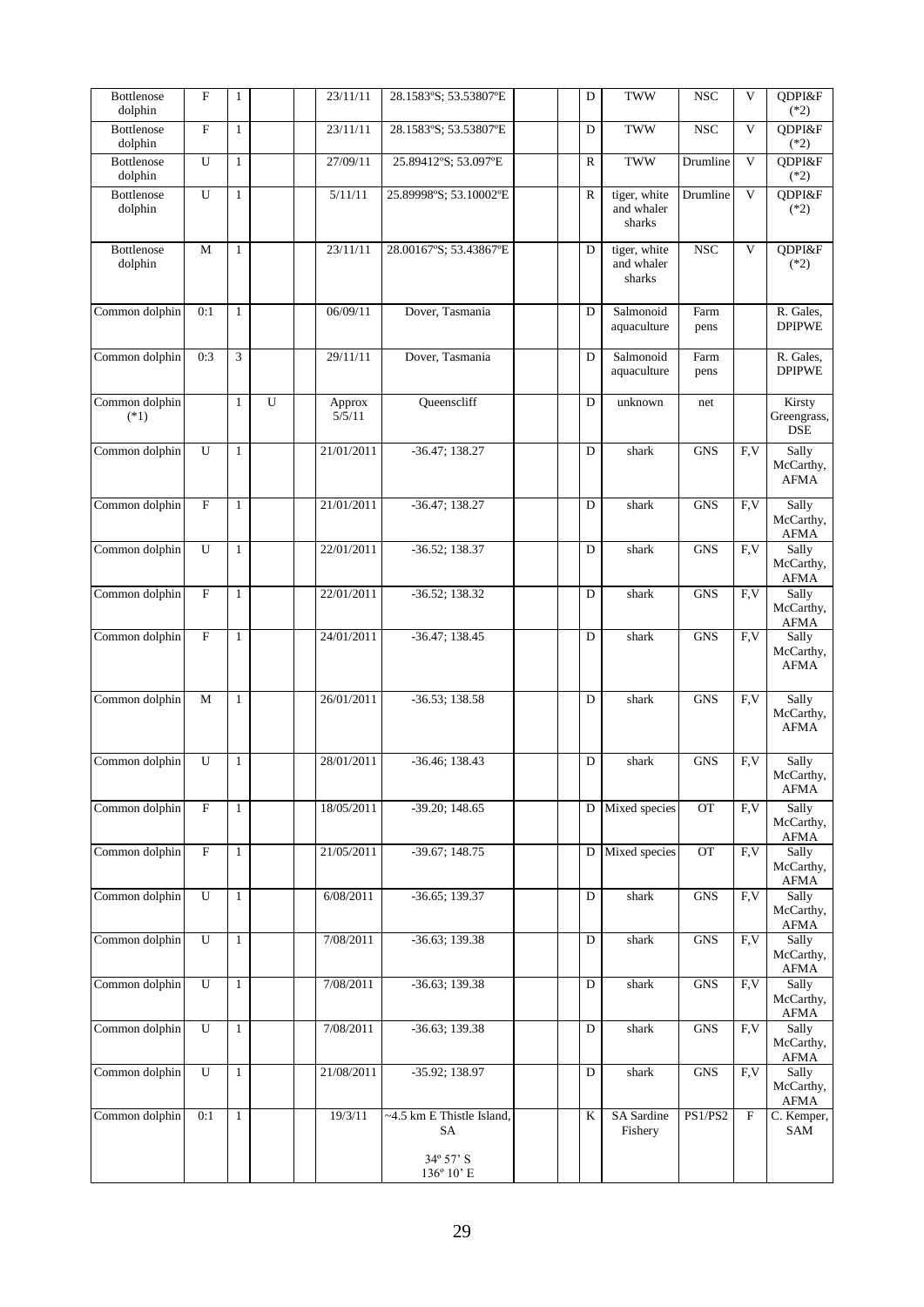| Bottlenose dolphin | F | 1 | | | 23/11/11 | 28.1583ºS; 53.53807ºE | | | D | TWW | NSC | V | QDPI&F (*2) |
|---|---|---|---|---|---|---|---|---|---|---|---|---|---|
| Bottlenose dolphin | F | 1 | | | 23/11/11 | 28.1583ºS; 53.53807ºE | | | D | TWW | NSC | V | QDPI&F (*2) |
| Bottlenose dolphin | U | 1 | | | 27/09/11 | 25.89412ºS; 53.097ºE | | | R | TWW | Drumline | V | QDPI&F (*2) |
| Bottlenose dolphin | U | 1 | | | 5/11/11 | 25.89998ºS; 53.10002ºE | | | R | tiger, white and whaler sharks | Drumline | V | QDPI&F (*2) |
| Bottlenose dolphin | M | 1 | | | 23/11/11 | 28.00167ºS; 53.43867ºE | | | D | tiger, white and whaler sharks | NSC | V | QDPI&F (*2) |
| Common dolphin | 0:1 | 1 | | | 06/09/11 | Dover, Tasmania | | | D | Salmonoid aquaculture | Farm pens | | R. Gales, DPIPWE |
| Common dolphin | 0:3 | 3 | | | 29/11/11 | Dover, Tasmania | | | D | Salmonoid aquaculture | Farm pens | | R. Gales, DPIPWE |
| Common dolphin (*1) | | 1 | U | | Approx 5/5/11 | Queenscliff | | | D | unknown | net | | Kirsty Greengrass, DSE |
| Common dolphin | U | 1 | | | 21/01/2011 | -36.47; 138.27 | | | D | shark | GNS | F,V | Sally McCarthy, AFMA |
| Common dolphin | F | 1 | | | 21/01/2011 | -36.47; 138.27 | | | D | shark | GNS | F,V | Sally McCarthy, AFMA |
| Common dolphin | U | 1 | | | 22/01/2011 | -36.52; 138.37 | | | D | shark | GNS | F,V | Sally McCarthy, AFMA |
| Common dolphin | F | 1 | | | 22/01/2011 | -36.52; 138.32 | | | D | shark | GNS | F,V | Sally McCarthy, AFMA |
| Common dolphin | F | 1 | | | 24/01/2011 | -36.47; 138.45 | | | D | shark | GNS | F,V | Sally McCarthy, AFMA |
| Common dolphin | M | 1 | | | 26/01/2011 | -36.53; 138.58 | | | D | shark | GNS | F,V | Sally McCarthy, AFMA |
| Common dolphin | U | 1 | | | 28/01/2011 | -36.46; 138.43 | | | D | shark | GNS | F,V | Sally McCarthy, AFMA |
| Common dolphin | F | 1 | | | 18/05/2011 | -39.20; 148.65 | | | D | Mixed species | OT | F,V | Sally McCarthy, AFMA |
| Common dolphin | F | 1 | | | 21/05/2011 | -39.67; 148.75 | | | D | Mixed species | OT | F,V | Sally McCarthy, AFMA |
| Common dolphin | U | 1 | | | 6/08/2011 | -36.65; 139.37 | | | D | shark | GNS | F,V | Sally McCarthy, AFMA |
| Common dolphin | U | 1 | | | 7/08/2011 | -36.63; 139.38 | | | D | shark | GNS | F,V | Sally McCarthy, AFMA |
| Common dolphin | U | 1 | | | 7/08/2011 | -36.63; 139.38 | | | D | shark | GNS | F,V | Sally McCarthy, AFMA |
| Common dolphin | U | 1 | | | 7/08/2011 | -36.63; 139.38 | | | D | shark | GNS | F,V | Sally McCarthy, AFMA |
| Common dolphin | U | 1 | | | 21/08/2011 | -35.92; 138.97 | | | D | shark | GNS | F,V | Sally McCarthy, AFMA |
| Common dolphin | 0:1 | 1 | | | 19/3/11 | ~4.5 km E Thistle Island, SA 34º 57' S 136º 10' E | | | K | SA Sardine Fishery | PS1/PS2 | F | C. Kemper, SAM |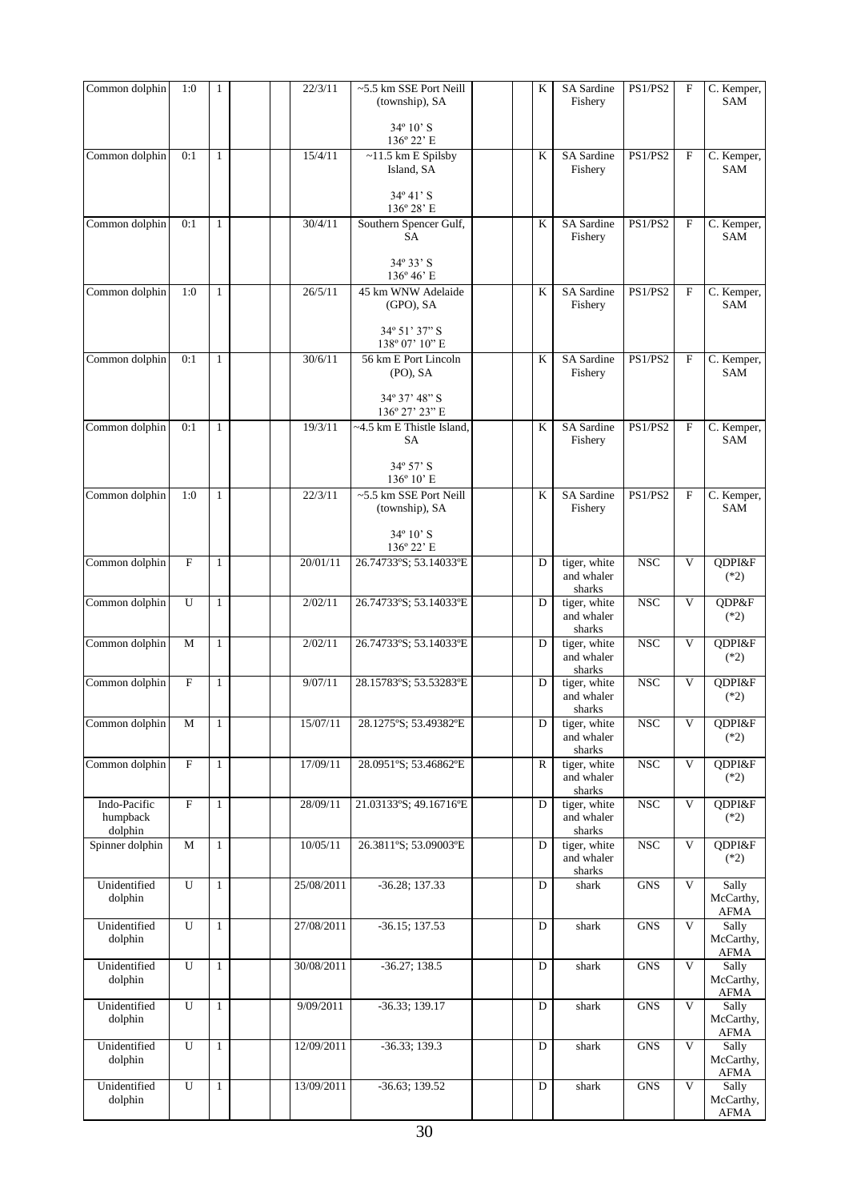| Common dolphin | 1:0 | 1 | | | 22/3/11 | ~5.5 km SSE Port Neill (township), SA<br><br>34º 10' S<br>136º 22' E | | | K | SA Sardine Fishery | PS1/PS2 | F | C. Kemper, SAM |
|---|---|---|---|---|---|---|---|---|---|---|---|---|---|
| Common dolphin | 0:1 | 1 | | | 15/4/11 | ~11.5 km E Spilsby Island, SA<br><br>34º 41' S<br>136º 28' E | | | K | SA Sardine Fishery | PS1/PS2 | F | C. Kemper, SAM |
| Common dolphin | 0:1 | 1 | | | 30/4/11 | Southern Spencer Gulf, SA<br><br>34º 33' S<br>136º 46' E | | | K | SA Sardine Fishery | PS1/PS2 | F | C. Kemper, SAM |
| Common dolphin | 1:0 | 1 | | | 26/5/11 | 45 km WNW Adelaide (GPO), SA<br><br>34º 51' 37" S<br>138º 07' 10" E | | | K | SA Sardine Fishery | PS1/PS2 | F | C. Kemper, SAM |
| Common dolphin | 0:1 | 1 | | | 30/6/11 | 56 km E Port Lincoln (PO), SA<br><br>34º 37' 48" S<br>136º 27' 23" E | | | K | SA Sardine Fishery | PS1/PS2 | F | C. Kemper, SAM |
| Common dolphin | 0:1 | 1 | | | 19/3/11 | ~4.5 km E Thistle Island, SA<br><br>34º 57' S<br>136º 10' E | | | K | SA Sardine Fishery | PS1/PS2 | F | C. Kemper, SAM |
| Common dolphin | 1:0 | 1 | | | 22/3/11 | ~5.5 km SSE Port Neill (township), SA<br><br>34º 10' S<br>136º 22' E | | | K | SA Sardine Fishery | PS1/PS2 | F | C. Kemper, SAM |
| Common dolphin | F | 1 | | | 20/01/11 | 26.74733ºS; 53.14033ºE | | | D | tiger, white and whaler sharks | NSC | V | QDPI&F (*2) |
| Common dolphin | U | 1 | | | 2/02/11 | 26.74733ºS; 53.14033ºE | | | D | tiger, white and whaler sharks | NSC | V | QDP&F (*2) |
| Common dolphin | M | 1 | | | 2/02/11 | 26.74733ºS; 53.14033ºE | | | D | tiger, white and whaler sharks | NSC | V | QDPI&F (*2) |
| Common dolphin | F | 1 | | | 9/07/11 | 28.15783ºS; 53.53283ºE | | | D | tiger, white and whaler sharks | NSC | V | QDPI&F (*2) |
| Common dolphin | M | 1 | | | 15/07/11 | 28.1275ºS; 53.49382ºE | | | D | tiger, white and whaler sharks | NSC | V | QDPI&F (*2) |
| Common dolphin | F | 1 | | | 17/09/11 | 28.0951ºS; 53.46862ºE | | | R | tiger, white and whaler sharks | NSC | V | QDPI&F (*2) |
| Indo-Pacific humpback dolphin | F | 1 | | | 28/09/11 | 21.03133ºS; 49.16716ºE | | | D | tiger, white and whaler sharks | NSC | V | QDPI&F (*2) |
| Spinner dolphin | M | 1 | | | 10/05/11 | 26.3811ºS; 53.09003ºE | | | D | tiger, white and whaler sharks | NSC | V | QDPI&F (*2) |
| Unidentified dolphin | U | 1 | | | 25/08/2011 | -36.28; 137.33 | | | D | shark | GNS | V | Sally McCarthy, AFMA |
| Unidentified dolphin | U | 1 | | | 27/08/2011 | -36.15; 137.53 | | | D | shark | GNS | V | Sally McCarthy, AFMA |
| Unidentified dolphin | U | 1 | | | 30/08/2011 | -36.27; 138.5 | | | D | shark | GNS | V | Sally McCarthy, AFMA |
| Unidentified dolphin | U | 1 | | | 9/09/2011 | -36.33; 139.17 | | | D | shark | GNS | V | Sally McCarthy, AFMA |
| Unidentified dolphin | U | 1 | | | 12/09/2011 | -36.33; 139.3 | | | D | shark | GNS | V | Sally McCarthy, AFMA |
| Unidentified dolphin | U | 1 | | | 13/09/2011 | -36.63; 139.52 | | | D | shark | GNS | V | Sally McCarthy, AFMA |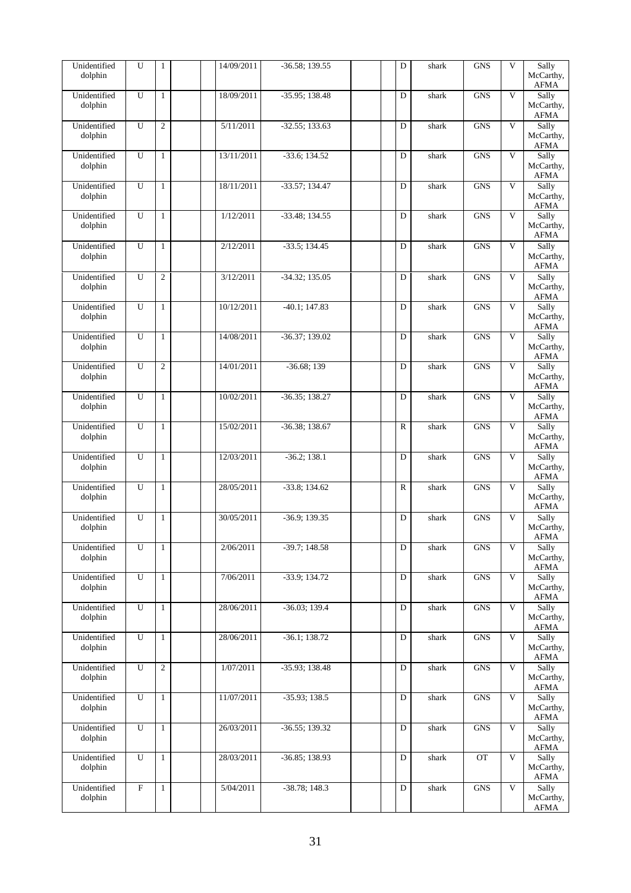| | | | | | | | | | | | | | |
|---|---|---|---|---|---|---|---|---|---|---|---|---|---|
| Unidentified dolphin | U | 1 | | | 14/09/2011 | -36.58; 139.55 | | | D | shark | GNS | V | Sally McCarthy, AFMA |
| Unidentified dolphin | U | 1 | | | 18/09/2011 | -35.95; 138.48 | | | D | shark | GNS | V | Sally McCarthy, AFMA |
| Unidentified dolphin | U | 2 | | | 5/11/2011 | -32.55; 133.63 | | | D | shark | GNS | V | Sally McCarthy, AFMA |
| Unidentified dolphin | U | 1 | | | 13/11/2011 | -33.6; 134.52 | | | D | shark | GNS | V | Sally McCarthy, AFMA |
| Unidentified dolphin | U | 1 | | | 18/11/2011 | -33.57; 134.47 | | | D | shark | GNS | V | Sally McCarthy, AFMA |
| Unidentified dolphin | U | 1 | | | 1/12/2011 | -33.48; 134.55 | | | D | shark | GNS | V | Sally McCarthy, AFMA |
| Unidentified dolphin | U | 1 | | | 2/12/2011 | -33.5; 134.45 | | | D | shark | GNS | V | Sally McCarthy, AFMA |
| Unidentified dolphin | U | 2 | | | 3/12/2011 | -34.32; 135.05 | | | D | shark | GNS | V | Sally McCarthy, AFMA |
| Unidentified dolphin | U | 1 | | | 10/12/2011 | -40.1; 147.83 | | | D | shark | GNS | V | Sally McCarthy, AFMA |
| Unidentified dolphin | U | 1 | | | 14/08/2011 | -36.37; 139.02 | | | D | shark | GNS | V | Sally McCarthy, AFMA |
| Unidentified dolphin | U | 2 | | | 14/01/2011 | -36.68; 139 | | | D | shark | GNS | V | Sally McCarthy, AFMA |
| Unidentified dolphin | U | 1 | | | 10/02/2011 | -36.35; 138.27 | | | D | shark | GNS | V | Sally McCarthy, AFMA |
| Unidentified dolphin | U | 1 | | | 15/02/2011 | -36.38; 138.67 | | | R | shark | GNS | V | Sally McCarthy, AFMA |
| Unidentified dolphin | U | 1 | | | 12/03/2011 | -36.2; 138.1 | | | D | shark | GNS | V | Sally McCarthy, AFMA |
| Unidentified dolphin | U | 1 | | | 28/05/2011 | -33.8; 134.62 | | | R | shark | GNS | V | Sally McCarthy, AFMA |
| Unidentified dolphin | U | 1 | | | 30/05/2011 | -36.9; 139.35 | | | D | shark | GNS | V | Sally McCarthy, AFMA |
| Unidentified dolphin | U | 1 | | | 2/06/2011 | -39.7; 148.58 | | | D | shark | GNS | V | Sally McCarthy, AFMA |
| Unidentified dolphin | U | 1 | | | 7/06/2011 | -33.9; 134.72 | | | D | shark | GNS | V | Sally McCarthy, AFMA |
| Unidentified dolphin | U | 1 | | | 28/06/2011 | -36.03; 139.4 | | | D | shark | GNS | V | Sally McCarthy, AFMA |
| Unidentified dolphin | U | 1 | | | 28/06/2011 | -36.1; 138.72 | | | D | shark | GNS | V | Sally McCarthy, AFMA |
| Unidentified dolphin | U | 2 | | | 1/07/2011 | -35.93; 138.48 | | | D | shark | GNS | V | Sally McCarthy, AFMA |
| Unidentified dolphin | U | 1 | | | 11/07/2011 | -35.93; 138.5 | | | D | shark | GNS | V | Sally McCarthy, AFMA |
| Unidentified dolphin | U | 1 | | | 26/03/2011 | -36.55; 139.32 | | | D | shark | GNS | V | Sally McCarthy, AFMA |
| Unidentified dolphin | U | 1 | | | 28/03/2011 | -36.85; 138.93 | | | D | shark | OT | V | Sally McCarthy, AFMA |
| Unidentified dolphin | F | 1 | | | 5/04/2011 | -38.78; 148.3 | | | D | shark | GNS | V | Sally McCarthy, AFMA |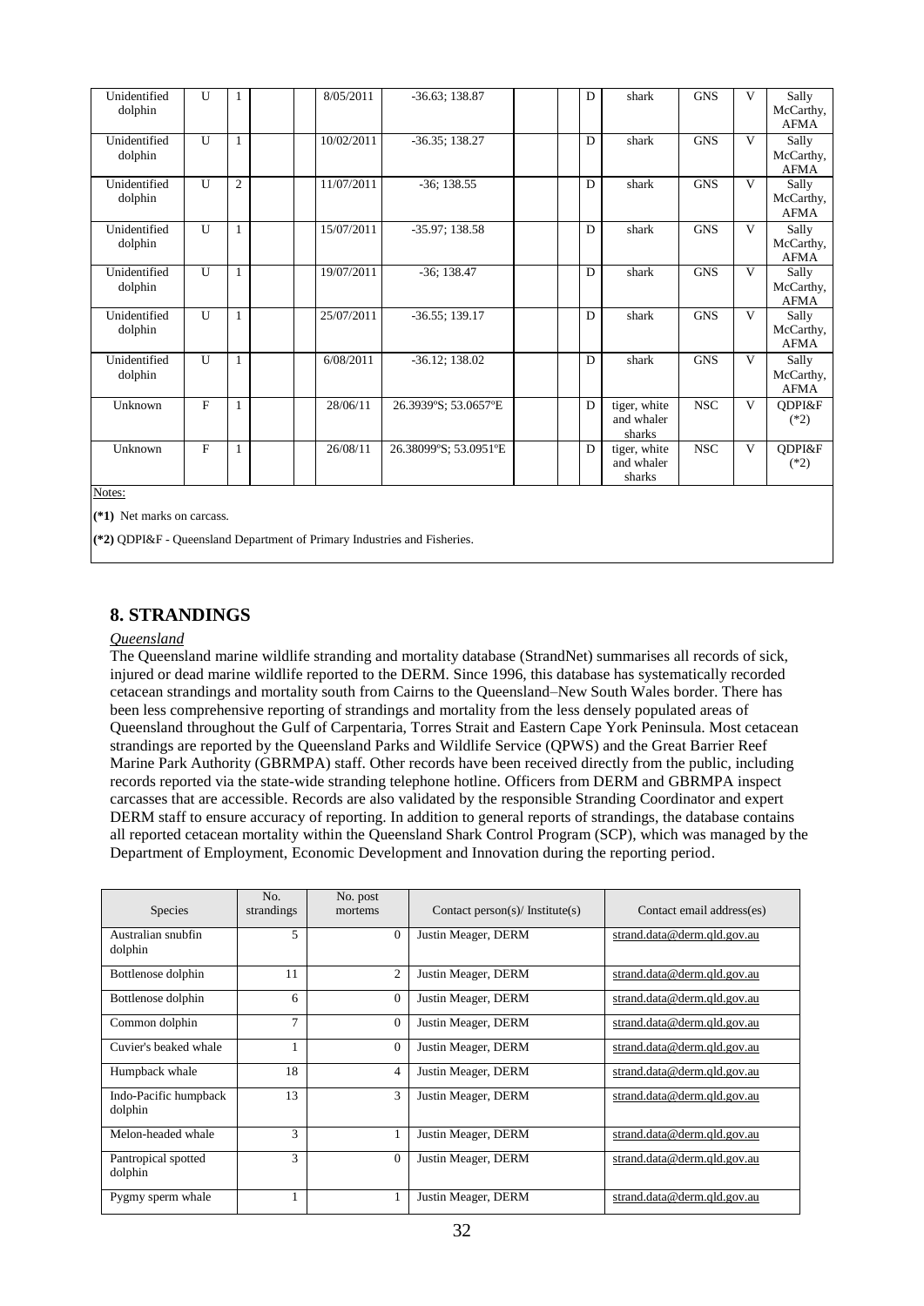| | | | | | | | | | | | | | |
|---|---|---|---|---|---|---|---|---|---|---|---|---|---|
| Unidentified dolphin | U | 1 | | | 8/05/2011 | -36.63; 138.87 | | | D | shark | GNS | V | Sally McCarthy, AFMA |
| Unidentified dolphin | U | 1 | | | 10/02/2011 | -36.35; 138.27 | | | D | shark | GNS | V | Sally McCarthy, AFMA |
| Unidentified dolphin | U | 2 | | | 11/07/2011 | -36; 138.55 | | | D | shark | GNS | V | Sally McCarthy, AFMA |
| Unidentified dolphin | U | 1 | | | 15/07/2011 | -35.97; 138.58 | | | D | shark | GNS | V | Sally McCarthy, AFMA |
| Unidentified dolphin | U | 1 | | | 19/07/2011 | -36; 138.47 | | | D | shark | GNS | V | Sally McCarthy, AFMA |
| Unidentified dolphin | U | 1 | | | 25/07/2011 | -36.55; 139.17 | | | D | shark | GNS | V | Sally McCarthy, AFMA |
| Unidentified dolphin | U | 1 | | | 6/08/2011 | -36.12; 138.02 | | | D | shark | GNS | V | Sally McCarthy, AFMA |
| Unknown | F | 1 | | | 28/06/11 | 26.3939ºS; 53.0657ºE | | | D | tiger, white and whaler sharks | NSC | V | QDPI&F (*2) |
| Unknown | F | 1 | | | 26/08/11 | 26.38099ºS; 53.0951ºE | | | D | tiger, white and whaler sharks | NSC | V | QDPI&F (*2) |

Notes:

**(*1)** Net marks on carcass.

**(*2)** QDPI&F - Queensland Department of Primary Industries and Fisheries.

## 8. STRANDINGS

*Queensland*

The Queensland marine wildlife stranding and mortality database (StrandNet) summarises all records of sick, injured or dead marine wildlife reported to the DERM. Since 1996, this database has systematically recorded cetacean strandings and mortality south from Cairns to the Queensland–New South Wales border. There has been less comprehensive reporting of strandings and mortality from the less densely populated areas of Queensland throughout the Gulf of Carpentaria, Torres Strait and Eastern Cape York Peninsula. Most cetacean strandings are reported by the Queensland Parks and Wildlife Service (QPWS) and the Great Barrier Reef Marine Park Authority (GBRMPA) staff. Other records have been received directly from the public, including records reported via the state-wide stranding telephone hotline. Officers from DERM and GBRMPA inspect carcasses that are accessible. Records are also validated by the responsible Stranding Coordinator and expert DERM staff to ensure accuracy of reporting. In addition to general reports of strandings, the database contains all reported cetacean mortality within the Queensland Shark Control Program (SCP), which was managed by the Department of Employment, Economic Development and Innovation during the reporting period.

| Species | No. strandings | No. post mortems | Contact person(s)/ Institute(s) | Contact email address(es) |
|---|---|---|---|---|
| Australian snubfin dolphin | 5 | 0 | Justin Meager, DERM | strand.data@derm.qld.gov.au |
| Bottlenose dolphin | 11 | 2 | Justin Meager, DERM | strand.data@derm.qld.gov.au |
| Bottlenose dolphin | 6 | 0 | Justin Meager, DERM | strand.data@derm.qld.gov.au |
| Common dolphin | 7 | 0 | Justin Meager, DERM | strand.data@derm.qld.gov.au |
| Cuvier's beaked whale | 1 | 0 | Justin Meager, DERM | strand.data@derm.qld.gov.au |
| Humpback whale | 18 | 4 | Justin Meager, DERM | strand.data@derm.qld.gov.au |
| Indo-Pacific humpback dolphin | 13 | 3 | Justin Meager, DERM | strand.data@derm.qld.gov.au |
| Melon-headed whale | 3 | 1 | Justin Meager, DERM | strand.data@derm.qld.gov.au |
| Pantropical spotted dolphin | 3 | 0 | Justin Meager, DERM | strand.data@derm.qld.gov.au |
| Pygmy sperm whale | 1 | 1 | Justin Meager, DERM | strand.data@derm.qld.gov.au |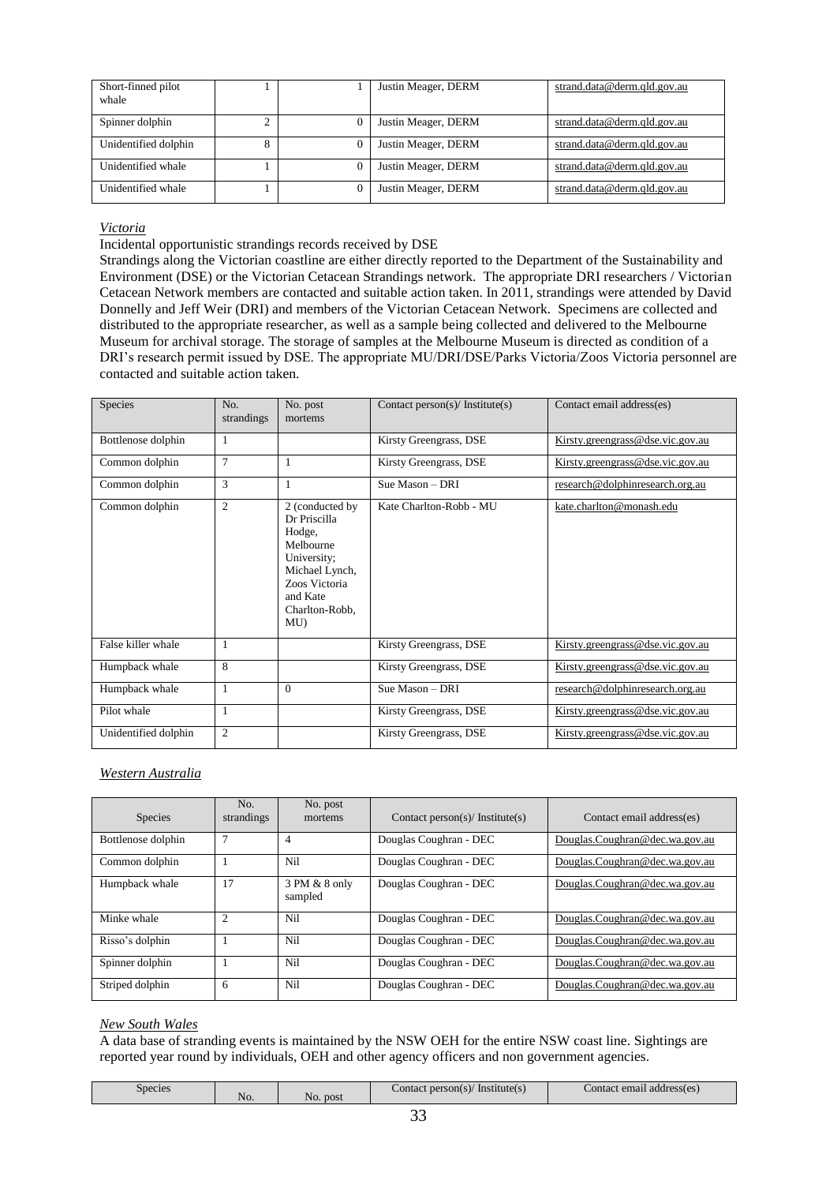| Short-finned pilot whale | 1 | 1 | Justin Meager, DERM | strand.data@derm.qld.gov.au |
|---|---|---|---|---|
| Spinner dolphin | 2 | 0 | Justin Meager, DERM | strand.data@derm.qld.gov.au |
| Unidentified dolphin | 8 | 0 | Justin Meager, DERM | strand.data@derm.qld.gov.au |
| Unidentified whale | 1 | 0 | Justin Meager, DERM | strand.data@derm.qld.gov.au |
| Unidentified whale | 1 | 0 | Justin Meager, DERM | strand.data@derm.qld.gov.au |

*Victoria*

Incidental opportunistic strandings records received by DSE

Strandings along the Victorian coastline are either directly reported to the Department of the Sustainability and Environment (DSE) or the Victorian Cetacean Strandings network. The appropriate DRI researchers / Victorian Cetacean Network members are contacted and suitable action taken. In 2011, strandings were attended by David Donnelly and Jeff Weir (DRI) and members of the Victorian Cetacean Network. Specimens are collected and distributed to the appropriate researcher, as well as a sample being collected and delivered to the Melbourne Museum for archival storage. The storage of samples at the Melbourne Museum is directed as condition of a DRI's research permit issued by DSE. The appropriate MU/DRI/DSE/Parks Victoria/Zoos Victoria personnel are contacted and suitable action taken.

| Species | No. strandings | No. post mortems | Contact person(s)/ Institute(s) | Contact email address(es) |
|---|---|---|---|---|
| Bottlenose dolphin | 1 | | Kirsty Greengrass, DSE | Kirsty.greengrass@dse.vic.gov.au |
| Common dolphin | 7 | 1 | Kirsty Greengrass, DSE | Kirsty.greengrass@dse.vic.gov.au |
| Common dolphin | 3 | 1 | Sue Mason – DRI | research@dolphinresearch.org.au |
| Common dolphin | 2 | 2 (conducted by Dr Priscilla Hodge, Melbourne University; Michael Lynch, Zoos Victoria and Kate Charlton-Robb, MU) | Kate Charlton-Robb - MU | kate.charlton@monash.edu |
| False killer whale | 1 | | Kirsty Greengrass, DSE | Kirsty.greengrass@dse.vic.gov.au |
| Humpback whale | 8 | | Kirsty Greengrass, DSE | Kirsty.greengrass@dse.vic.gov.au |
| Humpback whale | 1 | 0 | Sue Mason – DRI | research@dolphinresearch.org.au |
| Pilot whale | 1 | | Kirsty Greengrass, DSE | Kirsty.greengrass@dse.vic.gov.au |
| Unidentified dolphin | 2 | | Kirsty Greengrass, DSE | Kirsty.greengrass@dse.vic.gov.au |

*Western Australia*

| Species | No. strandings | No. post mortems | Contact person(s)/ Institute(s) | Contact email address(es) |
|---|---|---|---|---|
| Bottlenose dolphin | 7 | 4 | Douglas Coughran - DEC | Douglas.Coughran@dec.wa.gov.au |
| Common dolphin | 1 | Nil | Douglas Coughran - DEC | Douglas.Coughran@dec.wa.gov.au |
| Humpback whale | 17 | 3 PM & 8 only sampled | Douglas Coughran - DEC | Douglas.Coughran@dec.wa.gov.au |
| Minke whale | 2 | Nil | Douglas Coughran - DEC | Douglas.Coughran@dec.wa.gov.au |
| Risso's dolphin | 1 | Nil | Douglas Coughran - DEC | Douglas.Coughran@dec.wa.gov.au |
| Spinner dolphin | 1 | Nil | Douglas Coughran - DEC | Douglas.Coughran@dec.wa.gov.au |
| Striped dolphin | 6 | Nil | Douglas Coughran - DEC | Douglas.Coughran@dec.wa.gov.au |

*New South Wales*

A data base of stranding events is maintained by the NSW OEH for the entire NSW coast line. Sightings are reported year round by individuals, OEH and other agency officers and non government agencies.

| Species | No. | No. post | Contact person(s)/ Institute(s) | Contact email address(es) |
|---|---|---|---|---|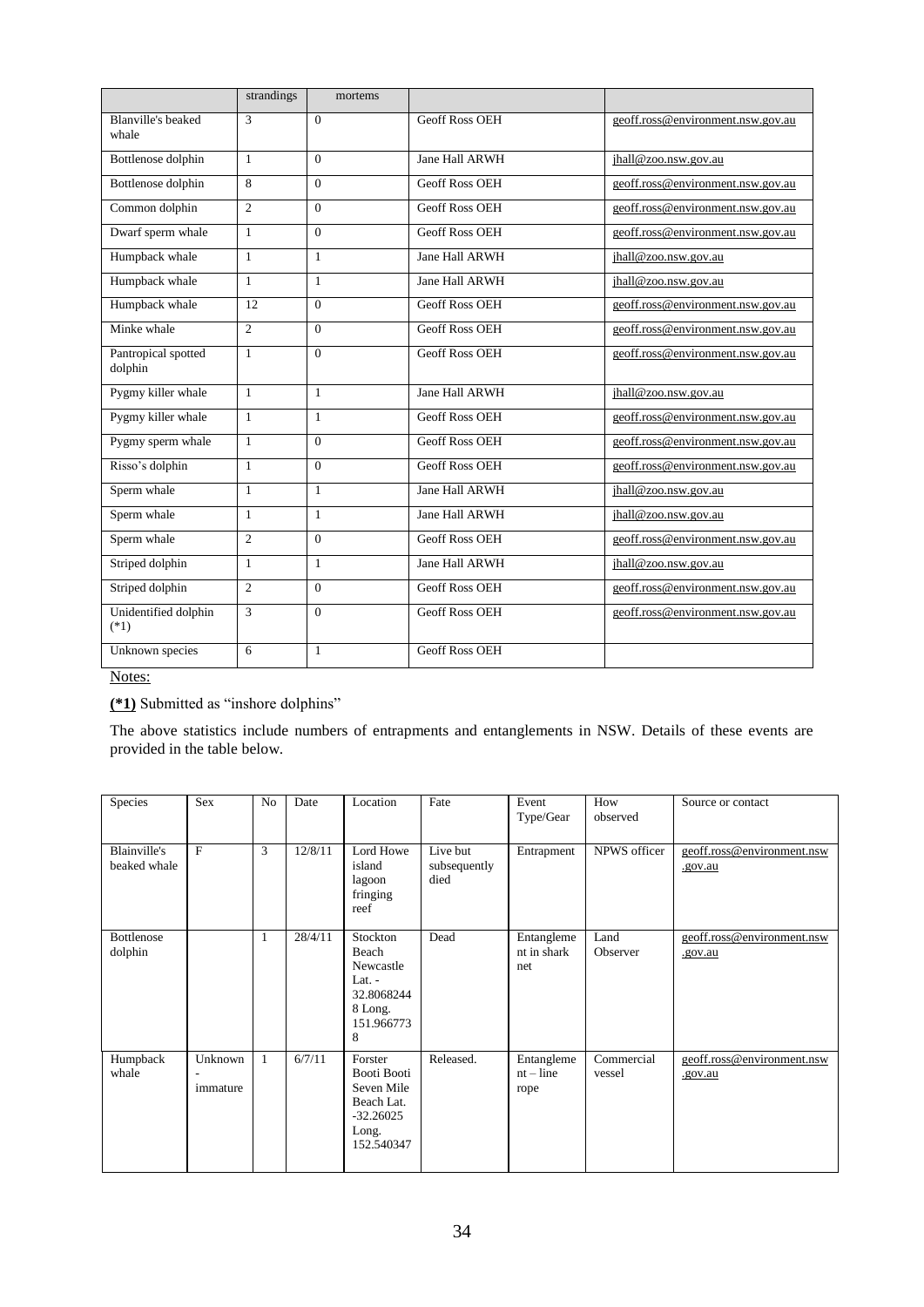| | strandings | mortems | | |
|---|---|---|---|---|
| Blanville's beaked whale | 3 | 0 | Geoff Ross OEH | geoff.ross@environment.nsw.gov.au |
| Bottlenose dolphin | 1 | 0 | Jane Hall ARWH | jhall@zoo.nsw.gov.au |
| Bottlenose dolphin | 8 | 0 | Geoff Ross OEH | geoff.ross@environment.nsw.gov.au |
| Common dolphin | 2 | 0 | Geoff Ross OEH | geoff.ross@environment.nsw.gov.au |
| Dwarf sperm whale | 1 | 0 | Geoff Ross OEH | geoff.ross@environment.nsw.gov.au |
| Humpback whale | 1 | 1 | Jane Hall ARWH | jhall@zoo.nsw.gov.au |
| Humpback whale | 1 | 1 | Jane Hall ARWH | jhall@zoo.nsw.gov.au |
| Humpback whale | 12 | 0 | Geoff Ross OEH | geoff.ross@environment.nsw.gov.au |
| Minke whale | 2 | 0 | Geoff Ross OEH | geoff.ross@environment.nsw.gov.au |
| Pantropical spotted dolphin | 1 | 0 | Geoff Ross OEH | geoff.ross@environment.nsw.gov.au |
| Pygmy killer whale | 1 | 1 | Jane Hall ARWH | jhall@zoo.nsw.gov.au |
| Pygmy killer whale | 1 | 1 | Geoff Ross OEH | geoff.ross@environment.nsw.gov.au |
| Pygmy sperm whale | 1 | 0 | Geoff Ross OEH | geoff.ross@environment.nsw.gov.au |
| Risso's dolphin | 1 | 0 | Geoff Ross OEH | geoff.ross@environment.nsw.gov.au |
| Sperm whale | 1 | 1 | Jane Hall ARWH | jhall@zoo.nsw.gov.au |
| Sperm whale | 1 | 1 | Jane Hall ARWH | jhall@zoo.nsw.gov.au |
| Sperm whale | 2 | 0 | Geoff Ross OEH | geoff.ross@environment.nsw.gov.au |
| Striped dolphin | 1 | 1 | Jane Hall ARWH | jhall@zoo.nsw.gov.au |
| Striped dolphin | 2 | 0 | Geoff Ross OEH | geoff.ross@environment.nsw.gov.au |
| Unidentified dolphin (*1) | 3 | 0 | Geoff Ross OEH | geoff.ross@environment.nsw.gov.au |
| Unknown species | 6 | 1 | Geoff Ross OEH | |

Notes:

**(*1)** Submitted as "inshore dolphins"

The above statistics include numbers of entrapments and entanglements in NSW. Details of these events are provided in the table below.

| Species | Sex | No | Date | Location | Fate | Event Type/Gear | How observed | Source or contact |
|---|---|---|---|---|---|---|---|---|
| Blainville's beaked whale | F | 3 | 12/8/11 | Lord Howe island lagoon fringing reef | Live but subsequently died | Entrapment | NPWS officer | geoff.ross@environment.nsw.gov.au |
| Bottlenose dolphin | | 1 | 28/4/11 | Stockton Beach Newcastle Lat. - 32.80682448 Long. 151.9667738 | Dead | Entanglement in shark net | Land Observer | geoff.ross@environment.nsw.gov.au |
| Humpback whale | Unknown - immature | 1 | 6/7/11 | Forster Booti Booti Seven Mile Beach Lat. -32.26025 Long. 152.540347 | Released. | Entanglement – line rope | Commercial vessel | geoff.ross@environment.nsw.gov.au |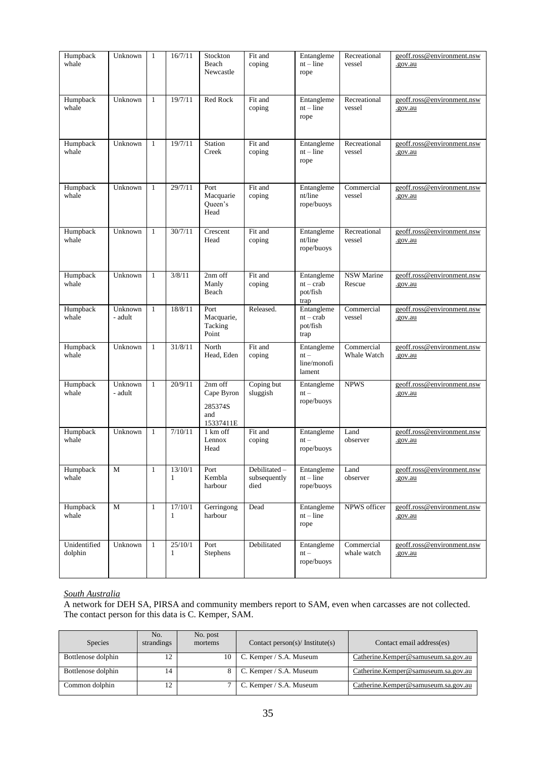| Humpback whale | Unknown | 1 | 16/7/11 | Stockton Beach Newcastle | Fit and coping | Entanglement – line rope | Recreational vessel | geoff.ross@environment.nsw.gov.au |
|---|---|---|---|---|---|---|---|---|
| Humpback whale | Unknown | 1 | 19/7/11 | Red Rock | Fit and coping | Entanglement – line rope | Recreational vessel | geoff.ross@environment.nsw.gov.au |
| Humpback whale | Unknown | 1 | 19/7/11 | Station Creek | Fit and coping | Entanglement – line rope | Recreational vessel | geoff.ross@environment.nsw.gov.au |
| Humpback whale | Unknown | 1 | 29/7/11 | Port Macquarie Queen's Head | Fit and coping | Entanglement/line rope/buoys | Commercial vessel | geoff.ross@environment.nsw.gov.au |
| Humpback whale | Unknown | 1 | 30/7/11 | Crescent Head | Fit and coping | Entanglement/line rope/buoys | Recreational vessel | geoff.ross@environment.nsw.gov.au |
| Humpback whale | Unknown | 1 | 3/8/11 | 2nm off Manly Beach | Fit and coping | Entanglement – crab pot/fish trap | NSW Marine Rescue | geoff.ross@environment.nsw.gov.au |
| Humpback whale | Unknown - adult | 1 | 18/8/11 | Port Macquarie, Tacking Point | Released. | Entanglement – crab pot/fish trap | Commercial vessel | geoff.ross@environment.nsw.gov.au |
| Humpback whale | Unknown | 1 | 31/8/11 | North Head, Eden | Fit and coping | Entanglement – line/monofilament | Commercial Whale Watch | geoff.ross@environment.nsw.gov.au |
| Humpback whale | Unknown - adult | 1 | 20/9/11 | 2nm off Cape Byron 285374S and 15337411E | Coping but sluggish | Entanglement – rope/buoys | NPWS | geoff.ross@environment.nsw.gov.au |
| Humpback whale | Unknown | 1 | 7/10/11 | 1 km off Lennox Head | Fit and coping | Entanglement – rope/buoys | Land observer | geoff.ross@environment.nsw.gov.au |
| Humpback whale | M | 1 | 13/10/11 | Port Kembla harbour | Debilitated – subsequently died | Entanglement – line rope/buoys | Land observer | geoff.ross@environment.nsw.gov.au |
| Humpback whale | M | 1 | 17/10/11 | Gerringong harbour | Dead | Entanglement – line rope | NPWS officer | geoff.ross@environment.nsw.gov.au |
| Unidentified dolphin | Unknown | 1 | 25/10/11 | Port Stephens | Debilitated | Entanglement – rope/buoys | Commercial whale watch | geoff.ross@environment.nsw.gov.au |

*South Australia*

A network for DEH SA, PIRSA and community members report to SAM, even when carcasses are not collected. The contact person for this data is C. Kemper, SAM.

| Species | No. strandings | No. post mortems | Contact person(s)/ Institute(s) | Contact email address(es) |
|---|---|---|---|---|
| Bottlenose dolphin | 12 | 10 | C. Kemper / S.A. Museum | Catherine.Kemper@samuseum.sa.gov.au |
| Bottlenose dolphin | 14 | 8 | C. Kemper / S.A. Museum | Catherine.Kemper@samuseum.sa.gov.au |
| Common dolphin | 12 | 7 | C. Kemper / S.A. Museum | Catherine.Kemper@samuseum.sa.gov.au |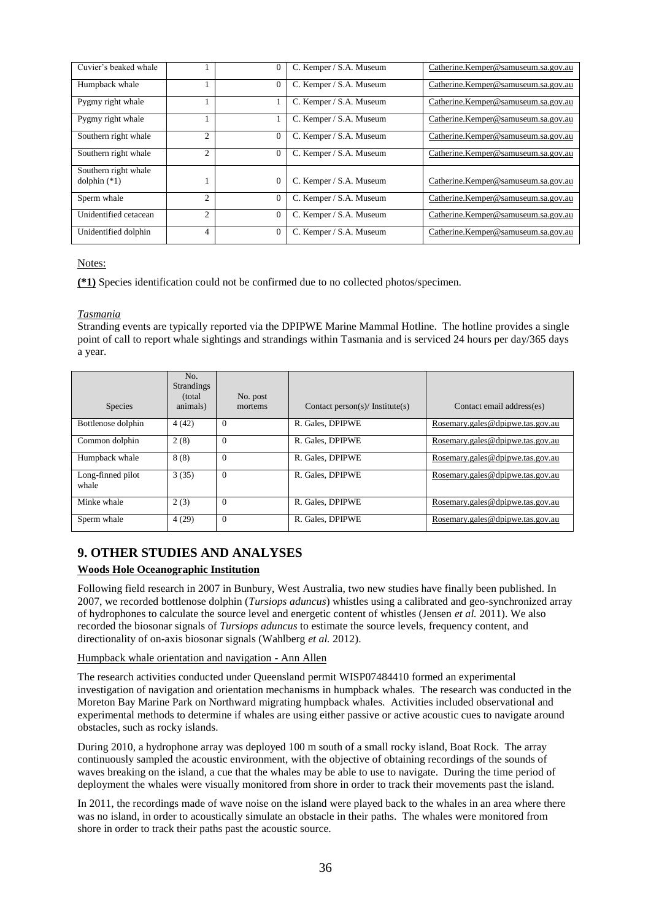| Cuvier's beaked whale | 1 | 0 | C. Kemper / S.A. Museum | Catherine.Kemper@samuseum.sa.gov.au |
|---|---|---|---|---|
| Humpback whale | 1 | 0 | C. Kemper / S.A. Museum | Catherine.Kemper@samuseum.sa.gov.au |
| Pygmy right whale | 1 | 1 | C. Kemper / S.A. Museum | Catherine.Kemper@samuseum.sa.gov.au |
| Pygmy right whale | 1 | 1 | C. Kemper / S.A. Museum | Catherine.Kemper@samuseum.sa.gov.au |
| Southern right whale | 2 | 0 | C. Kemper / S.A. Museum | Catherine.Kemper@samuseum.sa.gov.au |
| Southern right whale | 2 | 0 | C. Kemper / S.A. Museum | Catherine.Kemper@samuseum.sa.gov.au |
| Southern right whale dolphin (*1) | 1 | 0 | C. Kemper / S.A. Museum | Catherine.Kemper@samuseum.sa.gov.au |
| Sperm whale | 2 | 0 | C. Kemper / S.A. Museum | Catherine.Kemper@samuseum.sa.gov.au |
| Unidentified cetacean | 2 | 0 | C. Kemper / S.A. Museum | Catherine.Kemper@samuseum.sa.gov.au |
| Unidentified dolphin | 4 | 0 | C. Kemper / S.A. Museum | Catherine.Kemper@samuseum.sa.gov.au |

Notes:

**(*1)** Species identification could not be confirmed due to no collected photos/specimen.

*Tasmania*

Stranding events are typically reported via the DPIPWE Marine Mammal Hotline. The hotline provides a single point of call to report whale sightings and strandings within Tasmania and is serviced 24 hours per day/365 days a year.

| Species | No. Strandings (total animals) | No. post mortems | Contact person(s)/ Institute(s) | Contact email address(es) |
|---|---|---|---|---|
| Bottlenose dolphin | 4 (42) | 0 | R. Gales, DPIPWE | Rosemary.gales@dpipwe.tas.gov.au |
| Common dolphin | 2 (8) | 0 | R. Gales, DPIPWE | Rosemary.gales@dpipwe.tas.gov.au |
| Humpback whale | 8 (8) | 0 | R. Gales, DPIPWE | Rosemary.gales@dpipwe.tas.gov.au |
| Long-finned pilot whale | 3 (35) | 0 | R. Gales, DPIPWE | Rosemary.gales@dpipwe.tas.gov.au |
| Minke whale | 2 (3) | 0 | R. Gales, DPIPWE | Rosemary.gales@dpipwe.tas.gov.au |
| Sperm whale | 4 (29) | 0 | R. Gales, DPIPWE | Rosemary.gales@dpipwe.tas.gov.au |

## 9. OTHER STUDIES AND ANALYSES

**Woods Hole Oceanographic Institution**

Following field research in 2007 in Bunbury, West Australia, two new studies have finally been published. In 2007, we recorded bottlenose dolphin (*Tursiops aduncus*) whistles using a calibrated and geo-synchronized array of hydrophones to calculate the source level and energetic content of whistles (Jensen *et al.* 2011). We also recorded the biosonar signals of *Tursiops aduncus* to estimate the source levels, frequency content, and directionality of on-axis biosonar signals (Wahlberg *et al.* 2012).

Humpback whale orientation and navigation - Ann Allen

The research activities conducted under Queensland permit WISP07484410 formed an experimental investigation of navigation and orientation mechanisms in humpback whales. The research was conducted in the Moreton Bay Marine Park on Northward migrating humpback whales. Activities included observational and experimental methods to determine if whales are using either passive or active acoustic cues to navigate around obstacles, such as rocky islands.

During 2010, a hydrophone array was deployed 100 m south of a small rocky island, Boat Rock. The array continuously sampled the acoustic environment, with the objective of obtaining recordings of the sounds of waves breaking on the island, a cue that the whales may be able to use to navigate. During the time period of deployment the whales were visually monitored from shore in order to track their movements past the island.

In 2011, the recordings made of wave noise on the island were played back to the whales in an area where there was no island, in order to acoustically simulate an obstacle in their paths. The whales were monitored from shore in order to track their paths past the acoustic source.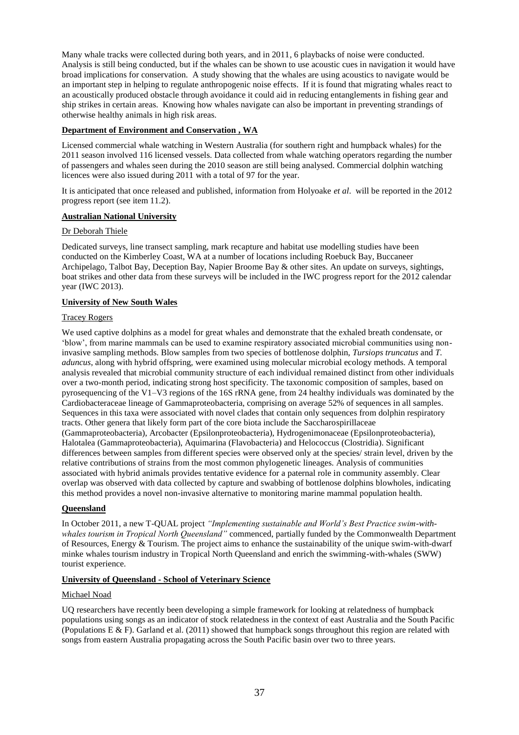Many whale tracks were collected during both years, and in 2011, 6 playbacks of noise were conducted. Analysis is still being conducted, but if the whales can be shown to use acoustic cues in navigation it would have broad implications for conservation. A study showing that the whales are using acoustics to navigate would be an important step in helping to regulate anthropogenic noise effects. If it is found that migrating whales react to an acoustically produced obstacle through avoidance it could aid in reducing entanglements in fishing gear and ship strikes in certain areas. Knowing how whales navigate can also be important in preventing strandings of otherwise healthy animals in high risk areas.

**Department of Environment and Conservation , WA**

Licensed commercial whale watching in Western Australia (for southern right and humpback whales) for the 2011 season involved 116 licensed vessels. Data collected from whale watching operators regarding the number of passengers and whales seen during the 2010 season are still being analysed. Commercial dolphin watching licences were also issued during 2011 with a total of 97 for the year.

It is anticipated that once released and published, information from Holyoake *et al*. will be reported in the 2012 progress report (see item 11.2).

**Australian National University**

Dr Deborah Thiele

Dedicated surveys, line transect sampling, mark recapture and habitat use modelling studies have been conducted on the Kimberley Coast, WA at a number of locations including Roebuck Bay, Buccaneer Archipelago, Talbot Bay, Deception Bay, Napier Broome Bay & other sites. An update on surveys, sightings, boat strikes and other data from these surveys will be included in the IWC progress report for the 2012 calendar year (IWC 2013).

**University of New South Wales**

Tracey Rogers

We used captive dolphins as a model for great whales and demonstrate that the exhaled breath condensate, or 'blow', from marine mammals can be used to examine respiratory associated microbial communities using non-invasive sampling methods. Blow samples from two species of bottlenose dolphin, *Tursiops truncatus* and *T. aduncus*, along with hybrid offspring, were examined using molecular microbial ecology methods. A temporal analysis revealed that microbial community structure of each individual remained distinct from other individuals over a two-month period, indicating strong host specificity. The taxonomic composition of samples, based on pyrosequencing of the V1–V3 regions of the 16S rRNA gene, from 24 healthy individuals was dominated by the Cardiobacteraceae lineage of Gammaproteobacteria, comprising on average 52% of sequences in all samples. Sequences in this taxa were associated with novel clades that contain only sequences from dolphin respiratory tracts. Other genera that likely form part of the core biota include the Saccharospirillaceae (Gammaproteobacteria), Arcobacter (Epsilonproteobacteria), Hydrogenimonaceae (Epsilonproteobacteria), Halotalea (Gammaproteobacteria), Aquimarina (Flavobacteria) and Helococcus (Clostridia). Significant differences between samples from different species were observed only at the species/ strain level, driven by the relative contributions of strains from the most common phylogenetic lineages. Analysis of communities associated with hybrid animals provides tentative evidence for a paternal role in community assembly. Clear overlap was observed with data collected by capture and swabbing of bottlenose dolphins blowholes, indicating this method provides a novel non-invasive alternative to monitoring marine mammal population health.

**Queensland**

In October 2011, a new T-QUAL project *"Implementing sustainable and World's Best Practice swim-with-whales tourism in Tropical North Queensland"* commenced, partially funded by the Commonwealth Department of Resources, Energy & Tourism. The project aims to enhance the sustainability of the unique swim-with-dwarf minke whales tourism industry in Tropical North Queensland and enrich the swimming-with-whales (SWW) tourist experience.

**University of Queensland - School of Veterinary Science**

Michael Noad

UQ researchers have recently been developing a simple framework for looking at relatedness of humpback populations using songs as an indicator of stock relatedness in the context of east Australia and the South Pacific (Populations E & F). Garland et al. (2011) showed that humpback songs throughout this region are related with songs from eastern Australia propagating across the South Pacific basin over two to three years.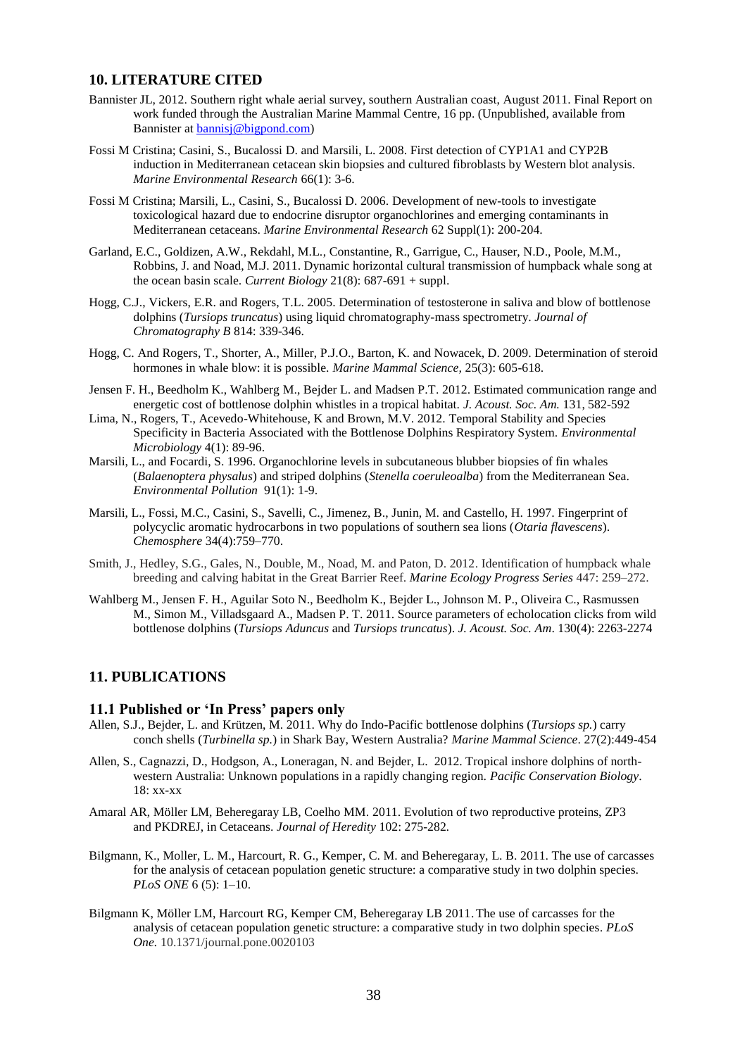## 10. LITERATURE CITED

Bannister JL, 2012. Southern right whale aerial survey, southern Australian coast, August 2011. Final Report on work funded through the Australian Marine Mammal Centre, 16 pp. (Unpublished, available from Bannister at bannisj@bigpond.com)

Fossi M Cristina; Casini, S., Bucalossi D. and Marsili, L. 2008. First detection of CYP1A1 and CYP2B induction in Mediterranean cetacean skin biopsies and cultured fibroblasts by Western blot analysis. *Marine Environmental Research* 66(1): 3-6.

Fossi M Cristina; Marsili, L., Casini, S., Bucalossi D. 2006. Development of new-tools to investigate toxicological hazard due to endocrine disruptor organochlorines and emerging contaminants in Mediterranean cetaceans. *Marine Environmental Research* 62 Suppl(1): 200-204.

Garland, E.C., Goldizen, A.W., Rekdahl, M.L., Constantine, R., Garrigue, C., Hauser, N.D., Poole, M.M., Robbins, J. and Noad, M.J. 2011. Dynamic horizontal cultural transmission of humpback whale song at the ocean basin scale. *Current Biology* 21(8): 687-691 + suppl.

Hogg, C.J., Vickers, E.R. and Rogers, T.L. 2005. Determination of testosterone in saliva and blow of bottlenose dolphins (*Tursiops truncatus*) using liquid chromatography-mass spectrometry. *Journal of Chromatography B* 814: 339-346.

Hogg, C. And Rogers, T., Shorter, A., Miller, P.J.O., Barton, K. and Nowacek, D. 2009. Determination of steroid hormones in whale blow: it is possible. *Marine Mammal Science,* 25(3): 605-618.

Jensen F. H., Beedholm K., Wahlberg M., Bejder L. and Madsen P.T. 2012. Estimated communication range and energetic cost of bottlenose dolphin whistles in a tropical habitat. *J. Acoust. Soc. Am.* 131, 582-592

Lima, N., Rogers, T., Acevedo-Whitehouse, K and Brown, M.V. 2012. Temporal Stability and Species Specificity in Bacteria Associated with the Bottlenose Dolphins Respiratory System. *Environmental Microbiology* 4(1): 89-96.

Marsili, L., and Focardi, S. 1996. Organochlorine levels in subcutaneous blubber biopsies of fin whales (*Balaenoptera physalus*) and striped dolphins (*Stenella coeruleoalba*) from the Mediterranean Sea. *Environmental Pollution* 91(1): 1-9.

Marsili, L., Fossi, M.C., Casini, S., Savelli, C., Jimenez, B., Junin, M. and Castello, H. 1997. Fingerprint of polycyclic aromatic hydrocarbons in two populations of southern sea lions (*Otaria flavescens*). *Chemosphere* 34(4):759–770.

Smith, J., Hedley, S.G., Gales, N., Double, M., Noad, M. and Paton, D. 2012. Identification of humpback whale breeding and calving habitat in the Great Barrier Reef. *Marine Ecology Progress Series* 447: 259–272.

Wahlberg M., Jensen F. H., Aguilar Soto N., Beedholm K., Bejder L., Johnson M. P., Oliveira C., Rasmussen M., Simon M., Villadsgaard A., Madsen P. T. 2011. Source parameters of echolocation clicks from wild bottlenose dolphins (*Tursiops Aduncus* and *Tursiops truncatus*). *J. Acoust. Soc. Am*. 130(4): 2263-2274

## 11. PUBLICATIONS

### 11.1 Published or 'In Press' papers only

Allen, S.J., Bejder, L. and Krützen, M. 2011. Why do Indo-Pacific bottlenose dolphins (*Tursiops sp.*) carry conch shells (*Turbinella sp.*) in Shark Bay, Western Australia? *Marine Mammal Science*. 27(2):449-454

Allen, S., Cagnazzi, D., Hodgson, A., Loneragan, N. and Bejder, L. 2012. Tropical inshore dolphins of north-western Australia: Unknown populations in a rapidly changing region. *Pacific Conservation Biology*. 18: xx-xx

Amaral AR, Möller LM, Beheregaray LB, Coelho MM. 2011. Evolution of two reproductive proteins, ZP3 and PKDREJ, in Cetaceans. *Journal of Heredity* 102: 275-282.

Bilgmann, K., Moller, L. M., Harcourt, R. G., Kemper, C. M. and Beheregaray, L. B. 2011. The use of carcasses for the analysis of cetacean population genetic structure: a comparative study in two dolphin species. *PLoS ONE* 6 (5): 1–10.

Bilgmann K, Möller LM, Harcourt RG, Kemper CM, Beheregaray LB 2011. The use of carcasses for the analysis of cetacean population genetic structure: a comparative study in two dolphin species. *PLoS One.* 10.1371/journal.pone.0020103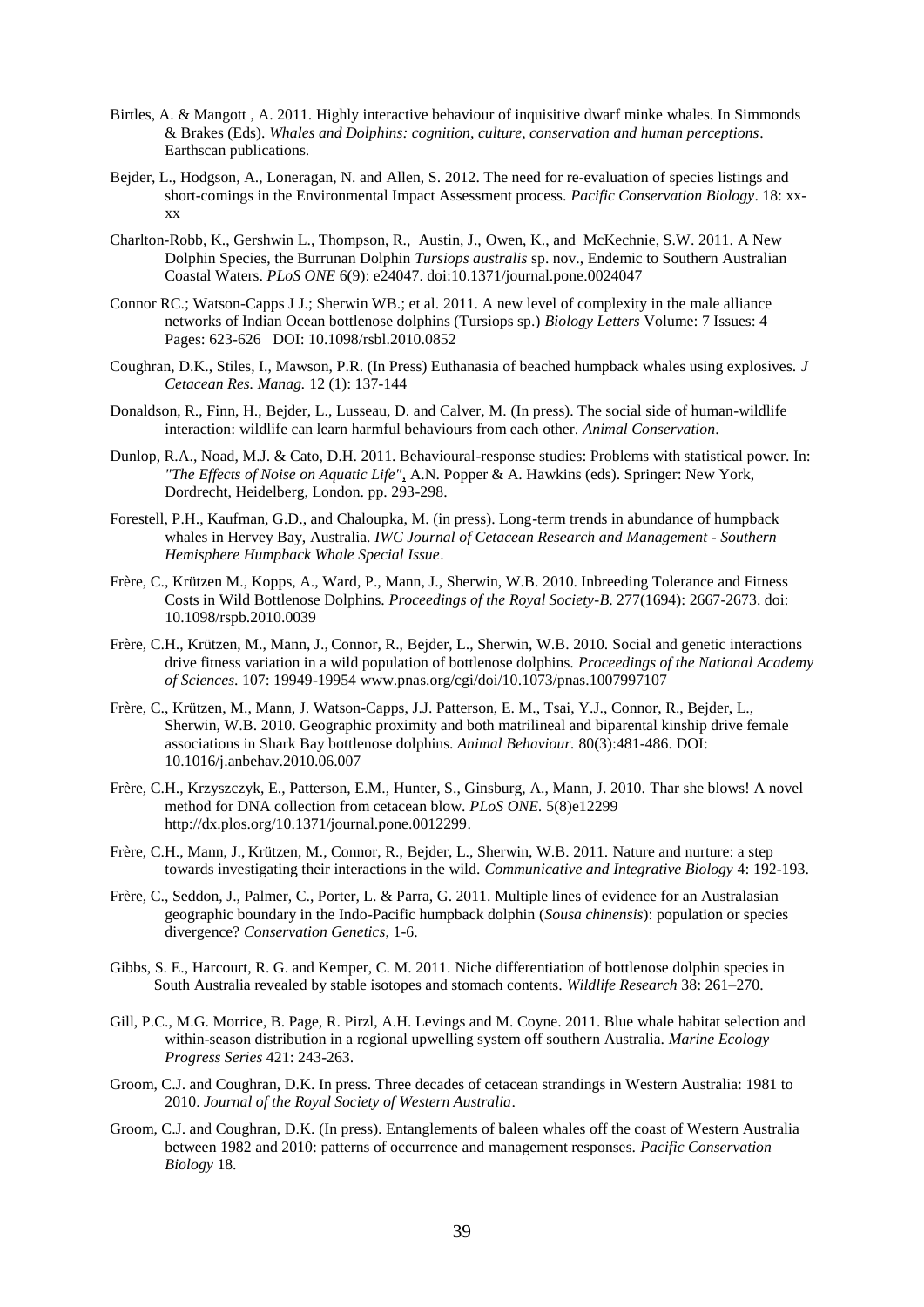Birtles, A. & Mangott , A. 2011. Highly interactive behaviour of inquisitive dwarf minke whales. In Simmonds & Brakes (Eds). *Whales and Dolphins: cognition, culture, conservation and human perceptions*. Earthscan publications.

Bejder, L., Hodgson, A., Loneragan, N. and Allen, S. 2012. The need for re-evaluation of species listings and short-comings in the Environmental Impact Assessment process. *Pacific Conservation Biology*. 18: xx-xx

Charlton-Robb, K., Gershwin L., Thompson, R., Austin, J., Owen, K., and McKechnie, S.W. 2011. A New Dolphin Species, the Burrunan Dolphin *Tursiops australis* sp. nov., Endemic to Southern Australian Coastal Waters. *PLoS ONE* 6(9): e24047. doi:10.1371/journal.pone.0024047

Connor RC.; Watson-Capps J J.; Sherwin WB.; et al. 2011. A new level of complexity in the male alliance networks of Indian Ocean bottlenose dolphins (Tursiops sp.) *Biology Letters* Volume: 7 Issues: 4 Pages: 623-626 DOI: 10.1098/rsbl.2010.0852

Coughran, D.K., Stiles, I., Mawson, P.R. (In Press) Euthanasia of beached humpback whales using explosives. *J Cetacean Res. Manag.* 12 (1): 137-144

Donaldson, R., Finn, H., Bejder, L., Lusseau, D. and Calver, M. (In press). The social side of human-wildlife interaction: wildlife can learn harmful behaviours from each other. *Animal Conservation*.

Dunlop, R.A., Noad, M.J. & Cato, D.H. 2011. Behavioural-response studies: Problems with statistical power. In: *"The Effects of Noise on Aquatic Life"*, A.N. Popper & A. Hawkins (eds). Springer: New York, Dordrecht, Heidelberg, London. pp. 293-298.

Forestell, P.H., Kaufman, G.D., and Chaloupka, M. (in press). Long-term trends in abundance of humpback whales in Hervey Bay, Australia. *IWC Journal of Cetacean Research and Management - Southern Hemisphere Humpback Whale Special Issue*.

Frère, C., Krützen M., Kopps, A., Ward, P., Mann, J., Sherwin, W.B. 2010. Inbreeding Tolerance and Fitness Costs in Wild Bottlenose Dolphins. *Proceedings of the Royal Society-B*. 277(1694): 2667-2673. doi: 10.1098/rspb.2010.0039

Frère, C.H., Krützen, M., Mann, J., Connor, R., Bejder, L., Sherwin, W.B. 2010. Social and genetic interactions drive fitness variation in a wild population of bottlenose dolphins. *Proceedings of the National Academy of Sciences*. 107: 19949-19954 www.pnas.org/cgi/doi/10.1073/pnas.1007997107

Frère, C., Krützen, M., Mann, J. Watson-Capps, J.J. Patterson, E. M., Tsai, Y.J., Connor, R., Bejder, L., Sherwin, W.B. 2010. Geographic proximity and both matrilineal and biparental kinship drive female associations in Shark Bay bottlenose dolphins. *Animal Behaviour.* 80(3):481-486. DOI: 10.1016/j.anbehav.2010.06.007

Frère, C.H., Krzyszczyk, E., Patterson, E.M., Hunter, S., Ginsburg, A., Mann, J. 2010. Thar she blows! A novel method for DNA collection from cetacean blow. *PLoS ONE.* 5(8)e12299 http://dx.plos.org/10.1371/journal.pone.0012299.

Frère, C.H., Mann, J., Krützen, M., Connor, R., Bejder, L., Sherwin, W.B. 2011. Nature and nurture: a step towards investigating their interactions in the wild. *Communicative and Integrative Biology* 4: 192-193.

Frère, C., Seddon, J., Palmer, C., Porter, L. & Parra, G. 2011. Multiple lines of evidence for an Australasian geographic boundary in the Indo-Pacific humpback dolphin (*Sousa chinensis*): population or species divergence? *Conservation Genetics*, 1-6.

Gibbs, S. E., Harcourt, R. G. and Kemper, C. M. 2011. Niche differentiation of bottlenose dolphin species in South Australia revealed by stable isotopes and stomach contents. *Wildlife Research* 38: 261–270.

Gill, P.C., M.G. Morrice, B. Page, R. Pirzl, A.H. Levings and M. Coyne. 2011. Blue whale habitat selection and within-season distribution in a regional upwelling system off southern Australia. *Marine Ecology Progress Series* 421: 243-263.

Groom, C.J. and Coughran, D.K. In press. Three decades of cetacean strandings in Western Australia: 1981 to 2010. *Journal of the Royal Society of Western Australia*.

Groom, C.J. and Coughran, D.K. (In press). Entanglements of baleen whales off the coast of Western Australia between 1982 and 2010: patterns of occurrence and management responses. *Pacific Conservation Biology* 18.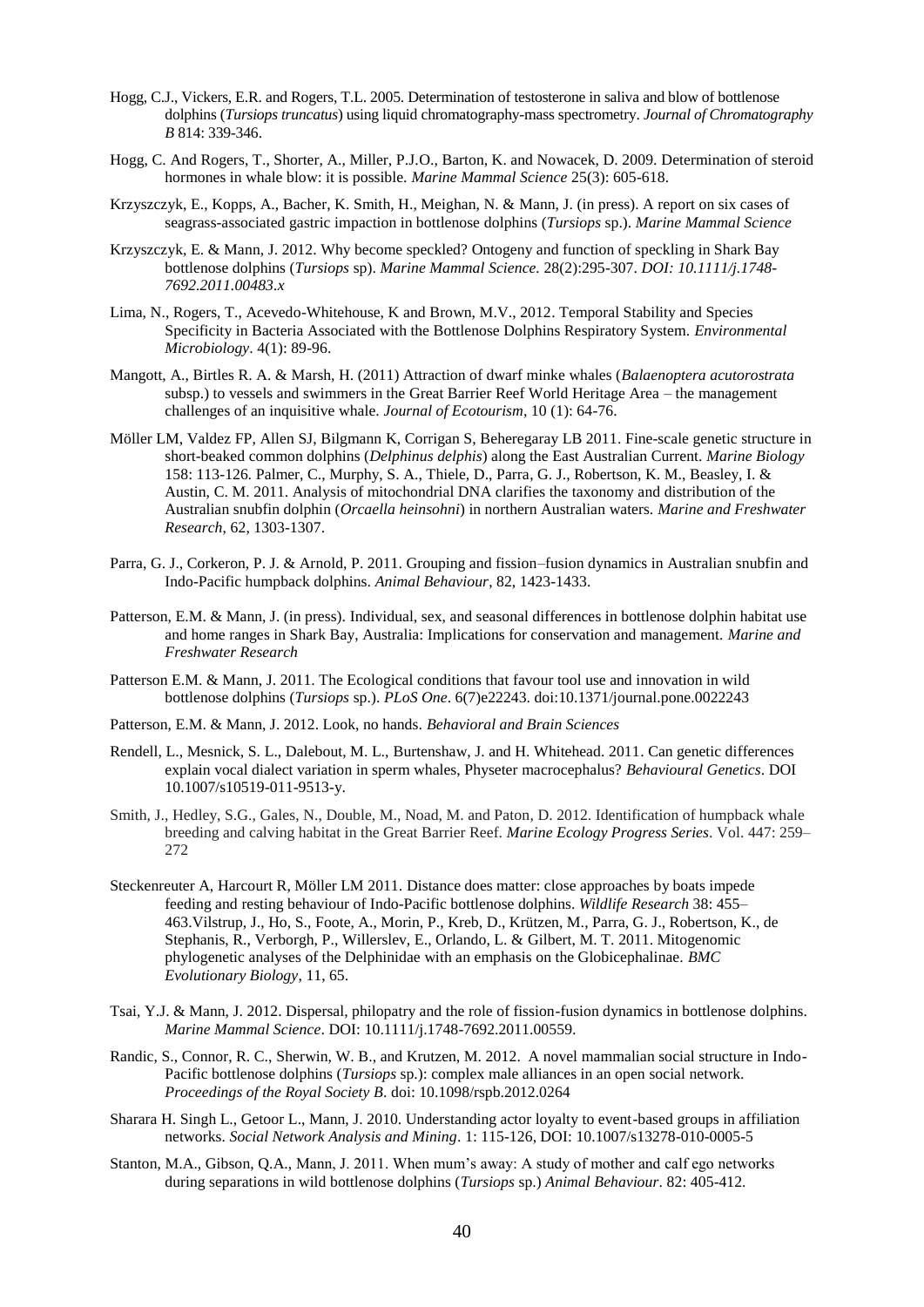Hogg, C.J., Vickers, E.R. and Rogers, T.L. 2005. Determination of testosterone in saliva and blow of bottlenose dolphins (*Tursiops truncatus*) using liquid chromatography-mass spectrometry. *Journal of Chromatography B* 814: 339-346.

Hogg, C. And Rogers, T., Shorter, A., Miller, P.J.O., Barton, K. and Nowacek, D. 2009. Determination of steroid hormones in whale blow: it is possible. *Marine Mammal Science* 25(3): 605-618.

Krzyszczyk, E., Kopps, A., Bacher, K. Smith, H., Meighan, N. & Mann, J. (in press). A report on six cases of seagrass-associated gastric impaction in bottlenose dolphins (*Tursiops* sp.). *Marine Mammal Science*

Krzyszczyk, E. & Mann, J. 2012. Why become speckled? Ontogeny and function of speckling in Shark Bay bottlenose dolphins (*Tursiops* sp). *Marine Mammal Science.* 28(2):295-307. *DOI: 10.1111/j.1748-7692.2011.00483.x*

Lima, N., Rogers, T., Acevedo-Whitehouse, K and Brown, M.V., 2012. Temporal Stability and Species Specificity in Bacteria Associated with the Bottlenose Dolphins Respiratory System. *Environmental Microbiology*. 4(1): 89-96.

Mangott, A., Birtles R. A. & Marsh, H. (2011) Attraction of dwarf minke whales (*Balaenoptera acutorostrata* subsp.) to vessels and swimmers in the Great Barrier Reef World Heritage Area – the management challenges of an inquisitive whale. *Journal of Ecotourism*, 10 (1): 64-76.

Möller LM, Valdez FP, Allen SJ, Bilgmann K, Corrigan S, Beheregaray LB 2011. Fine-scale genetic structure in short-beaked common dolphins (*Delphinus delphis*) along the East Australian Current. *Marine Biology* 158: 113-126. Palmer, C., Murphy, S. A., Thiele, D., Parra, G. J., Robertson, K. M., Beasley, I. & Austin, C. M. 2011. Analysis of mitochondrial DNA clarifies the taxonomy and distribution of the Australian snubfin dolphin (*Orcaella heinsohni*) in northern Australian waters. *Marine and Freshwater Research*, 62, 1303-1307.

Parra, G. J., Corkeron, P. J. & Arnold, P. 2011. Grouping and fission–fusion dynamics in Australian snubfin and Indo-Pacific humpback dolphins. *Animal Behaviour*, 82, 1423-1433.

Patterson, E.M. & Mann, J. (in press). Individual, sex, and seasonal differences in bottlenose dolphin habitat use and home ranges in Shark Bay, Australia: Implications for conservation and management. *Marine and Freshwater Research*

Patterson E.M. & Mann, J. 2011. The Ecological conditions that favour tool use and innovation in wild bottlenose dolphins (*Tursiops* sp.). *PLoS One*. 6(7)e22243. doi:10.1371/journal.pone.0022243

Patterson, E.M. & Mann, J. 2012. Look, no hands. *Behavioral and Brain Sciences*

Rendell, L., Mesnick, S. L., Dalebout, M. L., Burtenshaw, J. and H. Whitehead. 2011. Can genetic differences explain vocal dialect variation in sperm whales, Physeter macrocephalus? *Behavioural Genetics*. DOI 10.1007/s10519-011-9513-y.

Smith, J., Hedley, S.G., Gales, N., Double, M., Noad, M. and Paton, D. 2012. Identification of humpback whale breeding and calving habitat in the Great Barrier Reef. *Marine Ecology Progress Series*. Vol. 447: 259–272

Steckenreuter A, Harcourt R, Möller LM 2011. Distance does matter: close approaches by boats impede feeding and resting behaviour of Indo-Pacific bottlenose dolphins. *Wildlife Research* 38: 455–463.Vilstrup, J., Ho, S., Foote, A., Morin, P., Kreb, D., Krützen, M., Parra, G. J., Robertson, K., de Stephanis, R., Verborgh, P., Willerslev, E., Orlando, L. & Gilbert, M. T. 2011. Mitogenomic phylogenetic analyses of the Delphinidae with an emphasis on the Globicephalinae. *BMC Evolutionary Biology*, 11, 65.

Tsai, Y.J. & Mann, J. 2012. Dispersal, philopatry and the role of fission-fusion dynamics in bottlenose dolphins. *Marine Mammal Science*. DOI: 10.1111/j.1748-7692.2011.00559.

Randic, S., Connor, R. C., Sherwin, W. B., and Krutzen, M. 2012. A novel mammalian social structure in Indo-Pacific bottlenose dolphins (*Tursiops* sp.): complex male alliances in an open social network. *Proceedings of the Royal Society B*. doi: 10.1098/rspb.2012.0264

Sharara H. Singh L., Getoor L., Mann, J. 2010. Understanding actor loyalty to event-based groups in affiliation networks. *Social Network Analysis and Mining*. 1: 115-126, DOI: 10.1007/s13278-010-0005-5

Stanton, M.A., Gibson, Q.A., Mann, J. 2011. When mum's away: A study of mother and calf ego networks during separations in wild bottlenose dolphins (*Tursiops* sp.) *Animal Behaviour*. 82: 405-412.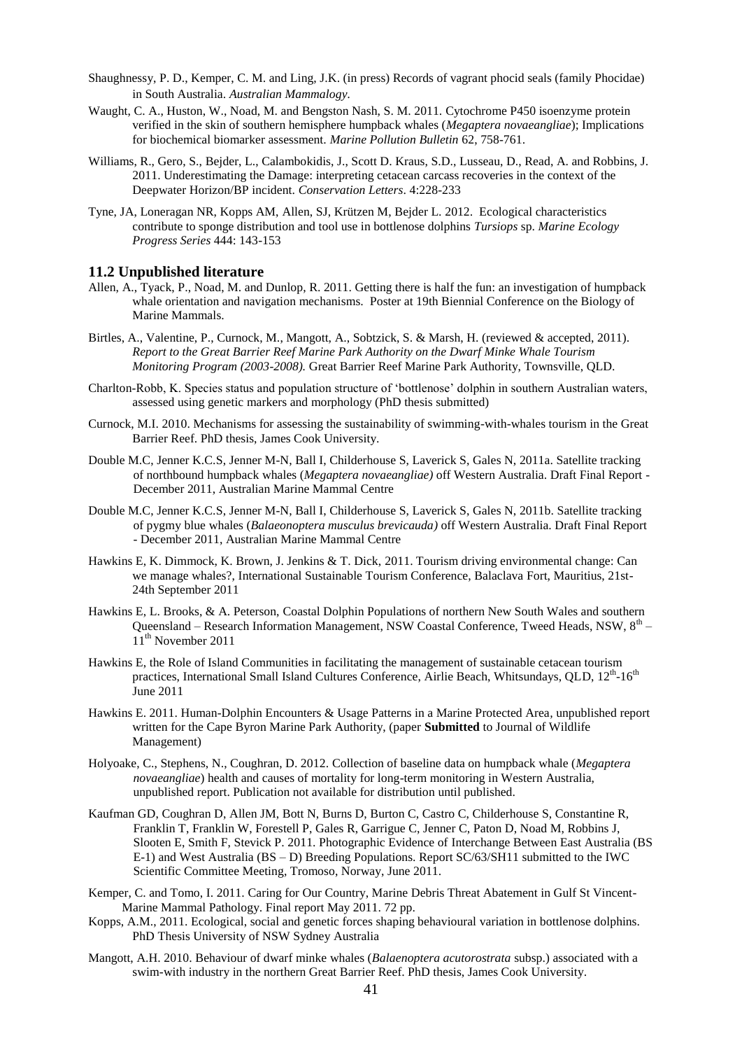Shaughnessy, P. D., Kemper, C. M. and Ling, J.K. (in press) Records of vagrant phocid seals (family Phocidae) in South Australia. *Australian Mammalogy*.

Waught, C. A., Huston, W., Noad, M. and Bengston Nash, S. M. 2011. Cytochrome P450 isoenzyme protein verified in the skin of southern hemisphere humpback whales (*Megaptera novaeangliae*); Implications for biochemical biomarker assessment. *Marine Pollution Bulletin* 62, 758-761.

Williams, R., Gero, S., Bejder, L., Calambokidis, J., Scott D. Kraus, S.D., Lusseau, D., Read, A. and Robbins, J. 2011. Underestimating the Damage: interpreting cetacean carcass recoveries in the context of the Deepwater Horizon/BP incident. *Conservation Letters*. 4:228-233

Tyne, JA, Loneragan NR, Kopps AM, Allen, SJ, Krützen M, Bejder L. 2012. Ecological characteristics contribute to sponge distribution and tool use in bottlenose dolphins *Tursiops* sp. *Marine Ecology Progress Series* 444: 143-153

### 11.2 Unpublished literature

Allen, A., Tyack, P., Noad, M. and Dunlop, R. 2011. Getting there is half the fun: an investigation of humpback whale orientation and navigation mechanisms. Poster at 19th Biennial Conference on the Biology of Marine Mammals.

Birtles, A., Valentine, P., Curnock, M., Mangott, A., Sobtzick, S. & Marsh, H. (reviewed & accepted, 2011). *Report to the Great Barrier Reef Marine Park Authority on the Dwarf Minke Whale Tourism Monitoring Program (2003-2008).* Great Barrier Reef Marine Park Authority, Townsville, QLD.

Charlton-Robb, K. Species status and population structure of 'bottlenose' dolphin in southern Australian waters, assessed using genetic markers and morphology (PhD thesis submitted)

Curnock, M.I. 2010. Mechanisms for assessing the sustainability of swimming-with-whales tourism in the Great Barrier Reef. PhD thesis, James Cook University.

Double M.C, Jenner K.C.S, Jenner M-N, Ball I, Childerhouse S, Laverick S, Gales N, 2011a. Satellite tracking of northbound humpback whales (*Megaptera novaeangliae)* off Western Australia. Draft Final Report - December 2011, Australian Marine Mammal Centre

Double M.C, Jenner K.C.S, Jenner M-N, Ball I, Childerhouse S, Laverick S, Gales N, 2011b. Satellite tracking of pygmy blue whales (*Balaeonoptera musculus brevicauda)* off Western Australia. Draft Final Report - December 2011, Australian Marine Mammal Centre

Hawkins E, K. Dimmock, K. Brown, J. Jenkins & T. Dick, 2011. Tourism driving environmental change: Can we manage whales?, International Sustainable Tourism Conference, Balaclava Fort, Mauritius, 21st-24th September 2011

Hawkins E, L. Brooks, & A. Peterson, Coastal Dolphin Populations of northern New South Wales and southern Queensland – Research Information Management, NSW Coastal Conference, Tweed Heads, NSW, 8th – 11th November 2011

Hawkins E, the Role of Island Communities in facilitating the management of sustainable cetacean tourism practices, International Small Island Cultures Conference, Airlie Beach, Whitsundays, QLD, 12th-16th June 2011

Hawkins E. 2011. Human-Dolphin Encounters & Usage Patterns in a Marine Protected Area, unpublished report written for the Cape Byron Marine Park Authority, (paper **Submitted** to Journal of Wildlife Management)

Holyoake, C., Stephens, N., Coughran, D. 2012. Collection of baseline data on humpback whale (*Megaptera novaeangliae*) health and causes of mortality for long-term monitoring in Western Australia, unpublished report. Publication not available for distribution until published.

Kaufman GD, Coughran D, Allen JM, Bott N, Burns D, Burton C, Castro C, Childerhouse S, Constantine R, Franklin T, Franklin W, Forestell P, Gales R, Garrigue C, Jenner C, Paton D, Noad M, Robbins J, Slooten E, Smith F, Stevick P. 2011. Photographic Evidence of Interchange Between East Australia (BS E-1) and West Australia (BS – D) Breeding Populations. Report SC/63/SH11 submitted to the IWC Scientific Committee Meeting, Tromoso, Norway, June 2011.

Kemper, C. and Tomo, I. 2011. Caring for Our Country, Marine Debris Threat Abatement in Gulf St Vincent-Marine Mammal Pathology. Final report May 2011. 72 pp.

Kopps, A.M., 2011. Ecological, social and genetic forces shaping behavioural variation in bottlenose dolphins. PhD Thesis University of NSW Sydney Australia

Mangott, A.H. 2010. Behaviour of dwarf minke whales (*Balaenoptera acutorostrata* subsp.) associated with a swim-with industry in the northern Great Barrier Reef. PhD thesis, James Cook University.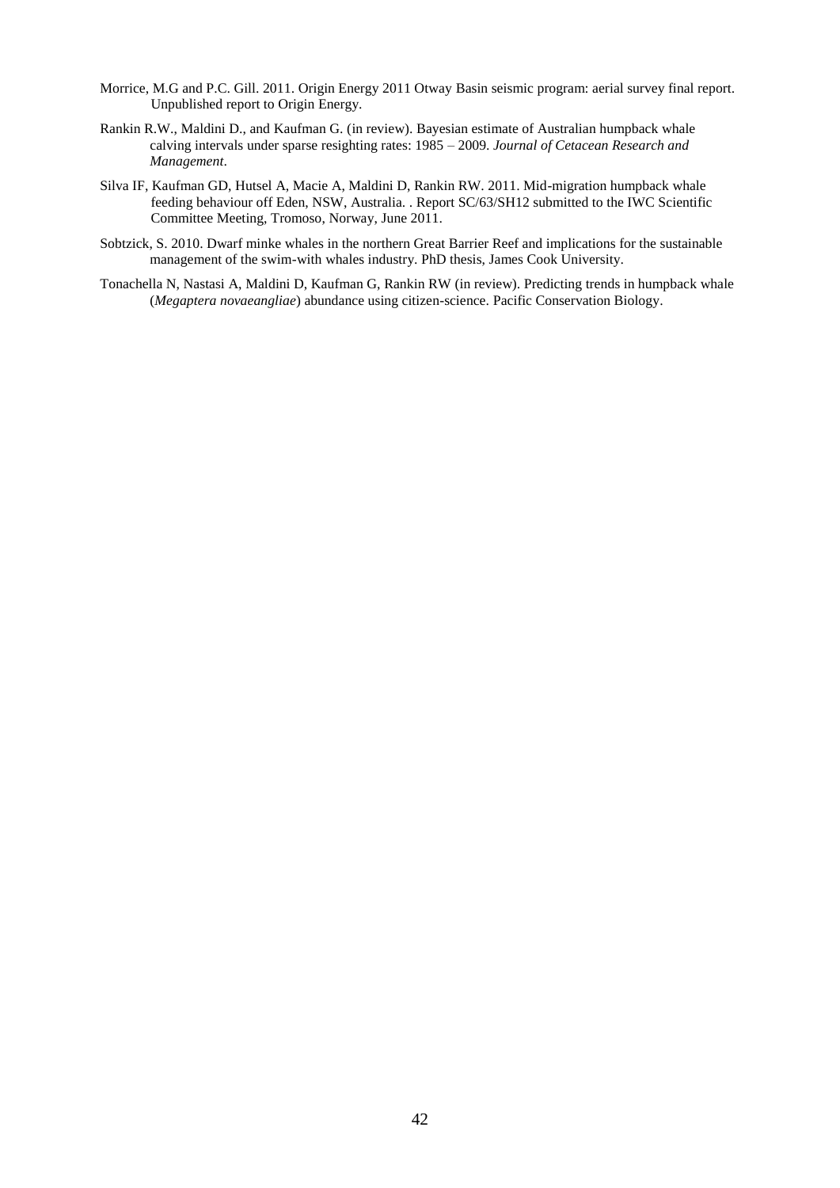Morrice, M.G and P.C. Gill. 2011. Origin Energy 2011 Otway Basin seismic program: aerial survey final report. Unpublished report to Origin Energy.

Rankin R.W., Maldini D., and Kaufman G. (in review). Bayesian estimate of Australian humpback whale calving intervals under sparse resighting rates: 1985 – 2009. *Journal of Cetacean Research and Management*.

Silva IF, Kaufman GD, Hutsel A, Macie A, Maldini D, Rankin RW. 2011. Mid-migration humpback whale feeding behaviour off Eden, NSW, Australia. . Report SC/63/SH12 submitted to the IWC Scientific Committee Meeting, Tromoso, Norway, June 2011.

Sobtzick, S. 2010. Dwarf minke whales in the northern Great Barrier Reef and implications for the sustainable management of the swim-with whales industry. PhD thesis, James Cook University.

Tonachella N, Nastasi A, Maldini D, Kaufman G, Rankin RW (in review). Predicting trends in humpback whale (*Megaptera novaeangliae*) abundance using citizen-science. Pacific Conservation Biology.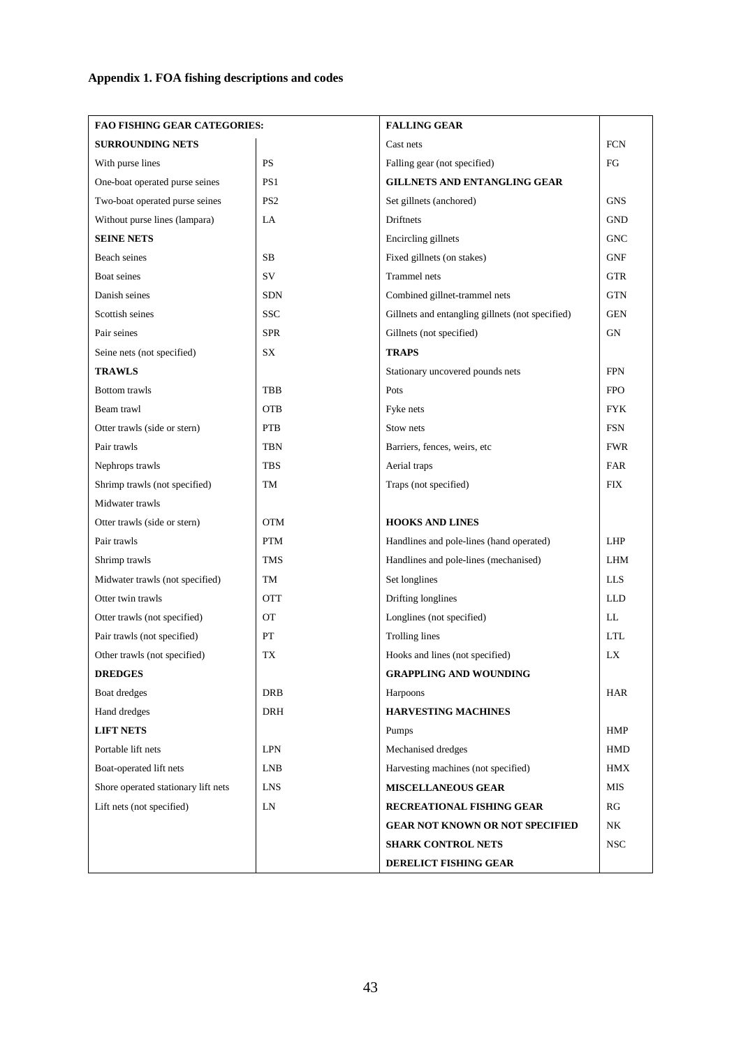**Appendix 1. FOA fishing descriptions and codes**

| | | | |
|---|---|---|---|
| **FAO FISHING GEAR CATEGORIES:** | | **FALLING GEAR** | |
| **SURROUNDING NETS** | | Cast nets | FCN |
| With purse lines | PS | Falling gear (not specified) | FG |
| One-boat operated purse seines | PS1 | **GILLNETS AND ENTANGLING GEAR** | |
| Two-boat operated purse seines | PS2 | Set gillnets (anchored) | GNS |
| Without purse lines (lampara) | LA | Driftnets | GND |
| **SEINE NETS** | | Encircling gillnets | GNC |
| Beach seines | SB | Fixed gillnets (on stakes) | GNF |
| Boat seines | SV | Trammel nets | GTR |
| Danish seines | SDN | Combined gillnet-trammel nets | GTN |
| Scottish seines | SSC | Gillnets and entangling gillnets (not specified) | GEN |
| Pair seines | SPR | Gillnets (not specified) | GN |
| Seine nets (not specified) | SX | **TRAPS** | |
| **TRAWLS** | | Stationary uncovered pounds nets | FPN |
| Bottom trawls | TBB | Pots | FPO |
| Beam trawl | OTB | Fyke nets | FYK |
| Otter trawls (side or stern) | PTB | Stow nets | FSN |
| Pair trawls | TBN | Barriers, fences, weirs, etc | FWR |
| Nephrops trawls | TBS | Aerial traps | FAR |
| Shrimp trawls (not specified) | TM | Traps (not specified) | FIX |
| Midwater trawls | | | |
| Otter trawls (side or stern) | OTM | **HOOKS AND LINES** | |
| Pair trawls | PTM | Handlines and pole-lines (hand operated) | LHP |
| Shrimp trawls | TMS | Handlines and pole-lines (mechanised) | LHM |
| Midwater trawls (not specified) | TM | Set longlines | LLS |
| Otter twin trawls | OTT | Drifting longlines | LLD |
| Otter trawls (not specified) | OT | Longlines (not specified) | LL |
| Pair trawls (not specified) | PT | Trolling lines | LTL |
| Other trawls (not specified) | TX | Hooks and lines (not specified) | LX |
| **DREDGES** | | **GRAPPLING AND WOUNDING** | |
| Boat dredges | DRB | Harpoons | HAR |
| Hand dredges | DRH | **HARVESTING MACHINES** | |
| **LIFT NETS** | | Pumps | HMP |
| Portable lift nets | LPN | Mechanised dredges | HMD |
| Boat-operated lift nets | LNB | Harvesting machines (not specified) | HMX |
| Shore operated stationary lift nets | LNS | **MISCELLANEOUS GEAR** | MIS |
| Lift nets (not specified) | LN | **RECREATIONAL FISHING GEAR** | RG |
| | | **GEAR NOT KNOWN OR NOT SPECIFIED** | NK |
| | | **SHARK CONTROL NETS** | NSC |
| | | **DERELICT FISHING GEAR** | |